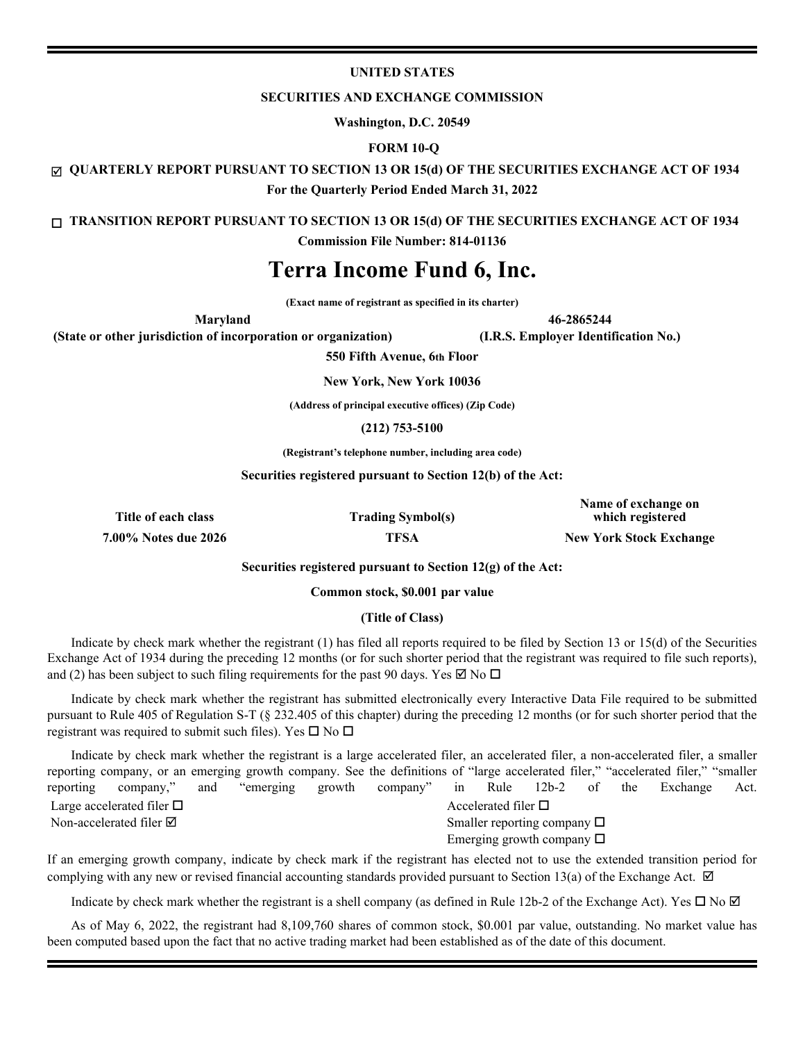**UNITED STATES**

**SECURITIES AND EXCHANGE COMMISSION**

**Washington, D.C. 20549**

**FORM 10-Q**

☑ **QUARTERLY REPORT PURSUANT TO SECTION 13 OR 15(d) OF THE SECURITIES EXCHANGE ACT OF 1934**

**For the Quarterly Period Ended March 31, 2022**

☐ **TRANSITION REPORT PURSUANT TO SECTION 13 OR 15(d) OF THE SECURITIES EXCHANGE ACT OF 1934**

**Commission File Number: 814-01136**

# Terra Income Fund 6, Inc.

**(Exact name of registrant as specified in its charter)**

| **Maryland** | **46-2865244** |
|---|---|
| **(State or other jurisdiction of incorporation or organization)** | **(I.R.S. Employer Identification No.)** |

**550 Fifth Avenue, 6th Floor**

**New York, New York 10036**

**(Address of principal executive offices) (Zip Code)**

**(212) 753-5100**

**(Registrant's telephone number, including area code)**

**Securities registered pursuant to Section 12(b) of the Act:**

| Title of each class | Trading Symbol(s) | Name of exchange on which registered |
|---|---|---|
| **7.00% Notes due 2026** | **TFSA** | **New York Stock Exchange** |

**Securities registered pursuant to Section 12(g) of the Act:**

**Common stock, $0.001 par value**

**(Title of Class)**

Indicate by check mark whether the registrant (1) has filed all reports required to be filed by Section 13 or 15(d) of the Securities Exchange Act of 1934 during the preceding 12 months (or for such shorter period that the registrant was required to file such reports), and (2) has been subject to such filing requirements for the past 90 days. Yes ☑ No ☐

Indicate by check mark whether the registrant has submitted electronically every Interactive Data File required to be submitted pursuant to Rule 405 of Regulation S-T (§ 232.405 of this chapter) during the preceding 12 months (or for such shorter period that the registrant was required to submit such files). Yes ☐ No ☐

Indicate by check mark whether the registrant is a large accelerated filer, an accelerated filer, a non-accelerated filer, a smaller reporting company, or an emerging growth company. See the definitions of "large accelerated filer," "accelerated filer," "smaller reporting company," and "emerging growth company" in Rule 12b-2 of the Exchange Act.

| | |
|---|---|
| Large accelerated filer ☐ | Accelerated filer ☐ |
| Non-accelerated filer ☑ | Smaller reporting company ☐ |
| | Emerging growth company ☐ |

If an emerging growth company, indicate by check mark if the registrant has elected not to use the extended transition period for complying with any new or revised financial accounting standards provided pursuant to Section 13(a) of the Exchange Act. ☑

Indicate by check mark whether the registrant is a shell company (as defined in Rule 12b-2 of the Exchange Act). Yes ☐ No ☑

As of May 6, 2022, the registrant had 8,109,760 shares of common stock, $0.001 par value, outstanding. No market value has been computed based upon the fact that no active trading market had been established as of the date of this document.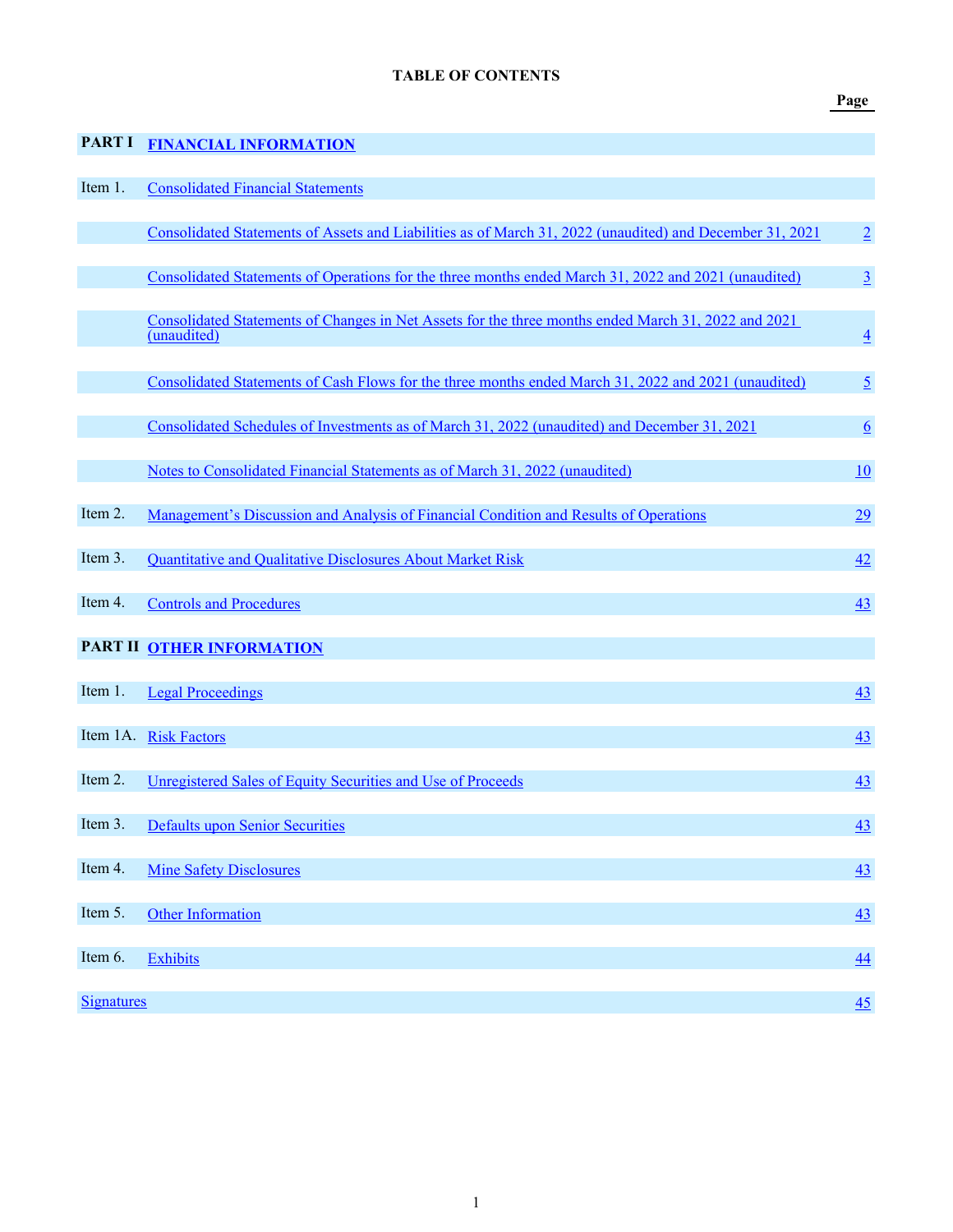**TABLE OF CONTENTS**

| | | Page |
|---|---|---|
| **PART I** | **FINANCIAL INFORMATION** | |
| Item 1. | Consolidated Financial Statements | |
| | Consolidated Statements of Assets and Liabilities as of March 31, 2022 (unaudited) and December 31, 2021 | 2 |
| | Consolidated Statements of Operations for the three months ended March 31, 2022 and 2021 (unaudited) | 3 |
| | Consolidated Statements of Changes in Net Assets for the three months ended March 31, 2022 and 2021 (unaudited) | 4 |
| | Consolidated Statements of Cash Flows for the three months ended March 31, 2022 and 2021 (unaudited) | 5 |
| | Consolidated Schedules of Investments as of March 31, 2022 (unaudited) and December 31, 2021 | 6 |
| | Notes to Consolidated Financial Statements as of March 31, 2022 (unaudited) | 10 |
| Item 2. | Management's Discussion and Analysis of Financial Condition and Results of Operations | 29 |
| Item 3. | Quantitative and Qualitative Disclosures About Market Risk | 42 |
| Item 4. | Controls and Procedures | 43 |
| **PART II** | **OTHER INFORMATION** | |
| Item 1. | Legal Proceedings | 43 |
| Item 1A. | Risk Factors | 43 |
| Item 2. | Unregistered Sales of Equity Securities and Use of Proceeds | 43 |
| Item 3. | Defaults upon Senior Securities | 43 |
| Item 4. | Mine Safety Disclosures | 43 |
| Item 5. | Other Information | 43 |
| Item 6. | Exhibits | 44 |
| Signatures | | 45 |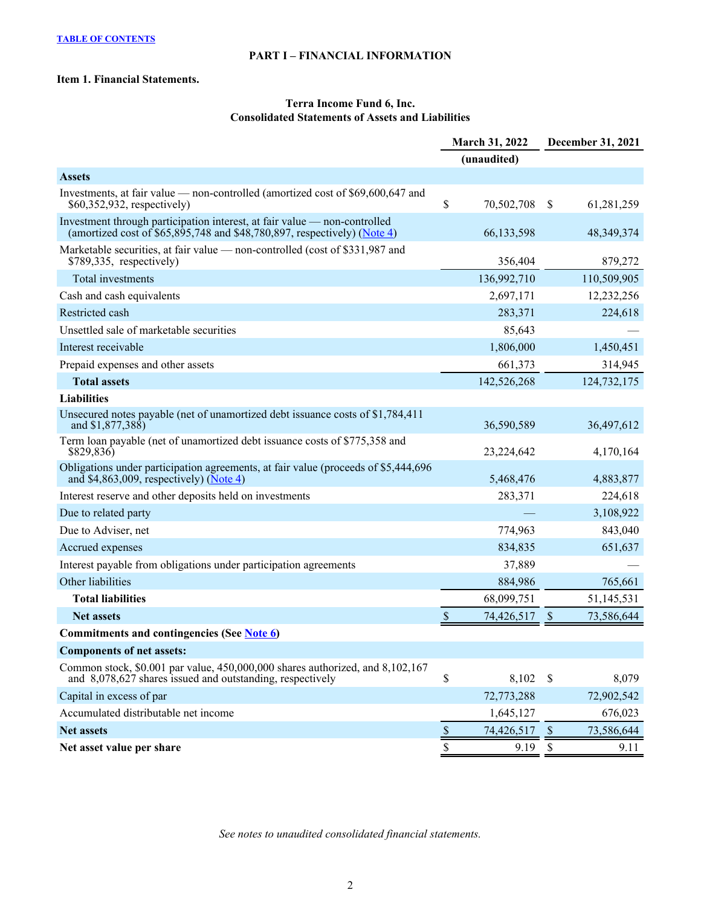TABLE OF CONTENTS

## PART I – FINANCIAL INFORMATION

### Item 1. Financial Statements.

**Terra Income Fund 6, Inc.**
**Consolidated Statements of Assets and Liabilities**

| | March 31, 2022 | December 31, 2021 |
|---|---|---|
| | (unaudited) | |
| **Assets** | | |
| Investments, at fair value — non-controlled (amortized cost of $69,600,647 and $60,352,932, respectively) | $ 70,502,708 | $ 61,281,259 |
| Investment through participation interest, at fair value — non-controlled (amortized cost of $65,895,748 and $48,780,897, respectively) (Note 4) | 66,133,598 | 48,349,374 |
| Marketable securities, at fair value — non-controlled (cost of $331,987 and $789,335, respectively) | 356,404 | 879,272 |
| Total investments | 136,992,710 | 110,509,905 |
| Cash and cash equivalents | 2,697,171 | 12,232,256 |
| Restricted cash | 283,371 | 224,618 |
| Unsettled sale of marketable securities | 85,643 | — |
| Interest receivable | 1,806,000 | 1,450,451 |
| Prepaid expenses and other assets | 661,373 | 314,945 |
| **Total assets** | 142,526,268 | 124,732,175 |
| **Liabilities** | | |
| Unsecured notes payable (net of unamortized debt issuance costs of $1,784,411 and $1,877,388) | 36,590,589 | 36,497,612 |
| Term loan payable (net of unamortized debt issuance costs of $775,358 and $829,836) | 23,224,642 | 4,170,164 |
| Obligations under participation agreements, at fair value (proceeds of $5,444,696 and $4,863,009, respectively) (Note 4) | 5,468,476 | 4,883,877 |
| Interest reserve and other deposits held on investments | 283,371 | 224,618 |
| Due to related party | — | 3,108,922 |
| Due to Adviser, net | 774,963 | 843,040 |
| Accrued expenses | 834,835 | 651,637 |
| Interest payable from obligations under participation agreements | 37,889 | — |
| Other liabilities | 884,986 | 765,661 |
| **Total liabilities** | 68,099,751 | 51,145,531 |
| **Net assets** | $ 74,426,517 | $ 73,586,644 |
| **Commitments and contingencies (See Note 6)** | | |
| **Components of net assets:** | | |
| Common stock, $0.001 par value, 450,000,000 shares authorized, and 8,102,167 and 8,078,627 shares issued and outstanding, respectively | $ 8,102 | $ 8,079 |
| Capital in excess of par | 72,773,288 | 72,902,542 |
| Accumulated distributable net income | 1,645,127 | 676,023 |
| **Net assets** | $ 74,426,517 | $ 73,586,644 |
| **Net asset value per share** | $ 9.19 | $ 9.11 |

*See notes to unaudited consolidated financial statements.*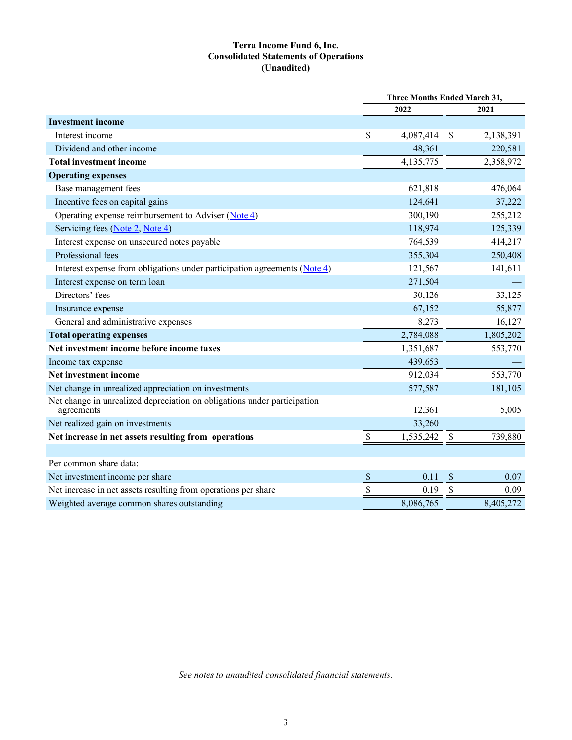# Terra Income Fund 6, Inc.
## Consolidated Statements of Operations
### (Unaudited)

| | Three Months Ended March 31, | |
|---|---|---|
| | 2022 | 2021 |
| **Investment income** | | |
| Interest income | $ 4,087,414 | $ 2,138,391 |
| Dividend and other income | 48,361 | 220,581 |
| **Total investment income** | 4,135,775 | 2,358,972 |
| **Operating expenses** | | |
| Base management fees | 621,818 | 476,064 |
| Incentive fees on capital gains | 124,641 | 37,222 |
| Operating expense reimbursement to Adviser (Note 4) | 300,190 | 255,212 |
| Servicing fees (Note 2, Note 4) | 118,974 | 125,339 |
| Interest expense on unsecured notes payable | 764,539 | 414,217 |
| Professional fees | 355,304 | 250,408 |
| Interest expense from obligations under participation agreements (Note 4) | 121,567 | 141,611 |
| Interest expense on term loan | 271,504 | — |
| Directors' fees | 30,126 | 33,125 |
| Insurance expense | 67,152 | 55,877 |
| General and administrative expenses | 8,273 | 16,127 |
| **Total operating expenses** | 2,784,088 | 1,805,202 |
| **Net investment income before income taxes** | 1,351,687 | 553,770 |
| Income tax expense | 439,653 | — |
| **Net investment income** | 912,034 | 553,770 |
| Net change in unrealized appreciation on investments | 577,587 | 181,105 |
| Net change in unrealized depreciation on obligations under participation agreements | 12,361 | 5,005 |
| Net realized gain on investments | 33,260 | — |
| **Net increase in net assets resulting from operations** | $ 1,535,242 | $ 739,880 |
| | | |
| Per common share data: | | |
| Net investment income per share | $ 0.11 | $ 0.07 |
| Net increase in net assets resulting from operations per share | $ 0.19 | $ 0.09 |
| Weighted average common shares outstanding | 8,086,765 | 8,405,272 |

*See notes to unaudited consolidated financial statements.*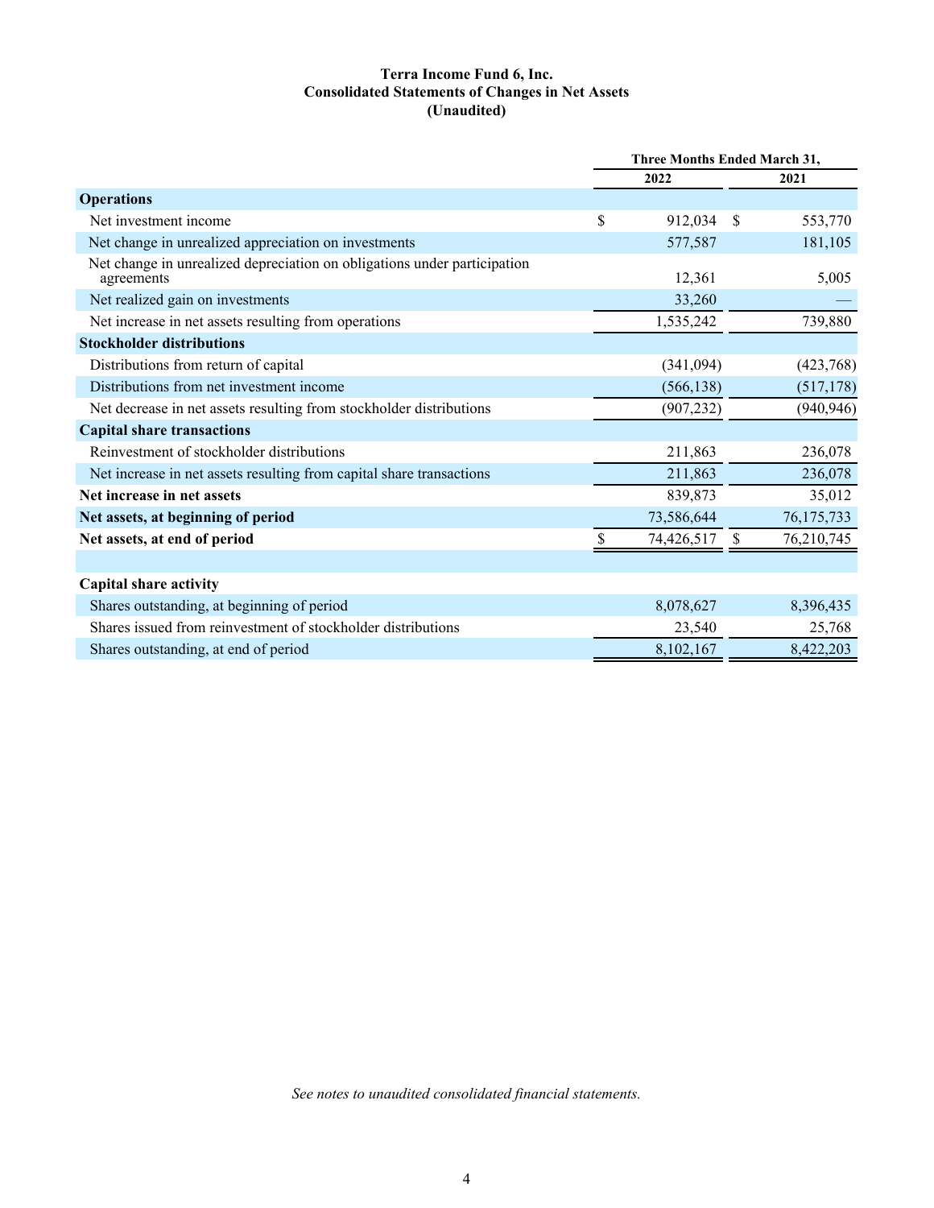**Terra Income Fund 6, Inc.**
**Consolidated Statements of Changes in Net Assets**
**(Unaudited)**

| | Three Months Ended March 31, | |
|---|---|---|
| | 2022 | 2021 |
| **Operations** | | |
| Net investment income | $ 912,034 | $ 553,770 |
| Net change in unrealized appreciation on investments | 577,587 | 181,105 |
| Net change in unrealized depreciation on obligations under participation agreements | 12,361 | 5,005 |
| Net realized gain on investments | 33,260 | — |
| Net increase in net assets resulting from operations | 1,535,242 | 739,880 |
| **Stockholder distributions** | | |
| Distributions from return of capital | (341,094) | (423,768) |
| Distributions from net investment income | (566,138) | (517,178) |
| Net decrease in net assets resulting from stockholder distributions | (907,232) | (940,946) |
| **Capital share transactions** | | |
| Reinvestment of stockholder distributions | 211,863 | 236,078 |
| Net increase in net assets resulting from capital share transactions | 211,863 | 236,078 |
| **Net increase in net assets** | 839,873 | 35,012 |
| **Net assets, at beginning of period** | 73,586,644 | 76,175,733 |
| **Net assets, at end of period** | $ 74,426,517 | $ 76,210,745 |
| | | |
| **Capital share activity** | | |
| Shares outstanding, at beginning of period | 8,078,627 | 8,396,435 |
| Shares issued from reinvestment of stockholder distributions | 23,540 | 25,768 |
| Shares outstanding, at end of period | 8,102,167 | 8,422,203 |

*See notes to unaudited consolidated financial statements.*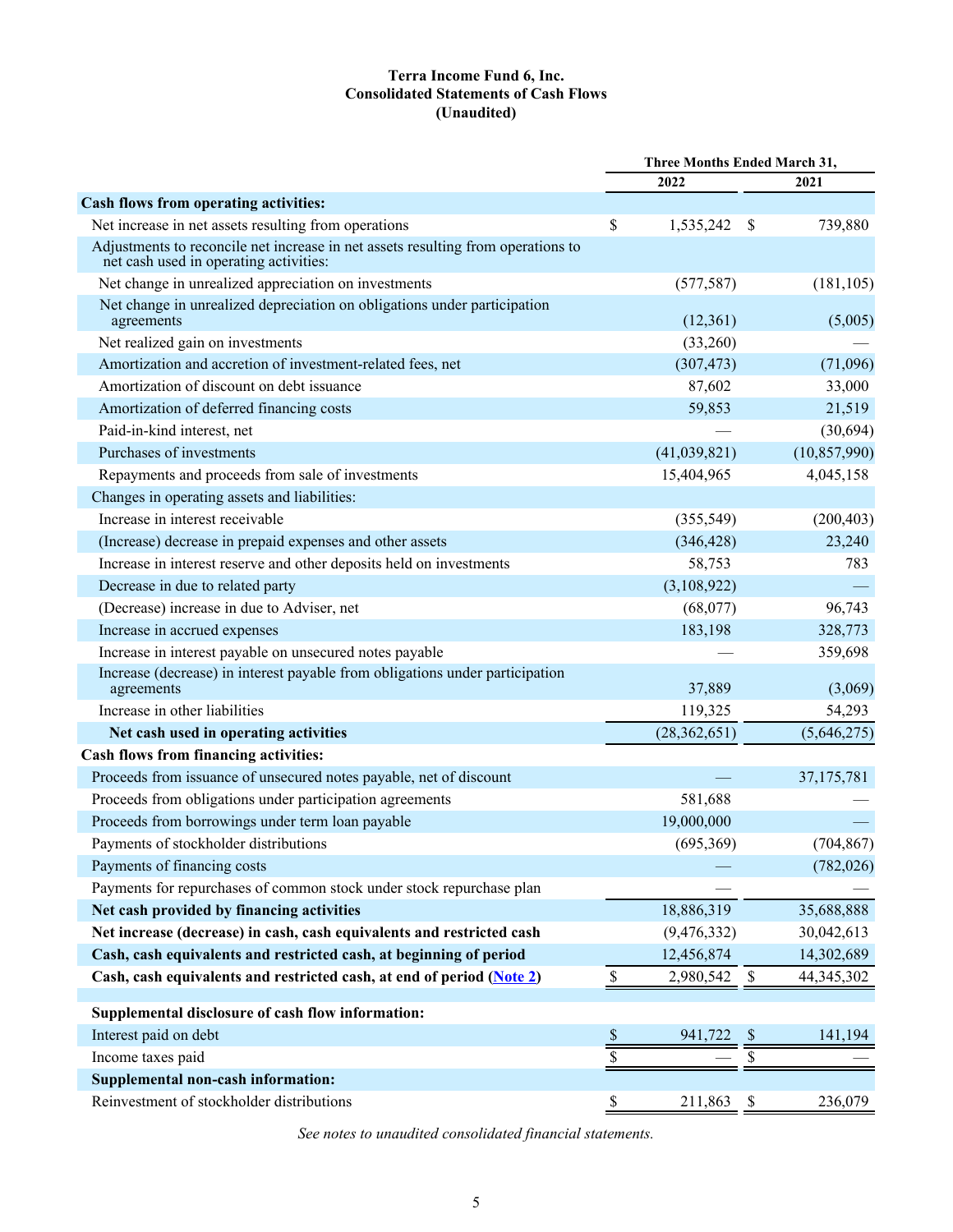**Terra Income Fund 6, Inc.**
**Consolidated Statements of Cash Flows**
**(Unaudited)**

| | Three Months Ended March 31, | |
|---|---|---|
| | 2022 | 2021 |
| **Cash flows from operating activities:** | | |
| Net increase in net assets resulting from operations | $ 1,535,242 | $ 739,880 |
| Adjustments to reconcile net increase in net assets resulting from operations to net cash used in operating activities: | | |
| Net change in unrealized appreciation on investments | (577,587) | (181,105) |
| Net change in unrealized depreciation on obligations under participation agreements | (12,361) | (5,005) |
| Net realized gain on investments | (33,260) | — |
| Amortization and accretion of investment-related fees, net | (307,473) | (71,096) |
| Amortization of discount on debt issuance | 87,602 | 33,000 |
| Amortization of deferred financing costs | 59,853 | 21,519 |
| Paid-in-kind interest, net | — | (30,694) |
| Purchases of investments | (41,039,821) | (10,857,990) |
| Repayments and proceeds from sale of investments | 15,404,965 | 4,045,158 |
| Changes in operating assets and liabilities: | | |
| Increase in interest receivable | (355,549) | (200,403) |
| (Increase) decrease in prepaid expenses and other assets | (346,428) | 23,240 |
| Increase in interest reserve and other deposits held on investments | 58,753 | 783 |
| Decrease in due to related party | (3,108,922) | — |
| (Decrease) increase in due to Adviser, net | (68,077) | 96,743 |
| Increase in accrued expenses | 183,198 | 328,773 |
| Increase in interest payable on unsecured notes payable | — | 359,698 |
| Increase (decrease) in interest payable from obligations under participation agreements | 37,889 | (3,069) |
| Increase in other liabilities | 119,325 | 54,293 |
| **Net cash used in operating activities** | (28,362,651) | (5,646,275) |
| **Cash flows from financing activities:** | | |
| Proceeds from issuance of unsecured notes payable, net of discount | — | 37,175,781 |
| Proceeds from obligations under participation agreements | 581,688 | — |
| Proceeds from borrowings under term loan payable | 19,000,000 | — |
| Payments of stockholder distributions | (695,369) | (704,867) |
| Payments of financing costs | — | (782,026) |
| Payments for repurchases of common stock under stock repurchase plan | — | — |
| **Net cash provided by financing activities** | 18,886,319 | 35,688,888 |
| **Net increase (decrease) in cash, cash equivalents and restricted cash** | (9,476,332) | 30,042,613 |
| **Cash, cash equivalents and restricted cash, at beginning of period** | 12,456,874 | 14,302,689 |
| **Cash, cash equivalents and restricted cash, at end of period (Note 2)** | $ 2,980,542 | $ 44,345,302 |
| | | |
| **Supplemental disclosure of cash flow information:** | | |
| Interest paid on debt | $ 941,722 | $ 141,194 |
| Income taxes paid | $ — | $ — |
| **Supplemental non-cash information:** | | |
| Reinvestment of stockholder distributions | $ 211,863 | $ 236,079 |

*See notes to unaudited consolidated financial statements.*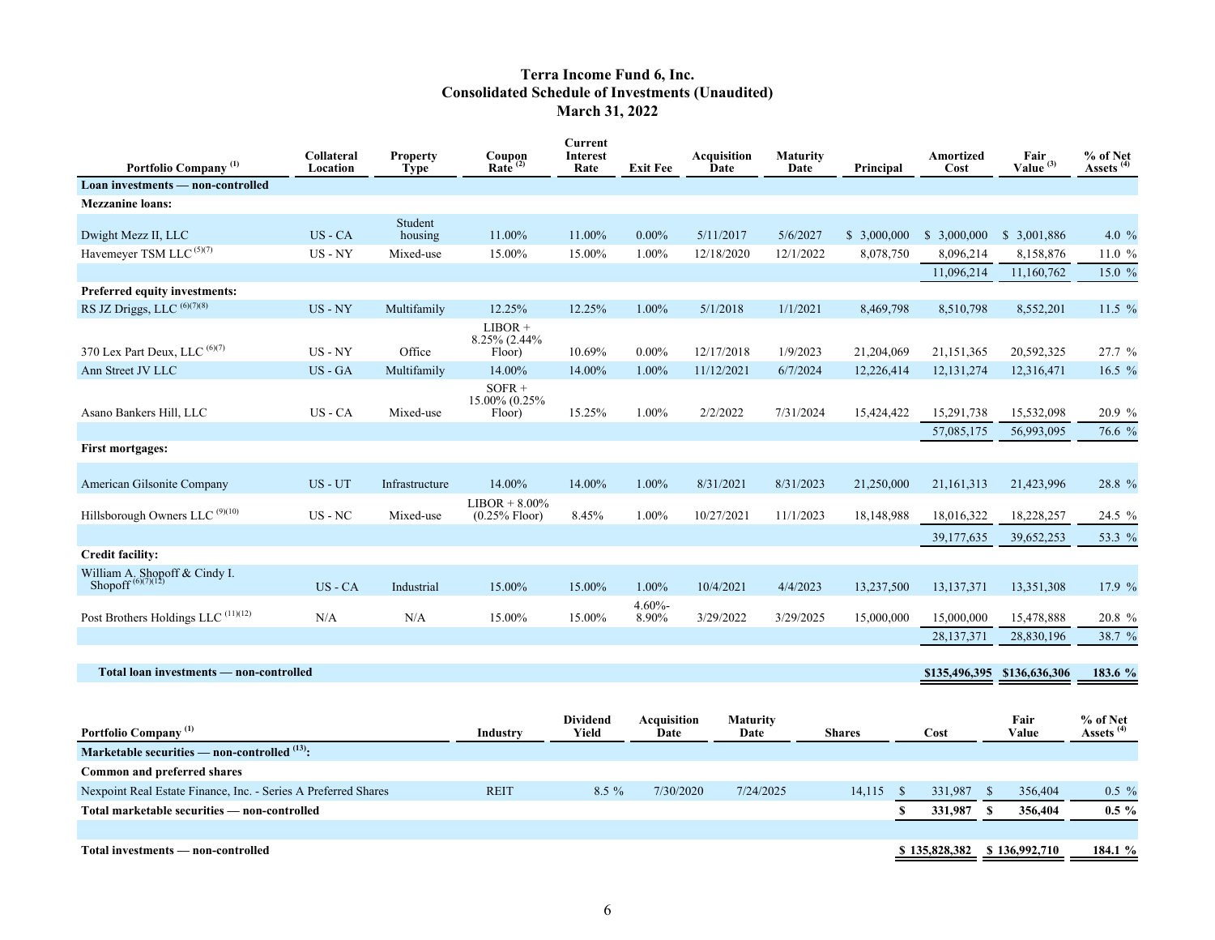# Terra Income Fund 6, Inc.
## Consolidated Schedule of Investments (Unaudited)
## March 31, 2022

| Portfolio Company [(1)] | Collateral Location | Property Type | Coupon Rate [(2)] | Current Interest Rate | Exit Fee | Acquisition Date | Maturity Date | Principal | Amortized Cost | Fair Value [(3)] | % of Net Assets [(4)] |
|---|---|---|---|---|---|---|---|---|---|---|---|
| **Loan investments — non-controlled** | | | | | | | | | | | |
| **Mezzanine loans:** | | | | | | | | | | | |
| Dwight Mezz II, LLC | US - CA | Student housing | 11.00% | 11.00% | 0.00% | 5/11/2017 | 5/6/2027 | $ 3,000,000 | $ 3,000,000 | $ 3,001,886 | 4.0 % |
| Havemeyer TSM LLC [(5)(7)] | US - NY | Mixed-use | 15.00% | 15.00% | 1.00% | 12/18/2020 | 12/1/2022 | 8,078,750 | 8,096,214 | 8,158,876 | 11.0 % |
| | | | | | | | | | 11,096,214 | 11,160,762 | 15.0 % |
| **Preferred equity investments:** | | | | | | | | | | | |
| RS JZ Driggs, LLC [(6)(7)(8)] | US - NY | Multifamily | 12.25% | 12.25% | 1.00% | 5/1/2018 | 1/1/2021 | 8,469,798 | 8,510,798 | 8,552,201 | 11.5 % |
| 370 Lex Part Deux, LLC [(6)(7)] | US - NY | Office | LIBOR + 8.25% (2.44% Floor) | 10.69% | 0.00% | 12/17/2018 | 1/9/2023 | 21,204,069 | 21,151,365 | 20,592,325 | 27.7 % |
| Ann Street JV LLC | US - GA | Multifamily | 14.00% | 14.00% | 1.00% | 11/12/2021 | 6/7/2024 | 12,226,414 | 12,131,274 | 12,316,471 | 16.5 % |
| Asano Bankers Hill, LLC | US - CA | Mixed-use | SOFR + 15.00% (0.25% Floor) | 15.25% | 1.00% | 2/2/2022 | 7/31/2024 | 15,424,422 | 15,291,738 | 15,532,098 | 20.9 % |
| | | | | | | | | | 57,085,175 | 56,993,095 | 76.6 % |
| **First mortgages:** | | | | | | | | | | | |
| American Gilsonite Company | US - UT | Infrastructure | 14.00% | 14.00% | 1.00% | 8/31/2021 | 8/31/2023 | 21,250,000 | 21,161,313 | 21,423,996 | 28.8 % |
| Hillsborough Owners LLC [(9)(10)] | US - NC | Mixed-use | LIBOR + 8.00% (0.25% Floor) | 8.45% | 1.00% | 10/27/2021 | 11/1/2023 | 18,148,988 | 18,016,322 | 18,228,257 | 24.5 % |
| | | | | | | | | | 39,177,635 | 39,652,253 | 53.3 % |
| **Credit facility:** | | | | | | | | | | | |
| William A. Shopoff & Cindy I. Shopoff [(6)(7)(12)] | US - CA | Industrial | 15.00% | 15.00% | 1.00% | 10/4/2021 | 4/4/2023 | 13,237,500 | 13,137,371 | 13,351,308 | 17.9 % |
| Post Brothers Holdings LLC [(11)(12)] | N/A | N/A | 15.00% | 15.00% | 4.60%-8.90% | 3/29/2022 | 3/29/2025 | 15,000,000 | 15,000,000 | 15,478,888 | 20.8 % |
| | | | | | | | | | 28,137,371 | 28,830,196 | 38.7 % |
| **Total loan investments — non-controlled** | | | | | | | | | **$135,496,395** | **$136,636,306** | **183.6 %** |

| Portfolio Company [(1)] | Industry | Dividend Yield | Acquisition Date | Maturity Date | Shares | Cost | Fair Value | % of Net Assets [(4)] |
|---|---|---|---|---|---|---|---|---|
| **Marketable securities — non-controlled [(13)]:** | | | | | | | | |
| **Common and preferred shares** | | | | | | | | |
| Nexpoint Real Estate Finance, Inc. - Series A Preferred Shares | REIT | 8.5 % | 7/30/2020 | 7/24/2025 | 14,115 | $ 331,987 | $ 356,404 | 0.5 % |
| **Total marketable securities — non-controlled** | | | | | | **$ 331,987** | **$ 356,404** | **0.5 %** |
| | | | | | | | | |
| **Total investments — non-controlled** | | | | | | **$ 135,828,382** | **$ 136,992,710** | **184.1 %** |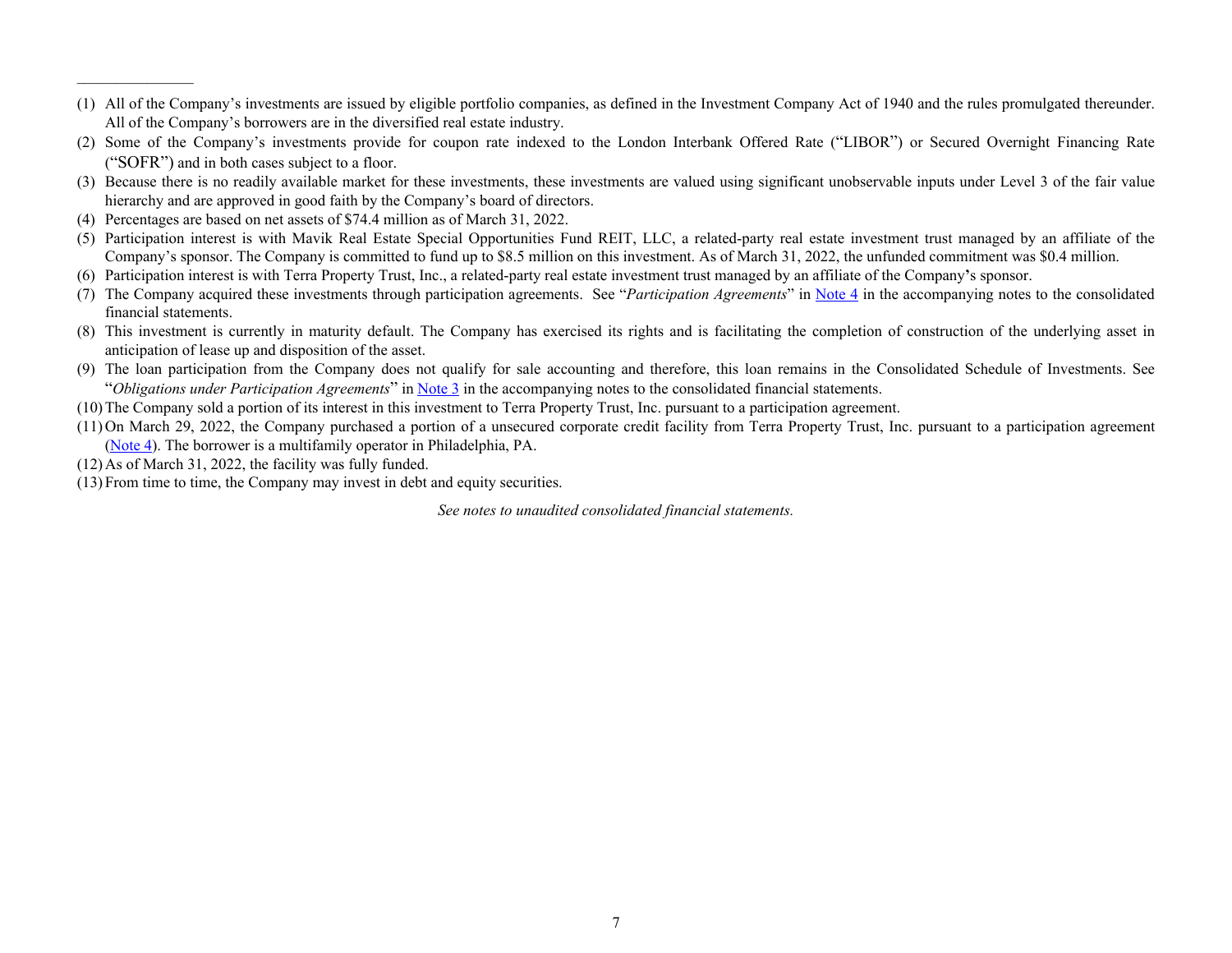---

(1) All of the Company's investments are issued by eligible portfolio companies, as defined in the Investment Company Act of 1940 and the rules promulgated thereunder. All of the Company's borrowers are in the diversified real estate industry.

(2) Some of the Company's investments provide for coupon rate indexed to the London Interbank Offered Rate ("LIBOR") or Secured Overnight Financing Rate ("SOFR") and in both cases subject to a floor.

(3) Because there is no readily available market for these investments, these investments are valued using significant unobservable inputs under Level 3 of the fair value hierarchy and are approved in good faith by the Company's board of directors.

(4) Percentages are based on net assets of $74.4 million as of March 31, 2022.

(5) Participation interest is with Mavik Real Estate Special Opportunities Fund REIT, LLC, a related-party real estate investment trust managed by an affiliate of the Company's sponsor. The Company is committed to fund up to $8.5 million on this investment. As of March 31, 2022, the unfunded commitment was $0.4 million.

(6) Participation interest is with Terra Property Trust, Inc., a related-party real estate investment trust managed by an affiliate of the Company's sponsor.

(7) The Company acquired these investments through participation agreements. See "*Participation Agreements*" in Note 4 in the accompanying notes to the consolidated financial statements.

(8) This investment is currently in maturity default. The Company has exercised its rights and is facilitating the completion of construction of the underlying asset in anticipation of lease up and disposition of the asset.

(9) The loan participation from the Company does not qualify for sale accounting and therefore, this loan remains in the Consolidated Schedule of Investments. See "*Obligations under Participation Agreements*" in Note 3 in the accompanying notes to the consolidated financial statements.

(10) The Company sold a portion of its interest in this investment to Terra Property Trust, Inc. pursuant to a participation agreement.

(11) On March 29, 2022, the Company purchased a portion of a unsecured corporate credit facility from Terra Property Trust, Inc. pursuant to a participation agreement (Note 4). The borrower is a multifamily operator in Philadelphia, PA.

(12) As of March 31, 2022, the facility was fully funded.

(13) From time to time, the Company may invest in debt and equity securities.

*See notes to unaudited consolidated financial statements.*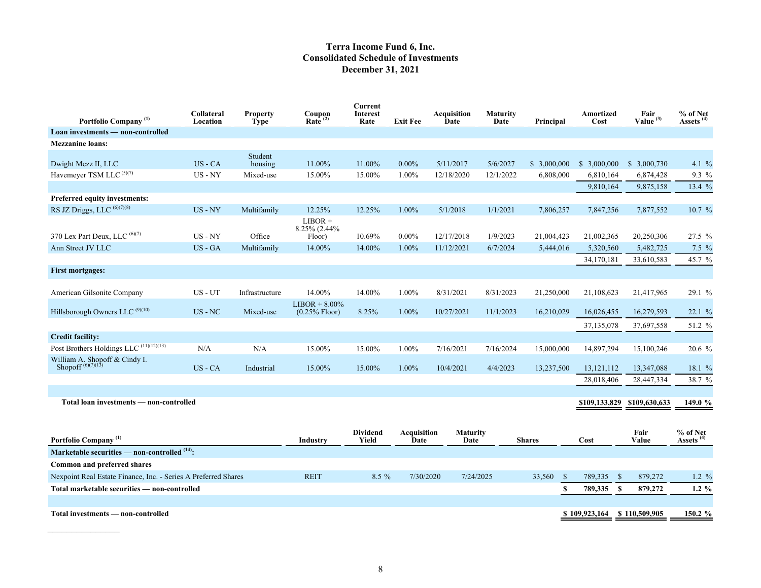# Terra Income Fund 6, Inc.
## Consolidated Schedule of Investments
## December 31, 2021

| Portfolio Company [1] | Collateral Location | Property Type | Coupon Rate [2] | Current Interest Rate | Exit Fee | Acquisition Date | Maturity Date | Principal | Amortized Cost | Fair Value [3] | % of Net Assets [4] |
|---|---|---|---|---|---|---|---|---|---|---|---|
| **Loan investments — non-controlled** | | | | | | | | | | | |
| **Mezzanine loans:** | | | | | | | | | | | |
| Dwight Mezz II, LLC | US - CA | Student housing | 11.00% | 11.00% | 0.00% | 5/11/2017 | 5/6/2027 | $ 3,000,000 | $ 3,000,000 | $ 3,000,730 | 4.1 % |
| Havemeyer TSM LLC [5][7] | US - NY | Mixed-use | 15.00% | 15.00% | 1.00% | 12/18/2020 | 12/1/2022 | 6,808,000 | 6,810,164 | 6,874,428 | 9.3 % |
| | | | | | | | | | 9,810,164 | 9,875,158 | 13.4 % |
| **Preferred equity investments:** | | | | | | | | | | | |
| RS JZ Driggs, LLC [6][7][8] | US - NY | Multifamily | 12.25% | 12.25% | 1.00% | 5/1/2018 | 1/1/2021 | 7,806,257 | 7,847,256 | 7,877,552 | 10.7 % |
| 370 Lex Part Deux, LLC [6][7] | US - NY | Office | LIBOR + 8.25% (2.44% Floor) | 10.69% | 0.00% | 12/17/2018 | 1/9/2023 | 21,004,423 | 21,002,365 | 20,250,306 | 27.5 % |
| Ann Street JV LLC | US - GA | Multifamily | 14.00% | 14.00% | 1.00% | 11/12/2021 | 6/7/2024 | 5,444,016 | 5,320,560 | 5,482,725 | 7.5 % |
| | | | | | | | | | 34,170,181 | 33,610,583 | 45.7 % |
| **First mortgages:** | | | | | | | | | | | |
| American Gilsonite Company | US - UT | Infrastructure | 14.00% | 14.00% | 1.00% | 8/31/2021 | 8/31/2023 | 21,250,000 | 21,108,623 | 21,417,965 | 29.1 % |
| Hillsborough Owners LLC [9][10] | US - NC | Mixed-use | LIBOR + 8.00% (0.25% Floor) | 8.25% | 1.00% | 10/27/2021 | 11/1/2023 | 16,210,029 | 16,026,455 | 16,279,593 | 22.1 % |
| | | | | | | | | | 37,135,078 | 37,697,558 | 51.2 % |
| **Credit facility:** | | | | | | | | | | | |
| Post Brothers Holdings LLC [11][12][13] | N/A | N/A | 15.00% | 15.00% | 1.00% | 7/16/2021 | 7/16/2024 | 15,000,000 | 14,897,294 | 15,100,246 | 20.6 % |
| William A. Shopoff & Cindy I. Shopoff [6][7][13] | US - CA | Industrial | 15.00% | 15.00% | 1.00% | 10/4/2021 | 4/4/2023 | 13,237,500 | 13,121,112 | 13,347,088 | 18.1 % |
| | | | | | | | | | 28,018,406 | 28,447,334 | 38.7 % |
| **Total loan investments — non-controlled** | | | | | | | | | **$109,133,829** | **$109,630,633** | **149.0 %** |

| Portfolio Company [1] | Industry | Dividend Yield | Acquisition Date | Maturity Date | Shares | Cost | Fair Value | % of Net Assets [4] |
|---|---|---|---|---|---|---|---|---|
| **Marketable securities — non-controlled [14]:** | | | | | | | | |
| **Common and preferred shares** | | | | | | | | |
| Nexpoint Real Estate Finance, Inc. - Series A Preferred Shares | REIT | 8.5 % | 7/30/2020 | 7/24/2025 | 33,560 | $ 789,335 | $ 879,272 | 1.2 % |
| **Total marketable securities — non-controlled** | | | | | | **$ 789,335** | **$ 879,272** | **1.2 %** |
| **Total investments — non-controlled** | | | | | | **$ 109,923,164** | **$ 110,509,905** | **150.2 %** |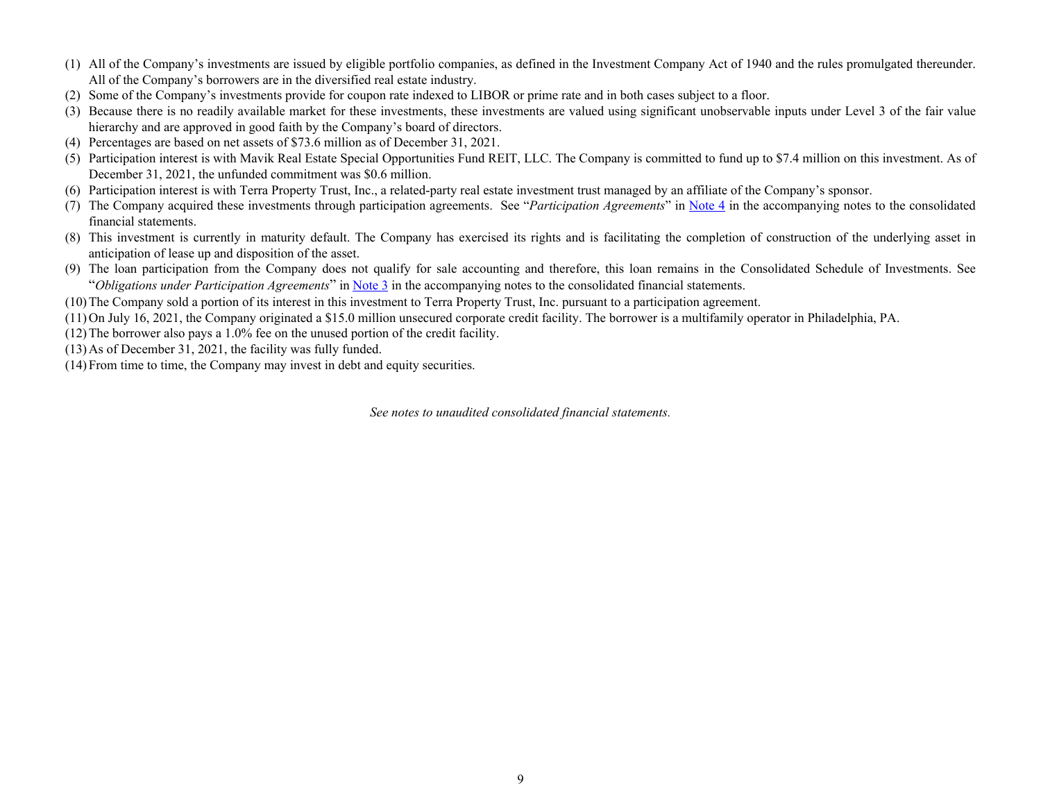(1) All of the Company's investments are issued by eligible portfolio companies, as defined in the Investment Company Act of 1940 and the rules promulgated thereunder. All of the Company's borrowers are in the diversified real estate industry.
(2) Some of the Company's investments provide for coupon rate indexed to LIBOR or prime rate and in both cases subject to a floor.
(3) Because there is no readily available market for these investments, these investments are valued using significant unobservable inputs under Level 3 of the fair value hierarchy and are approved in good faith by the Company's board of directors.
(4) Percentages are based on net assets of $73.6 million as of December 31, 2021.
(5) Participation interest is with Mavik Real Estate Special Opportunities Fund REIT, LLC. The Company is committed to fund up to $7.4 million on this investment. As of December 31, 2021, the unfunded commitment was $0.6 million.
(6) Participation interest is with Terra Property Trust, Inc., a related-party real estate investment trust managed by an affiliate of the Company's sponsor.
(7) The Company acquired these investments through participation agreements. See "*Participation Agreements*" in Note 4 in the accompanying notes to the consolidated financial statements.
(8) This investment is currently in maturity default. The Company has exercised its rights and is facilitating the completion of construction of the underlying asset in anticipation of lease up and disposition of the asset.
(9) The loan participation from the Company does not qualify for sale accounting and therefore, this loan remains in the Consolidated Schedule of Investments. See "*Obligations under Participation Agreements*" in Note 3 in the accompanying notes to the consolidated financial statements.
(10) The Company sold a portion of its interest in this investment to Terra Property Trust, Inc. pursuant to a participation agreement.
(11) On July 16, 2021, the Company originated a $15.0 million unsecured corporate credit facility. The borrower is a multifamily operator in Philadelphia, PA.
(12) The borrower also pays a 1.0% fee on the unused portion of the credit facility.
(13) As of December 31, 2021, the facility was fully funded.
(14) From time to time, the Company may invest in debt and equity securities.

*See notes to unaudited consolidated financial statements.*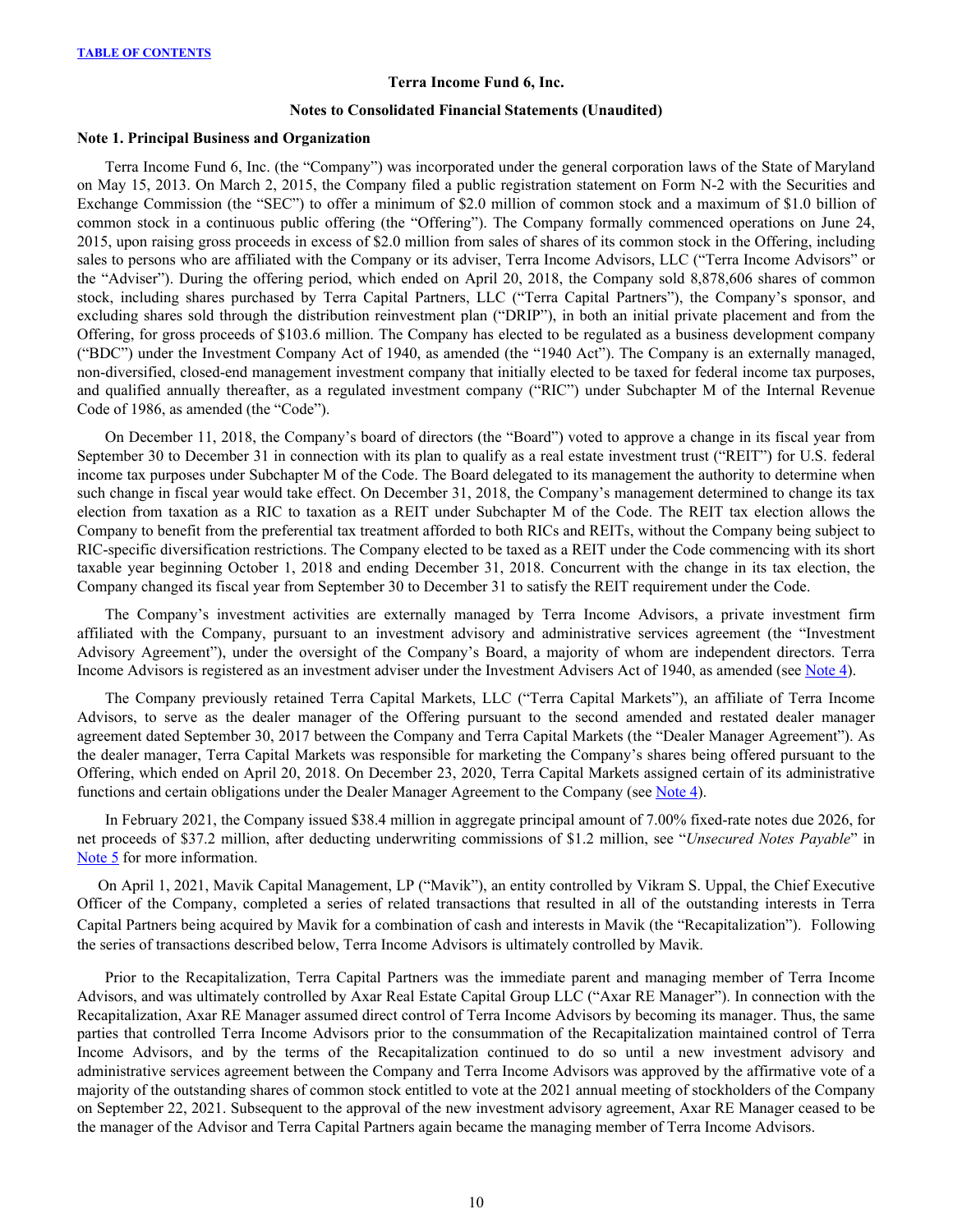**Terra Income Fund 6, Inc.**

**Notes to Consolidated Financial Statements (Unaudited)**

**Note 1. Principal Business and Organization**

Terra Income Fund 6, Inc. (the "Company") was incorporated under the general corporation laws of the State of Maryland on May 15, 2013. On March 2, 2015, the Company filed a public registration statement on Form N-2 with the Securities and Exchange Commission (the "SEC") to offer a minimum of $2.0 million of common stock and a maximum of $1.0 billion of common stock in a continuous public offering (the "Offering"). The Company formally commenced operations on June 24, 2015, upon raising gross proceeds in excess of $2.0 million from sales of shares of its common stock in the Offering, including sales to persons who are affiliated with the Company or its adviser, Terra Income Advisors, LLC ("Terra Income Advisors" or the "Adviser"). During the offering period, which ended on April 20, 2018, the Company sold 8,878,606 shares of common stock, including shares purchased by Terra Capital Partners, LLC ("Terra Capital Partners"), the Company's sponsor, and excluding shares sold through the distribution reinvestment plan ("DRIP"), in both an initial private placement and from the Offering, for gross proceeds of $103.6 million. The Company has elected to be regulated as a business development company ("BDC") under the Investment Company Act of 1940, as amended (the "1940 Act"). The Company is an externally managed, non-diversified, closed-end management investment company that initially elected to be taxed for federal income tax purposes, and qualified annually thereafter, as a regulated investment company ("RIC") under Subchapter M of the Internal Revenue Code of 1986, as amended (the "Code").

On December 11, 2018, the Company's board of directors (the "Board") voted to approve a change in its fiscal year from September 30 to December 31 in connection with its plan to qualify as a real estate investment trust ("REIT") for U.S. federal income tax purposes under Subchapter M of the Code. The Board delegated to its management the authority to determine when such change in fiscal year would take effect. On December 31, 2018, the Company's management determined to change its tax election from taxation as a RIC to taxation as a REIT under Subchapter M of the Code. The REIT tax election allows the Company to benefit from the preferential tax treatment afforded to both RICs and REITs, without the Company being subject to RIC-specific diversification restrictions. The Company elected to be taxed as a REIT under the Code commencing with its short taxable year beginning October 1, 2018 and ending December 31, 2018. Concurrent with the change in its tax election, the Company changed its fiscal year from September 30 to December 31 to satisfy the REIT requirement under the Code.

The Company's investment activities are externally managed by Terra Income Advisors, a private investment firm affiliated with the Company, pursuant to an investment advisory and administrative services agreement (the "Investment Advisory Agreement"), under the oversight of the Company's Board, a majority of whom are independent directors. Terra Income Advisors is registered as an investment adviser under the Investment Advisers Act of 1940, as amended (see Note 4).

The Company previously retained Terra Capital Markets, LLC ("Terra Capital Markets"), an affiliate of Terra Income Advisors, to serve as the dealer manager of the Offering pursuant to the second amended and restated dealer manager agreement dated September 30, 2017 between the Company and Terra Capital Markets (the "Dealer Manager Agreement"). As the dealer manager, Terra Capital Markets was responsible for marketing the Company's shares being offered pursuant to the Offering, which ended on April 20, 2018. On December 23, 2020, Terra Capital Markets assigned certain of its administrative functions and certain obligations under the Dealer Manager Agreement to the Company (see Note 4).

In February 2021, the Company issued $38.4 million in aggregate principal amount of 7.00% fixed-rate notes due 2026, for net proceeds of $37.2 million, after deducting underwriting commissions of $1.2 million, see "*Unsecured Notes Payable*" in Note 5 for more information.

On April 1, 2021, Mavik Capital Management, LP ("Mavik"), an entity controlled by Vikram S. Uppal, the Chief Executive Officer of the Company, completed a series of related transactions that resulted in all of the outstanding interests in Terra Capital Partners being acquired by Mavik for a combination of cash and interests in Mavik (the "Recapitalization"). Following the series of transactions described below, Terra Income Advisors is ultimately controlled by Mavik.

Prior to the Recapitalization, Terra Capital Partners was the immediate parent and managing member of Terra Income Advisors, and was ultimately controlled by Axar Real Estate Capital Group LLC ("Axar RE Manager"). In connection with the Recapitalization, Axar RE Manager assumed direct control of Terra Income Advisors by becoming its manager. Thus, the same parties that controlled Terra Income Advisors prior to the consummation of the Recapitalization maintained control of Terra Income Advisors, and by the terms of the Recapitalization continued to do so until a new investment advisory and administrative services agreement between the Company and Terra Income Advisors was approved by the affirmative vote of a majority of the outstanding shares of common stock entitled to vote at the 2021 annual meeting of stockholders of the Company on September 22, 2021. Subsequent to the approval of the new investment advisory agreement, Axar RE Manager ceased to be the manager of the Advisor and Terra Capital Partners again became the managing member of Terra Income Advisors.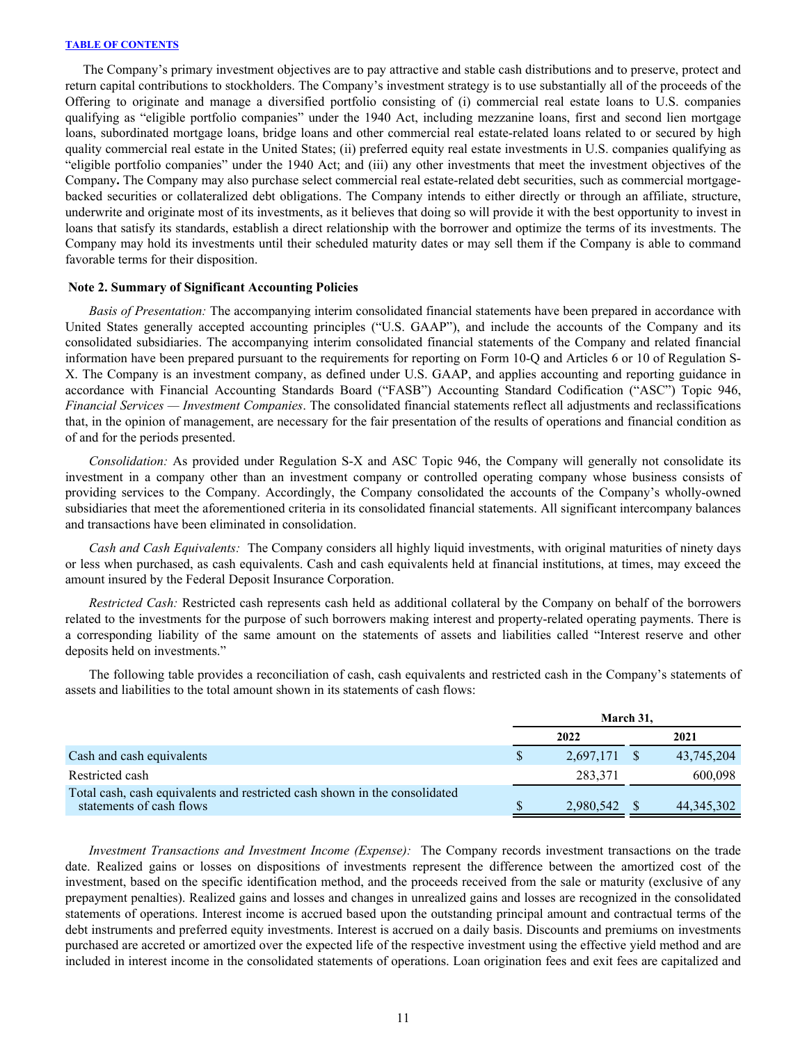The Company's primary investment objectives are to pay attractive and stable cash distributions and to preserve, protect and return capital contributions to stockholders. The Company's investment strategy is to use substantially all of the proceeds of the Offering to originate and manage a diversified portfolio consisting of (i) commercial real estate loans to U.S. companies qualifying as "eligible portfolio companies" under the 1940 Act, including mezzanine loans, first and second lien mortgage loans, subordinated mortgage loans, bridge loans and other commercial real estate-related loans related to or secured by high quality commercial real estate in the United States; (ii) preferred equity real estate investments in U.S. companies qualifying as "eligible portfolio companies" under the 1940 Act; and (iii) any other investments that meet the investment objectives of the Company**.** The Company may also purchase select commercial real estate-related debt securities, such as commercial mortgage-backed securities or collateralized debt obligations. The Company intends to either directly or through an affiliate, structure, underwrite and originate most of its investments, as it believes that doing so will provide it with the best opportunity to invest in loans that satisfy its standards, establish a direct relationship with the borrower and optimize the terms of its investments. The Company may hold its investments until their scheduled maturity dates or may sell them if the Company is able to command favorable terms for their disposition.

**Note 2. Summary of Significant Accounting Policies**

*Basis of Presentation:* The accompanying interim consolidated financial statements have been prepared in accordance with United States generally accepted accounting principles ("U.S. GAAP"), and include the accounts of the Company and its consolidated subsidiaries. The accompanying interim consolidated financial statements of the Company and related financial information have been prepared pursuant to the requirements for reporting on Form 10-Q and Articles 6 or 10 of Regulation S-X. The Company is an investment company, as defined under U.S. GAAP, and applies accounting and reporting guidance in accordance with Financial Accounting Standards Board ("FASB") Accounting Standard Codification ("ASC") Topic 946, *Financial Services — Investment Companies*. The consolidated financial statements reflect all adjustments and reclassifications that, in the opinion of management, are necessary for the fair presentation of the results of operations and financial condition as of and for the periods presented.

*Consolidation:* As provided under Regulation S-X and ASC Topic 946, the Company will generally not consolidate its investment in a company other than an investment company or controlled operating company whose business consists of providing services to the Company. Accordingly, the Company consolidated the accounts of the Company's wholly-owned subsidiaries that meet the aforementioned criteria in its consolidated financial statements. All significant intercompany balances and transactions have been eliminated in consolidation.

*Cash and Cash Equivalents:* The Company considers all highly liquid investments, with original maturities of ninety days or less when purchased, as cash equivalents. Cash and cash equivalents held at financial institutions, at times, may exceed the amount insured by the Federal Deposit Insurance Corporation.

*Restricted Cash:* Restricted cash represents cash held as additional collateral by the Company on behalf of the borrowers related to the investments for the purpose of such borrowers making interest and property-related operating payments. There is a corresponding liability of the same amount on the statements of assets and liabilities called "Interest reserve and other deposits held on investments."

The following table provides a reconciliation of cash, cash equivalents and restricted cash in the Company's statements of assets and liabilities to the total amount shown in its statements of cash flows:

| | March 31, | |
|---|---|---|
| | 2022 | 2021 |
| Cash and cash equivalents | $ 2,697,171 | $ 43,745,204 |
| Restricted cash | 283,371 | 600,098 |
| Total cash, cash equivalents and restricted cash shown in the consolidated statements of cash flows | $ 2,980,542 | $ 44,345,302 |

*Investment Transactions and Investment Income (Expense):* The Company records investment transactions on the trade date. Realized gains or losses on dispositions of investments represent the difference between the amortized cost of the investment, based on the specific identification method, and the proceeds received from the sale or maturity (exclusive of any prepayment penalties). Realized gains and losses and changes in unrealized gains and losses are recognized in the consolidated statements of operations. Interest income is accrued based upon the outstanding principal amount and contractual terms of the debt instruments and preferred equity investments. Interest is accrued on a daily basis. Discounts and premiums on investments purchased are accreted or amortized over the expected life of the respective investment using the effective yield method and are included in interest income in the consolidated statements of operations. Loan origination fees and exit fees are capitalized and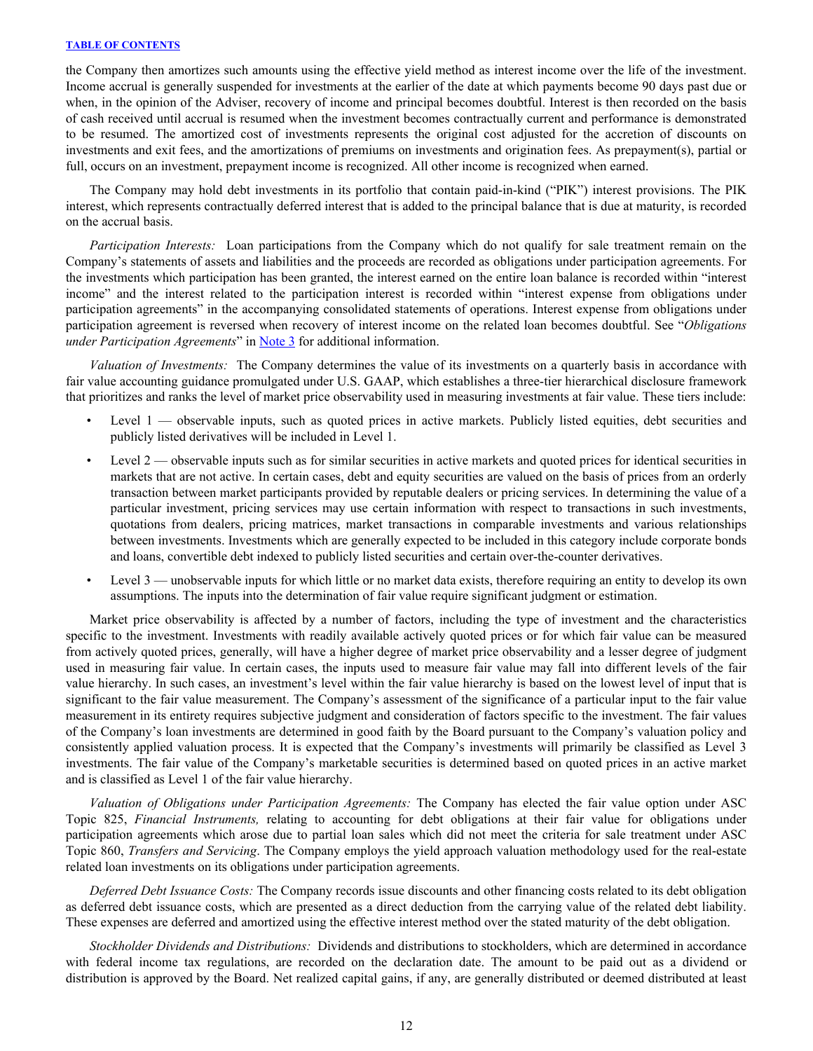the Company then amortizes such amounts using the effective yield method as interest income over the life of the investment. Income accrual is generally suspended for investments at the earlier of the date at which payments become 90 days past due or when, in the opinion of the Adviser, recovery of income and principal becomes doubtful. Interest is then recorded on the basis of cash received until accrual is resumed when the investment becomes contractually current and performance is demonstrated to be resumed. The amortized cost of investments represents the original cost adjusted for the accretion of discounts on investments and exit fees, and the amortizations of premiums on investments and origination fees. As prepayment(s), partial or full, occurs on an investment, prepayment income is recognized. All other income is recognized when earned.

The Company may hold debt investments in its portfolio that contain paid-in-kind ("PIK") interest provisions. The PIK interest, which represents contractually deferred interest that is added to the principal balance that is due at maturity, is recorded on the accrual basis.

*Participation Interests:* Loan participations from the Company which do not qualify for sale treatment remain on the Company's statements of assets and liabilities and the proceeds are recorded as obligations under participation agreements. For the investments which participation has been granted, the interest earned on the entire loan balance is recorded within "interest income" and the interest related to the participation interest is recorded within "interest expense from obligations under participation agreements" in the accompanying consolidated statements of operations. Interest expense from obligations under participation agreement is reversed when recovery of interest income on the related loan becomes doubtful. See "*Obligations under Participation Agreements*" in Note 3 for additional information.

*Valuation of Investments:* The Company determines the value of its investments on a quarterly basis in accordance with fair value accounting guidance promulgated under U.S. GAAP, which establishes a three-tier hierarchical disclosure framework that prioritizes and ranks the level of market price observability used in measuring investments at fair value. These tiers include:

- Level 1 — observable inputs, such as quoted prices in active markets. Publicly listed equities, debt securities and publicly listed derivatives will be included in Level 1.
- Level 2 — observable inputs such as for similar securities in active markets and quoted prices for identical securities in markets that are not active. In certain cases, debt and equity securities are valued on the basis of prices from an orderly transaction between market participants provided by reputable dealers or pricing services. In determining the value of a particular investment, pricing services may use certain information with respect to transactions in such investments, quotations from dealers, pricing matrices, market transactions in comparable investments and various relationships between investments. Investments which are generally expected to be included in this category include corporate bonds and loans, convertible debt indexed to publicly listed securities and certain over-the-counter derivatives.
- Level 3 — unobservable inputs for which little or no market data exists, therefore requiring an entity to develop its own assumptions. The inputs into the determination of fair value require significant judgment or estimation.

Market price observability is affected by a number of factors, including the type of investment and the characteristics specific to the investment. Investments with readily available actively quoted prices or for which fair value can be measured from actively quoted prices, generally, will have a higher degree of market price observability and a lesser degree of judgment used in measuring fair value. In certain cases, the inputs used to measure fair value may fall into different levels of the fair value hierarchy. In such cases, an investment's level within the fair value hierarchy is based on the lowest level of input that is significant to the fair value measurement. The Company's assessment of the significance of a particular input to the fair value measurement in its entirety requires subjective judgment and consideration of factors specific to the investment. The fair values of the Company's loan investments are determined in good faith by the Board pursuant to the Company's valuation policy and consistently applied valuation process. It is expected that the Company's investments will primarily be classified as Level 3 investments. The fair value of the Company's marketable securities is determined based on quoted prices in an active market and is classified as Level 1 of the fair value hierarchy.

*Valuation of Obligations under Participation Agreements:* The Company has elected the fair value option under ASC Topic 825, *Financial Instruments,* relating to accounting for debt obligations at their fair value for obligations under participation agreements which arose due to partial loan sales which did not meet the criteria for sale treatment under ASC Topic 860, *Transfers and Servicing*. The Company employs the yield approach valuation methodology used for the real-estate related loan investments on its obligations under participation agreements.

*Deferred Debt Issuance Costs:* The Company records issue discounts and other financing costs related to its debt obligation as deferred debt issuance costs, which are presented as a direct deduction from the carrying value of the related debt liability. These expenses are deferred and amortized using the effective interest method over the stated maturity of the debt obligation.

*Stockholder Dividends and Distributions:* Dividends and distributions to stockholders, which are determined in accordance with federal income tax regulations, are recorded on the declaration date. The amount to be paid out as a dividend or distribution is approved by the Board. Net realized capital gains, if any, are generally distributed or deemed distributed at least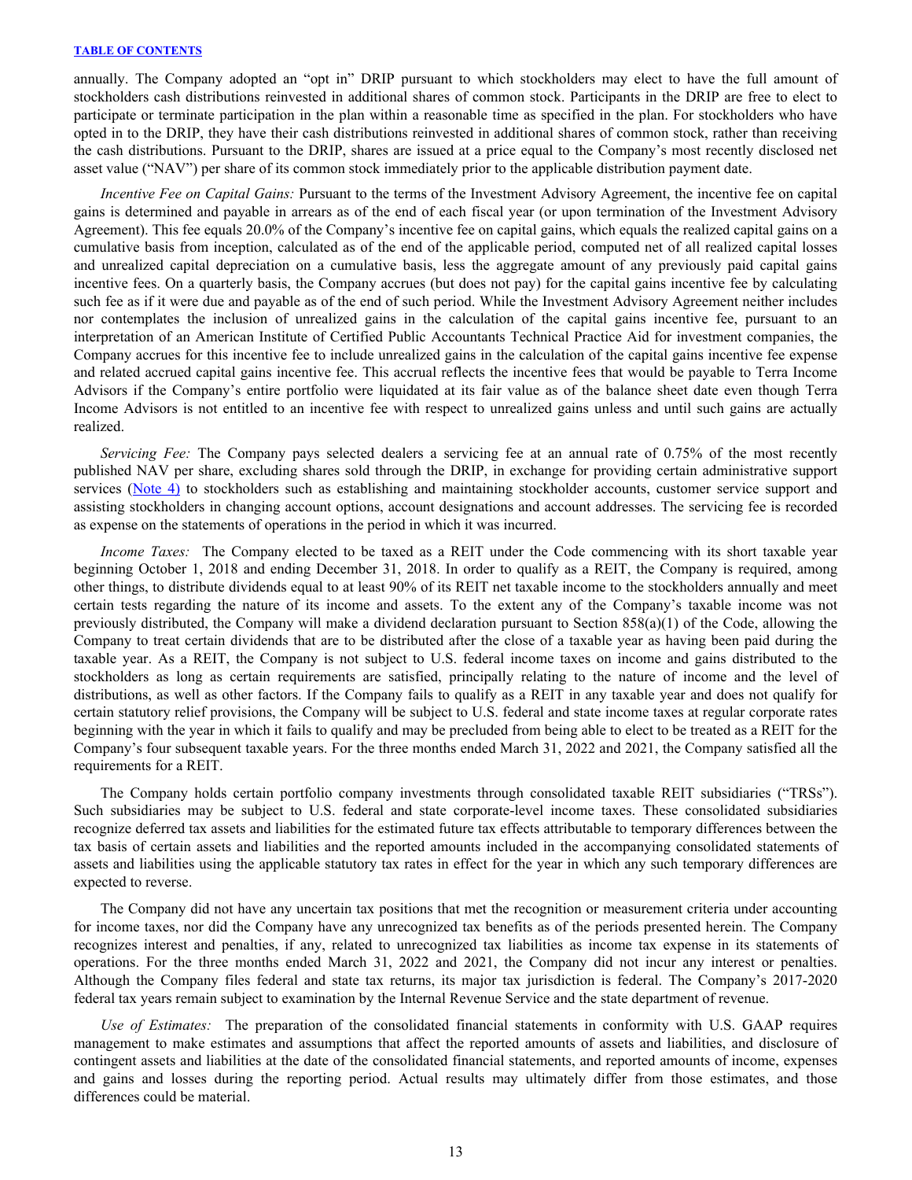annually. The Company adopted an "opt in" DRIP pursuant to which stockholders may elect to have the full amount of stockholders cash distributions reinvested in additional shares of common stock. Participants in the DRIP are free to elect to participate or terminate participation in the plan within a reasonable time as specified in the plan. For stockholders who have opted in to the DRIP, they have their cash distributions reinvested in additional shares of common stock, rather than receiving the cash distributions. Pursuant to the DRIP, shares are issued at a price equal to the Company's most recently disclosed net asset value ("NAV") per share of its common stock immediately prior to the applicable distribution payment date.

*Incentive Fee on Capital Gains:* Pursuant to the terms of the Investment Advisory Agreement, the incentive fee on capital gains is determined and payable in arrears as of the end of each fiscal year (or upon termination of the Investment Advisory Agreement). This fee equals 20.0% of the Company's incentive fee on capital gains, which equals the realized capital gains on a cumulative basis from inception, calculated as of the end of the applicable period, computed net of all realized capital losses and unrealized capital depreciation on a cumulative basis, less the aggregate amount of any previously paid capital gains incentive fees. On a quarterly basis, the Company accrues (but does not pay) for the capital gains incentive fee by calculating such fee as if it were due and payable as of the end of such period. While the Investment Advisory Agreement neither includes nor contemplates the inclusion of unrealized gains in the calculation of the capital gains incentive fee, pursuant to an interpretation of an American Institute of Certified Public Accountants Technical Practice Aid for investment companies, the Company accrues for this incentive fee to include unrealized gains in the calculation of the capital gains incentive fee expense and related accrued capital gains incentive fee. This accrual reflects the incentive fees that would be payable to Terra Income Advisors if the Company's entire portfolio were liquidated at its fair value as of the balance sheet date even though Terra Income Advisors is not entitled to an incentive fee with respect to unrealized gains unless and until such gains are actually realized.

*Servicing Fee:* The Company pays selected dealers a servicing fee at an annual rate of 0.75% of the most recently published NAV per share, excluding shares sold through the DRIP, in exchange for providing certain administrative support services (Note 4) to stockholders such as establishing and maintaining stockholder accounts, customer service support and assisting stockholders in changing account options, account designations and account addresses. The servicing fee is recorded as expense on the statements of operations in the period in which it was incurred.

*Income Taxes:* The Company elected to be taxed as a REIT under the Code commencing with its short taxable year beginning October 1, 2018 and ending December 31, 2018. In order to qualify as a REIT, the Company is required, among other things, to distribute dividends equal to at least 90% of its REIT net taxable income to the stockholders annually and meet certain tests regarding the nature of its income and assets. To the extent any of the Company's taxable income was not previously distributed, the Company will make a dividend declaration pursuant to Section 858(a)(1) of the Code, allowing the Company to treat certain dividends that are to be distributed after the close of a taxable year as having been paid during the taxable year. As a REIT, the Company is not subject to U.S. federal income taxes on income and gains distributed to the stockholders as long as certain requirements are satisfied, principally relating to the nature of income and the level of distributions, as well as other factors. If the Company fails to qualify as a REIT in any taxable year and does not qualify for certain statutory relief provisions, the Company will be subject to U.S. federal and state income taxes at regular corporate rates beginning with the year in which it fails to qualify and may be precluded from being able to elect to be treated as a REIT for the Company's four subsequent taxable years. For the three months ended March 31, 2022 and 2021, the Company satisfied all the requirements for a REIT.

The Company holds certain portfolio company investments through consolidated taxable REIT subsidiaries ("TRSs"). Such subsidiaries may be subject to U.S. federal and state corporate-level income taxes. These consolidated subsidiaries recognize deferred tax assets and liabilities for the estimated future tax effects attributable to temporary differences between the tax basis of certain assets and liabilities and the reported amounts included in the accompanying consolidated statements of assets and liabilities using the applicable statutory tax rates in effect for the year in which any such temporary differences are expected to reverse.

The Company did not have any uncertain tax positions that met the recognition or measurement criteria under accounting for income taxes, nor did the Company have any unrecognized tax benefits as of the periods presented herein. The Company recognizes interest and penalties, if any, related to unrecognized tax liabilities as income tax expense in its statements of operations. For the three months ended March 31, 2022 and 2021, the Company did not incur any interest or penalties. Although the Company files federal and state tax returns, its major tax jurisdiction is federal. The Company's 2017-2020 federal tax years remain subject to examination by the Internal Revenue Service and the state department of revenue.

*Use of Estimates:* The preparation of the consolidated financial statements in conformity with U.S. GAAP requires management to make estimates and assumptions that affect the reported amounts of assets and liabilities, and disclosure of contingent assets and liabilities at the date of the consolidated financial statements, and reported amounts of income, expenses and gains and losses during the reporting period. Actual results may ultimately differ from those estimates, and those differences could be material.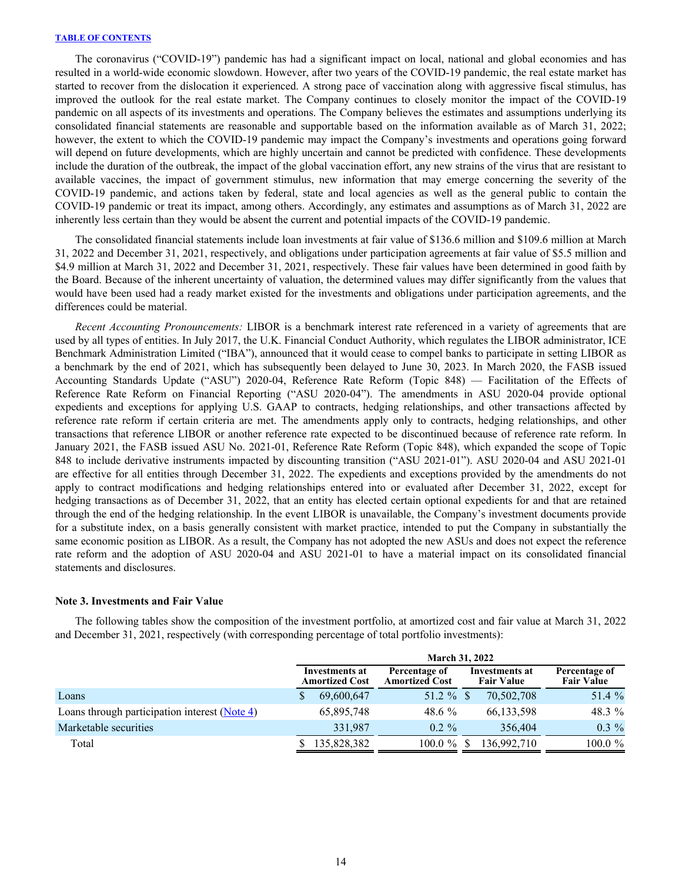The coronavirus ("COVID-19") pandemic has had a significant impact on local, national and global economies and has resulted in a world-wide economic slowdown. However, after two years of the COVID-19 pandemic, the real estate market has started to recover from the dislocation it experienced. A strong pace of vaccination along with aggressive fiscal stimulus, has improved the outlook for the real estate market. The Company continues to closely monitor the impact of the COVID-19 pandemic on all aspects of its investments and operations. The Company believes the estimates and assumptions underlying its consolidated financial statements are reasonable and supportable based on the information available as of March 31, 2022; however, the extent to which the COVID-19 pandemic may impact the Company's investments and operations going forward will depend on future developments, which are highly uncertain and cannot be predicted with confidence. These developments include the duration of the outbreak, the impact of the global vaccination effort, any new strains of the virus that are resistant to available vaccines, the impact of government stimulus, new information that may emerge concerning the severity of the COVID-19 pandemic, and actions taken by federal, state and local agencies as well as the general public to contain the COVID-19 pandemic or treat its impact, among others. Accordingly, any estimates and assumptions as of March 31, 2022 are inherently less certain than they would be absent the current and potential impacts of the COVID-19 pandemic.

The consolidated financial statements include loan investments at fair value of $136.6 million and $109.6 million at March 31, 2022 and December 31, 2021, respectively, and obligations under participation agreements at fair value of $5.5 million and $4.9 million at March 31, 2022 and December 31, 2021, respectively. These fair values have been determined in good faith by the Board. Because of the inherent uncertainty of valuation, the determined values may differ significantly from the values that would have been used had a ready market existed for the investments and obligations under participation agreements, and the differences could be material.

*Recent Accounting Pronouncements:* LIBOR is a benchmark interest rate referenced in a variety of agreements that are used by all types of entities. In July 2017, the U.K. Financial Conduct Authority, which regulates the LIBOR administrator, ICE Benchmark Administration Limited ("IBA"), announced that it would cease to compel banks to participate in setting LIBOR as a benchmark by the end of 2021, which has subsequently been delayed to June 30, 2023. In March 2020, the FASB issued Accounting Standards Update ("ASU") 2020-04, Reference Rate Reform (Topic 848) — Facilitation of the Effects of Reference Rate Reform on Financial Reporting ("ASU 2020-04"). The amendments in ASU 2020-04 provide optional expedients and exceptions for applying U.S. GAAP to contracts, hedging relationships, and other transactions affected by reference rate reform if certain criteria are met. The amendments apply only to contracts, hedging relationships, and other transactions that reference LIBOR or another reference rate expected to be discontinued because of reference rate reform. In January 2021, the FASB issued ASU No. 2021-01, Reference Rate Reform (Topic 848), which expanded the scope of Topic 848 to include derivative instruments impacted by discounting transition ("ASU 2021-01"). ASU 2020-04 and ASU 2021-01 are effective for all entities through December 31, 2022. The expedients and exceptions provided by the amendments do not apply to contract modifications and hedging relationships entered into or evaluated after December 31, 2022, except for hedging transactions as of December 31, 2022, that an entity has elected certain optional expedients for and that are retained through the end of the hedging relationship. In the event LIBOR is unavailable, the Company's investment documents provide for a substitute index, on a basis generally consistent with market practice, intended to put the Company in substantially the same economic position as LIBOR. As a result, the Company has not adopted the new ASUs and does not expect the reference rate reform and the adoption of ASU 2020-04 and ASU 2021-01 to have a material impact on its consolidated financial statements and disclosures.

### Note 3. Investments and Fair Value

The following tables show the composition of the investment portfolio, at amortized cost and fair value at March 31, 2022 and December 31, 2021, respectively (with corresponding percentage of total portfolio investments):

| | March 31, 2022 | | | |
|---|---|---|---|---|
| | Investments at Amortized Cost | Percentage of Amortized Cost | Investments at Fair Value | Percentage of Fair Value |
| Loans | $ 69,600,647 | 51.2 % | $ 70,502,708 | 51.4 % |
| Loans through participation interest (Note 4) | 65,895,748 | 48.6 % | 66,133,598 | 48.3 % |
| Marketable securities | 331,987 | 0.2 % | 356,404 | 0.3 % |
| Total | $ 135,828,382 | 100.0 % | $ 136,992,710 | 100.0 % |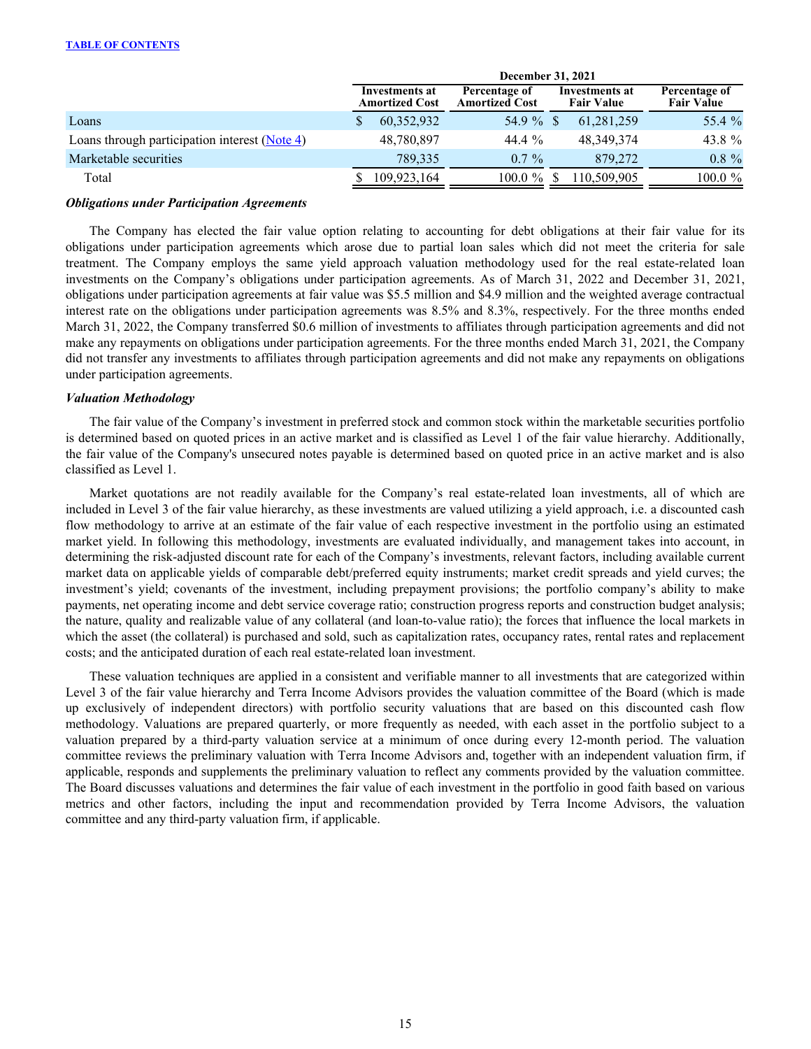|  | December 31, 2021 | | | |
|---|---|---|---|---|
|  | Investments at Amortized Cost | Percentage of Amortized Cost | Investments at Fair Value | Percentage of Fair Value |
| Loans | $ 60,352,932 | 54.9 % | $ 61,281,259 | 55.4 % |
| Loans through participation interest (Note 4) | 48,780,897 | 44.4 % | 48,349,374 | 43.8 % |
| Marketable securities | 789,335 | 0.7 % | 879,272 | 0.8 % |
| Total | $ 109,923,164 | 100.0 % | $ 110,509,905 | 100.0 % |

***Obligations under Participation Agreements***

The Company has elected the fair value option relating to accounting for debt obligations at their fair value for its obligations under participation agreements which arose due to partial loan sales which did not meet the criteria for sale treatment. The Company employs the same yield approach valuation methodology used for the real estate-related loan investments on the Company's obligations under participation agreements. As of March 31, 2022 and December 31, 2021, obligations under participation agreements at fair value was $5.5 million and $4.9 million and the weighted average contractual interest rate on the obligations under participation agreements was 8.5% and 8.3%, respectively. For the three months ended March 31, 2022, the Company transferred $0.6 million of investments to affiliates through participation agreements and did not make any repayments on obligations under participation agreements. For the three months ended March 31, 2021, the Company did not transfer any investments to affiliates through participation agreements and did not make any repayments on obligations under participation agreements.

***Valuation Methodology***

The fair value of the Company's investment in preferred stock and common stock within the marketable securities portfolio is determined based on quoted prices in an active market and is classified as Level 1 of the fair value hierarchy. Additionally, the fair value of the Company's unsecured notes payable is determined based on quoted price in an active market and is also classified as Level 1.

Market quotations are not readily available for the Company's real estate-related loan investments, all of which are included in Level 3 of the fair value hierarchy, as these investments are valued utilizing a yield approach, i.e. a discounted cash flow methodology to arrive at an estimate of the fair value of each respective investment in the portfolio using an estimated market yield. In following this methodology, investments are evaluated individually, and management takes into account, in determining the risk-adjusted discount rate for each of the Company's investments, relevant factors, including available current market data on applicable yields of comparable debt/preferred equity instruments; market credit spreads and yield curves; the investment's yield; covenants of the investment, including prepayment provisions; the portfolio company's ability to make payments, net operating income and debt service coverage ratio; construction progress reports and construction budget analysis; the nature, quality and realizable value of any collateral (and loan-to-value ratio); the forces that influence the local markets in which the asset (the collateral) is purchased and sold, such as capitalization rates, occupancy rates, rental rates and replacement costs; and the anticipated duration of each real estate-related loan investment.

These valuation techniques are applied in a consistent and verifiable manner to all investments that are categorized within Level 3 of the fair value hierarchy and Terra Income Advisors provides the valuation committee of the Board (which is made up exclusively of independent directors) with portfolio security valuations that are based on this discounted cash flow methodology. Valuations are prepared quarterly, or more frequently as needed, with each asset in the portfolio subject to a valuation prepared by a third-party valuation service at a minimum of once during every 12-month period. The valuation committee reviews the preliminary valuation with Terra Income Advisors and, together with an independent valuation firm, if applicable, responds and supplements the preliminary valuation to reflect any comments provided by the valuation committee. The Board discusses valuations and determines the fair value of each investment in the portfolio in good faith based on various metrics and other factors, including the input and recommendation provided by Terra Income Advisors, the valuation committee and any third-party valuation firm, if applicable.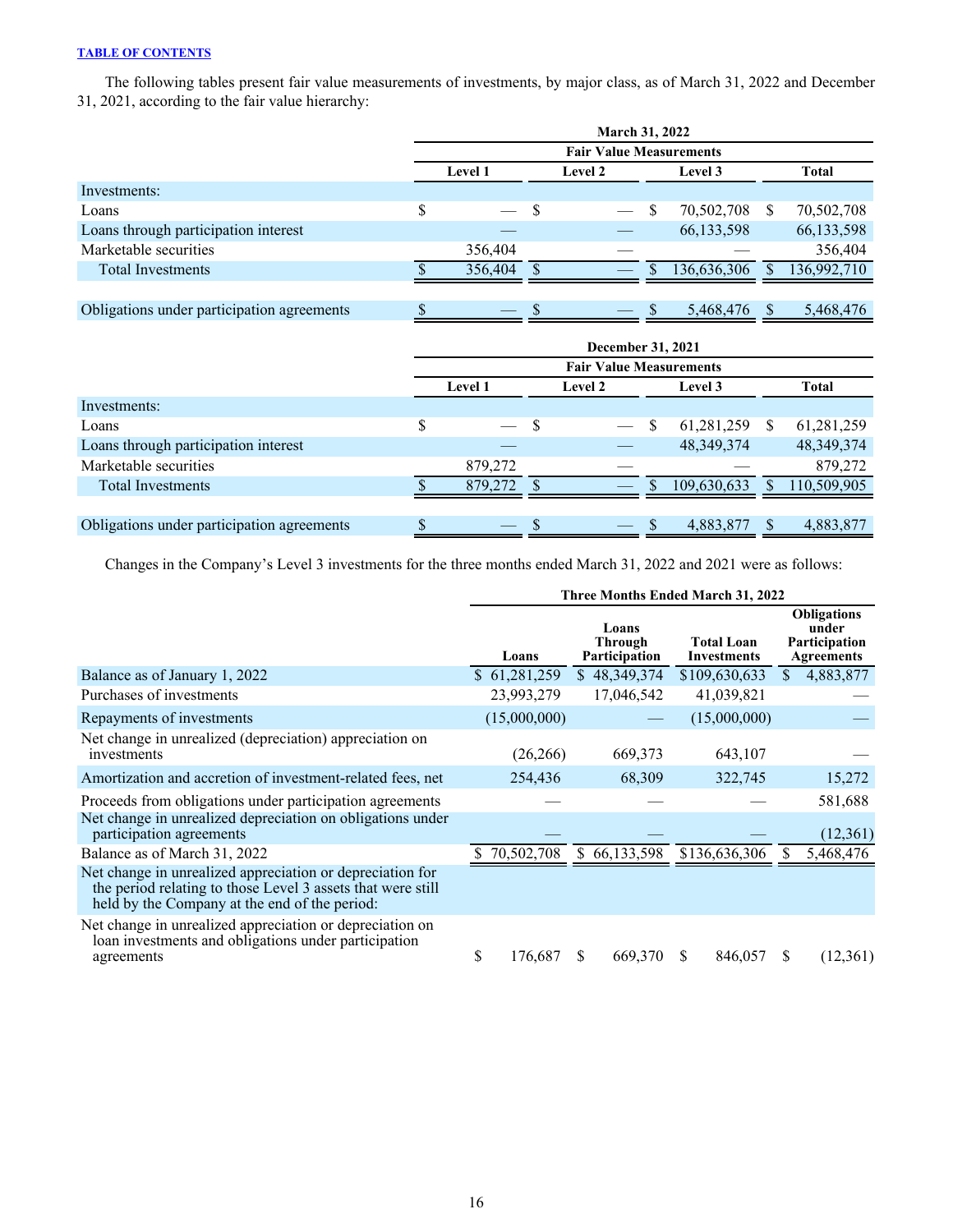TABLE OF CONTENTS

The following tables present fair value measurements of investments, by major class, as of March 31, 2022 and December 31, 2021, according to the fair value hierarchy:

| | March 31, 2022 | | | |
|---|---|---|---|---|
| | Fair Value Measurements | | | |
| | Level 1 | Level 2 | Level 3 | Total |
| Investments: | | | | |
| Loans | $ — | $ — | $ 70,502,708 | $ 70,502,708 |
| Loans through participation interest | — | — | 66,133,598 | 66,133,598 |
| Marketable securities | 356,404 | — | — | 356,404 |
| Total Investments | $ 356,404 | $ — | $ 136,636,306 | $ 136,992,710 |
| Obligations under participation agreements | $ — | $ — | $ 5,468,476 | $ 5,468,476 |

| | December 31, 2021 | | | |
|---|---|---|---|---|
| | Fair Value Measurements | | | |
| | Level 1 | Level 2 | Level 3 | Total |
| Investments: | | | | |
| Loans | $ — | $ — | $ 61,281,259 | $ 61,281,259 |
| Loans through participation interest | — | — | 48,349,374 | 48,349,374 |
| Marketable securities | 879,272 | — | — | 879,272 |
| Total Investments | $ 879,272 | $ — | $ 109,630,633 | $ 110,509,905 |
| Obligations under participation agreements | $ — | $ — | $ 4,883,877 | $ 4,883,877 |

Changes in the Company's Level 3 investments for the three months ended March 31, 2022 and 2021 were as follows:

| | Three Months Ended March 31, 2022 | | | |
|---|---|---|---|---|
| | Loans | Loans Through Participation | Total Loan Investments | Obligations under Participation Agreements |
| Balance as of January 1, 2022 | $ 61,281,259 | $ 48,349,374 | $109,630,633 | $ 4,883,877 |
| Purchases of investments | 23,993,279 | 17,046,542 | 41,039,821 | — |
| Repayments of investments | (15,000,000) | — | (15,000,000) | — |
| Net change in unrealized (depreciation) appreciation on investments | (26,266) | 669,373 | 643,107 | — |
| Amortization and accretion of investment-related fees, net | 254,436 | 68,309 | 322,745 | 15,272 |
| Proceeds from obligations under participation agreements | — | — | — | 581,688 |
| Net change in unrealized depreciation on obligations under participation agreements | — | — | — | (12,361) |
| Balance as of March 31, 2022 | $ 70,502,708 | $ 66,133,598 | $136,636,306 | $ 5,468,476 |
| Net change in unrealized appreciation or depreciation for the period relating to those Level 3 assets that were still held by the Company at the end of the period: | | | | |
| Net change in unrealized appreciation or depreciation on loan investments and obligations under participation agreements | $ 176,687 | $ 669,370 | $ 846,057 | $ (12,361) |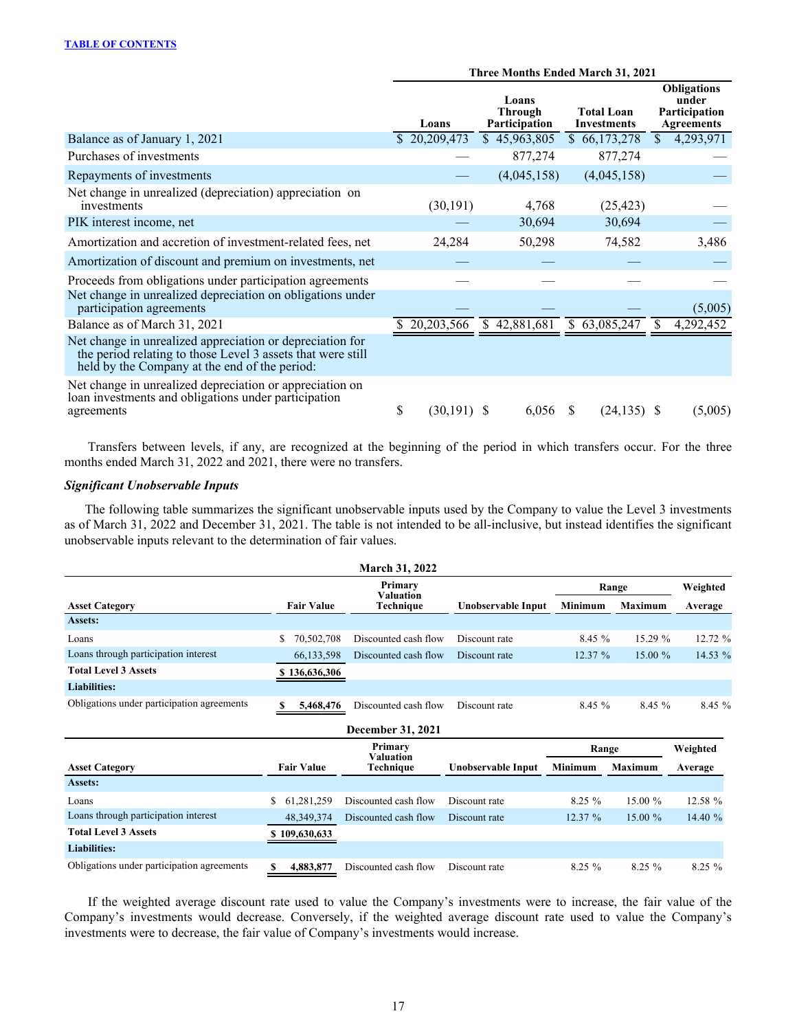TABLE OF CONTENTS

| | Three Months Ended March 31, 2021 | | | |
|---|---|---|---|---|
| | Loans | Loans Through Participation | Total Loan Investments | Obligations under Participation Agreements |
| Balance as of January 1, 2021 | $ 20,209,473 | $ 45,963,805 | $ 66,173,278 | $ 4,293,971 |
| Purchases of investments | — | 877,274 | 877,274 | — |
| Repayments of investments | — | (4,045,158) | (4,045,158) | — |
| Net change in unrealized (depreciation) appreciation on investments | (30,191) | 4,768 | (25,423) | — |
| PIK interest income, net | — | 30,694 | 30,694 | — |
| Amortization and accretion of investment-related fees, net | 24,284 | 50,298 | 74,582 | 3,486 |
| Amortization of discount and premium on investments, net | — | — | — | — |
| Proceeds from obligations under participation agreements | — | — | — | — |
| Net change in unrealized depreciation on obligations under participation agreements | — | — | — | (5,005) |
| Balance as of March 31, 2021 | $ 20,203,566 | $ 42,881,681 | $ 63,085,247 | $ 4,292,452 |
| Net change in unrealized appreciation or depreciation for the period relating to those Level 3 assets that were still held by the Company at the end of the period: | | | | |
| Net change in unrealized depreciation or appreciation on loan investments and obligations under participation agreements | $ (30,191) | $ 6,056 | $ (24,135) | $ (5,005) |

Transfers between levels, if any, are recognized at the beginning of the period in which transfers occur. For the three months ended March 31, 2022 and 2021, there were no transfers.

***Significant Unobservable Inputs***

The following table summarizes the significant unobservable inputs used by the Company to value the Level 3 investments as of March 31, 2022 and December 31, 2021. The table is not intended to be all-inclusive, but instead identifies the significant unobservable inputs relevant to the determination of fair values.

**March 31, 2022**

| Asset Category | Fair Value | Primary Valuation Technique | Unobservable Input | Range Minimum | Range Maximum | Weighted Average |
|---|---|---|---|---|---|---|
| **Assets:** | | | | | | |
| Loans | $ 70,502,708 | Discounted cash flow | Discount rate | 8.45 % | 15.29 % | 12.72 % |
| Loans through participation interest | 66,133,598 | Discounted cash flow | Discount rate | 12.37 % | 15.00 % | 14.53 % |
| **Total Level 3 Assets** | **$ 136,636,306** | | | | | |
| **Liabilities:** | | | | | | |
| Obligations under participation agreements | **$ 5,468,476** | Discounted cash flow | Discount rate | 8.45 % | 8.45 % | 8.45 % |

**December 31, 2021**

| Asset Category | Fair Value | Primary Valuation Technique | Unobservable Input | Range Minimum | Range Maximum | Weighted Average |
|---|---|---|---|---|---|---|
| **Assets:** | | | | | | |
| Loans | $ 61,281,259 | Discounted cash flow | Discount rate | 8.25 % | 15.00 % | 12.58 % |
| Loans through participation interest | 48,349,374 | Discounted cash flow | Discount rate | 12.37 % | 15.00 % | 14.40 % |
| **Total Level 3 Assets** | **$ 109,630,633** | | | | | |
| **Liabilities:** | | | | | | |
| Obligations under participation agreements | **$ 4,883,877** | Discounted cash flow | Discount rate | 8.25 % | 8.25 % | 8.25 % |

If the weighted average discount rate used to value the Company's investments were to increase, the fair value of the Company's investments would decrease. Conversely, if the weighted average discount rate used to value the Company's investments were to decrease, the fair value of Company's investments would increase.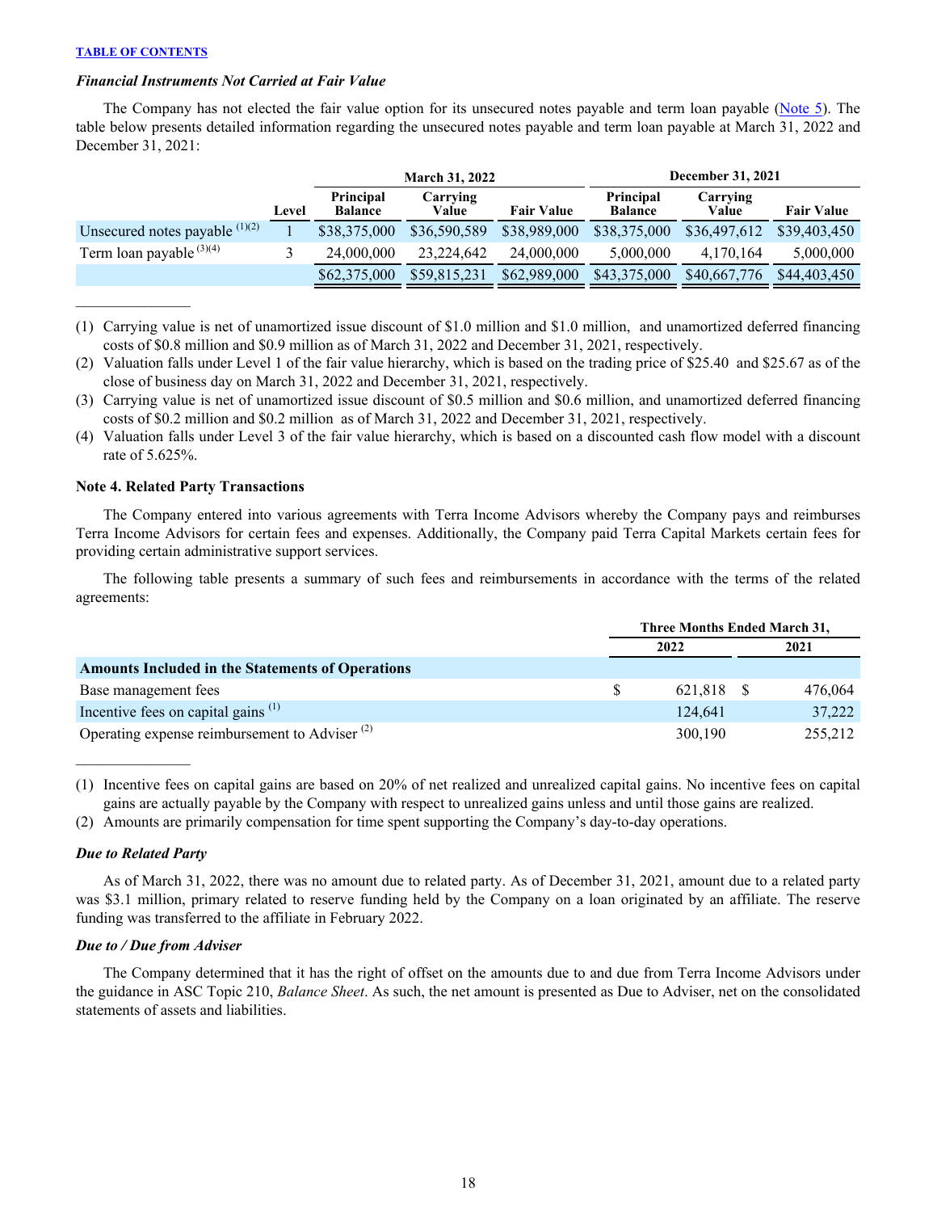TABLE OF CONTENTS

### *Financial Instruments Not Carried at Fair Value*

The Company has not elected the fair value option for its unsecured notes payable and term loan payable (Note 5). The table below presents detailed information regarding the unsecured notes payable and term loan payable at March 31, 2022 and December 31, 2021:

| | | March 31, 2022 | | | December 31, 2021 | | |
|---|---|---|---|---|---|---|---|
| | Level | Principal Balance | Carrying Value | Fair Value | Principal Balance | Carrying Value | Fair Value |
| Unsecured notes payable [(1)(2)] | 1 | $38,375,000 | $36,590,589 | $38,989,000 | $38,375,000 | $36,497,612 | $39,403,450 |
| Term loan payable [(3)(4)] | 3 | 24,000,000 | 23,224,642 | 24,000,000 | 5,000,000 | 4,170,164 | 5,000,000 |
| | | $62,375,000 | $59,815,231 | $62,989,000 | $43,375,000 | $40,667,776 | $44,403,450 |

_______________

(1) Carrying value is net of unamortized issue discount of $1.0 million and $1.0 million, and unamortized deferred financing costs of $0.8 million and $0.9 million as of March 31, 2022 and December 31, 2021, respectively.

(2) Valuation falls under Level 1 of the fair value hierarchy, which is based on the trading price of $25.40 and $25.67 as of the close of business day on March 31, 2022 and December 31, 2021, respectively.

(3) Carrying value is net of unamortized issue discount of $0.5 million and $0.6 million, and unamortized deferred financing costs of $0.2 million and $0.2 million as of March 31, 2022 and December 31, 2021, respectively.

(4) Valuation falls under Level 3 of the fair value hierarchy, which is based on a discounted cash flow model with a discount rate of 5.625%.

### Note 4. Related Party Transactions

The Company entered into various agreements with Terra Income Advisors whereby the Company pays and reimburses Terra Income Advisors for certain fees and expenses. Additionally, the Company paid Terra Capital Markets certain fees for providing certain administrative support services.

The following table presents a summary of such fees and reimbursements in accordance with the terms of the related agreements:

| | Three Months Ended March 31, | |
|---|---|---|
| | 2022 | 2021 |
| **Amounts Included in the Statements of Operations** | | |
| Base management fees | $ 621,818 | $ 476,064 |
| Incentive fees on capital gains [(1)] | 124,641 | 37,222 |
| Operating expense reimbursement to Adviser [(2)] | 300,190 | 255,212 |

_______________

(1) Incentive fees on capital gains are based on 20% of net realized and unrealized capital gains. No incentive fees on capital gains are actually payable by the Company with respect to unrealized gains unless and until those gains are realized.

(2) Amounts are primarily compensation for time spent supporting the Company's day-to-day operations.

### *Due to Related Party*

As of March 31, 2022, there was no amount due to related party. As of December 31, 2021, amount due to a related party was $3.1 million, primary related to reserve funding held by the Company on a loan originated by an affiliate. The reserve funding was transferred to the affiliate in February 2022.

### *Due to / Due from Adviser*

The Company determined that it has the right of offset on the amounts due to and due from Terra Income Advisors under the guidance in ASC Topic 210, *Balance Sheet*. As such, the net amount is presented as Due to Adviser, net on the consolidated statements of assets and liabilities.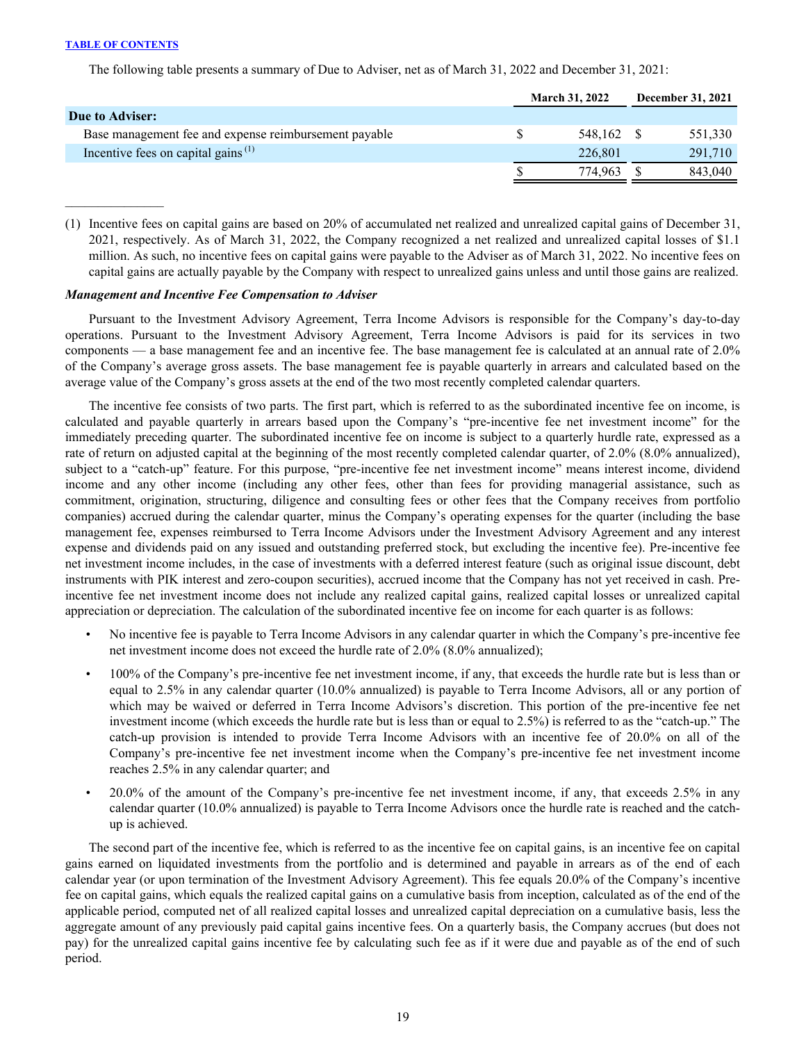The following table presents a summary of Due to Adviser, net as of March 31, 2022 and December 31, 2021:

| | March 31, 2022 | December 31, 2021 |
|---|---|---|
| **Due to Adviser:** | | |
| Base management fee and expense reimbursement payable | $ 548,162 | $ 551,330 |
| Incentive fees on capital gains [(1)] | 226,801 | 291,710 |
| | $ 774,963 | $ 843,040 |

(1) Incentive fees on capital gains are based on 20% of accumulated net realized and unrealized capital gains of December 31, 2021, respectively. As of March 31, 2022, the Company recognized a net realized and unrealized capital losses of $1.1 million. As such, no incentive fees on capital gains were payable to the Adviser as of March 31, 2022. No incentive fees on capital gains are actually payable by the Company with respect to unrealized gains unless and until those gains are realized.

***Management and Incentive Fee Compensation to Adviser***

Pursuant to the Investment Advisory Agreement, Terra Income Advisors is responsible for the Company's day-to-day operations. Pursuant to the Investment Advisory Agreement, Terra Income Advisors is paid for its services in two components — a base management fee and an incentive fee. The base management fee is calculated at an annual rate of 2.0% of the Company's average gross assets. The base management fee is payable quarterly in arrears and calculated based on the average value of the Company's gross assets at the end of the two most recently completed calendar quarters.

The incentive fee consists of two parts. The first part, which is referred to as the subordinated incentive fee on income, is calculated and payable quarterly in arrears based upon the Company's "pre-incentive fee net investment income" for the immediately preceding quarter. The subordinated incentive fee on income is subject to a quarterly hurdle rate, expressed as a rate of return on adjusted capital at the beginning of the most recently completed calendar quarter, of 2.0% (8.0% annualized), subject to a "catch-up" feature. For this purpose, "pre-incentive fee net investment income" means interest income, dividend income and any other income (including any other fees, other than fees for providing managerial assistance, such as commitment, origination, structuring, diligence and consulting fees or other fees that the Company receives from portfolio companies) accrued during the calendar quarter, minus the Company's operating expenses for the quarter (including the base management fee, expenses reimbursed to Terra Income Advisors under the Investment Advisory Agreement and any interest expense and dividends paid on any issued and outstanding preferred stock, but excluding the incentive fee). Pre-incentive fee net investment income includes, in the case of investments with a deferred interest feature (such as original issue discount, debt instruments with PIK interest and zero-coupon securities), accrued income that the Company has not yet received in cash. Pre-incentive fee net investment income does not include any realized capital gains, realized capital losses or unrealized capital appreciation or depreciation. The calculation of the subordinated incentive fee on income for each quarter is as follows:

- No incentive fee is payable to Terra Income Advisors in any calendar quarter in which the Company's pre-incentive fee net investment income does not exceed the hurdle rate of 2.0% (8.0% annualized);
- 100% of the Company's pre-incentive fee net investment income, if any, that exceeds the hurdle rate but is less than or equal to 2.5% in any calendar quarter (10.0% annualized) is payable to Terra Income Advisors, all or any portion of which may be waived or deferred in Terra Income Advisors's discretion. This portion of the pre-incentive fee net investment income (which exceeds the hurdle rate but is less than or equal to 2.5%) is referred to as the "catch-up." The catch-up provision is intended to provide Terra Income Advisors with an incentive fee of 20.0% on all of the Company's pre-incentive fee net investment income when the Company's pre-incentive fee net investment income reaches 2.5% in any calendar quarter; and
- 20.0% of the amount of the Company's pre-incentive fee net investment income, if any, that exceeds 2.5% in any calendar quarter (10.0% annualized) is payable to Terra Income Advisors once the hurdle rate is reached and the catch-up is achieved.

The second part of the incentive fee, which is referred to as the incentive fee on capital gains, is an incentive fee on capital gains earned on liquidated investments from the portfolio and is determined and payable in arrears as of the end of each calendar year (or upon termination of the Investment Advisory Agreement). This fee equals 20.0% of the Company's incentive fee on capital gains, which equals the realized capital gains on a cumulative basis from inception, calculated as of the end of the applicable period, computed net of all realized capital losses and unrealized capital depreciation on a cumulative basis, less the aggregate amount of any previously paid capital gains incentive fees. On a quarterly basis, the Company accrues (but does not pay) for the unrealized capital gains incentive fee by calculating such fee as if it were due and payable as of the end of such period.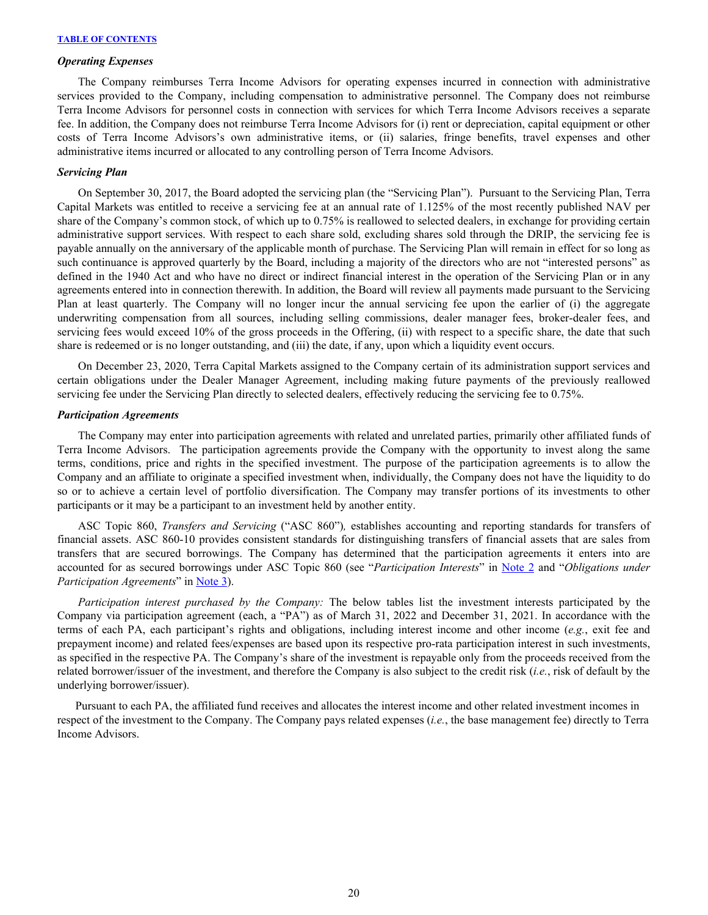### *Operating Expenses*

The Company reimburses Terra Income Advisors for operating expenses incurred in connection with administrative services provided to the Company, including compensation to administrative personnel. The Company does not reimburse Terra Income Advisors for personnel costs in connection with services for which Terra Income Advisors receives a separate fee. In addition, the Company does not reimburse Terra Income Advisors for (i) rent or depreciation, capital equipment or other costs of Terra Income Advisors's own administrative items, or (ii) salaries, fringe benefits, travel expenses and other administrative items incurred or allocated to any controlling person of Terra Income Advisors.

### *Servicing Plan*

On September 30, 2017, the Board adopted the servicing plan (the "Servicing Plan"). Pursuant to the Servicing Plan, Terra Capital Markets was entitled to receive a servicing fee at an annual rate of 1.125% of the most recently published NAV per share of the Company's common stock, of which up to 0.75% is reallowed to selected dealers, in exchange for providing certain administrative support services. With respect to each share sold, excluding shares sold through the DRIP, the servicing fee is payable annually on the anniversary of the applicable month of purchase. The Servicing Plan will remain in effect for so long as such continuance is approved quarterly by the Board, including a majority of the directors who are not "interested persons" as defined in the 1940 Act and who have no direct or indirect financial interest in the operation of the Servicing Plan or in any agreements entered into in connection therewith. In addition, the Board will review all payments made pursuant to the Servicing Plan at least quarterly. The Company will no longer incur the annual servicing fee upon the earlier of (i) the aggregate underwriting compensation from all sources, including selling commissions, dealer manager fees, broker-dealer fees, and servicing fees would exceed 10% of the gross proceeds in the Offering, (ii) with respect to a specific share, the date that such share is redeemed or is no longer outstanding, and (iii) the date, if any, upon which a liquidity event occurs.

On December 23, 2020, Terra Capital Markets assigned to the Company certain of its administration support services and certain obligations under the Dealer Manager Agreement, including making future payments of the previously reallowed servicing fee under the Servicing Plan directly to selected dealers, effectively reducing the servicing fee to 0.75%.

### *Participation Agreements*

The Company may enter into participation agreements with related and unrelated parties, primarily other affiliated funds of Terra Income Advisors. The participation agreements provide the Company with the opportunity to invest along the same terms, conditions, price and rights in the specified investment. The purpose of the participation agreements is to allow the Company and an affiliate to originate a specified investment when, individually, the Company does not have the liquidity to do so or to achieve a certain level of portfolio diversification. The Company may transfer portions of its investments to other participants or it may be a participant to an investment held by another entity.

ASC Topic 860, *Transfers and Servicing* ("ASC 860"), establishes accounting and reporting standards for transfers of financial assets. ASC 860-10 provides consistent standards for distinguishing transfers of financial assets that are sales from transfers that are secured borrowings. The Company has determined that the participation agreements it enters into are accounted for as secured borrowings under ASC Topic 860 (see "*Participation Interests*" in Note 2 and "*Obligations under Participation Agreements*" in Note 3).

*Participation interest purchased by the Company:* The below tables list the investment interests participated by the Company via participation agreement (each, a "PA") as of March 31, 2022 and December 31, 2021. In accordance with the terms of each PA, each participant's rights and obligations, including interest income and other income (*e.g.*, exit fee and prepayment income) and related fees/expenses are based upon its respective pro-rata participation interest in such investments, as specified in the respective PA. The Company's share of the investment is repayable only from the proceeds received from the related borrower/issuer of the investment, and therefore the Company is also subject to the credit risk (*i.e.*, risk of default by the underlying borrower/issuer).

Pursuant to each PA, the affiliated fund receives and allocates the interest income and other related investment incomes in respect of the investment to the Company. The Company pays related expenses (*i.e.*, the base management fee) directly to Terra Income Advisors.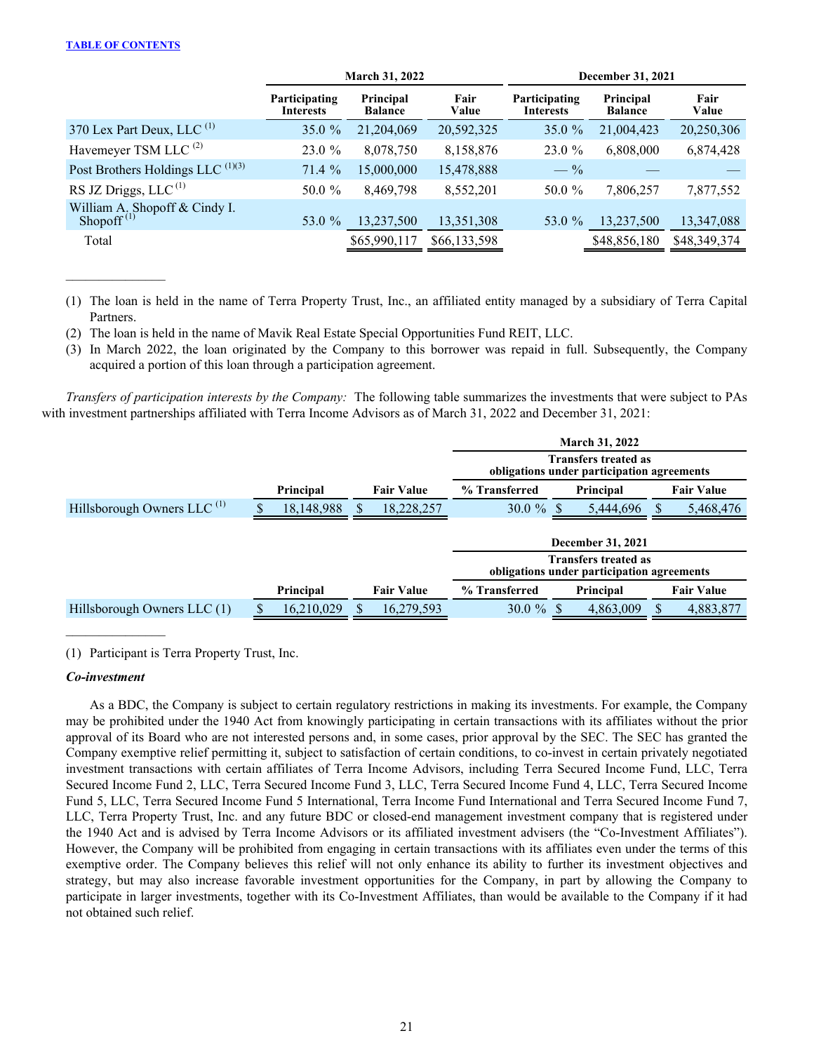| | March 31, 2022 | | | December 31, 2021 | | |
|---|---|---|---|---|---|---|
| | Participating Interests | Principal Balance | Fair Value | Participating Interests | Principal Balance | Fair Value |
| 370 Lex Part Deux, LLC [(1)] | 35.0 % | 21,204,069 | 20,592,325 | 35.0 % | 21,004,423 | 20,250,306 |
| Havemeyer TSM LLC [(2)] | 23.0 % | 8,078,750 | 8,158,876 | 23.0 % | 6,808,000 | 6,874,428 |
| Post Brothers Holdings LLC [(1)(3)] | 71.4 % | 15,000,000 | 15,478,888 | — % | — | — |
| RS JZ Driggs, LLC [(1)] | 50.0 % | 8,469,798 | 8,552,201 | 50.0 % | 7,806,257 | 7,877,552 |
| William A. Shopoff & Cindy I. Shopoff [(1)] | 53.0 % | 13,237,500 | 13,351,308 | 53.0 % | 13,237,500 | 13,347,088 |
| Total | | $65,990,117 | $66,133,598 | | $48,856,180 | $48,349,374 |

(1) The loan is held in the name of Terra Property Trust, Inc., an affiliated entity managed by a subsidiary of Terra Capital Partners.

(2) The loan is held in the name of Mavik Real Estate Special Opportunities Fund REIT, LLC.

(3) In March 2022, the loan originated by the Company to this borrower was repaid in full. Subsequently, the Company acquired a portion of this loan through a participation agreement.

*Transfers of participation interests by the Company:* The following table summarizes the investments that were subject to PAs with investment partnerships affiliated with Terra Income Advisors as of March 31, 2022 and December 31, 2021:

| | | | March 31, 2022 | | |
|---|---|---|---|---|---|
| | | | Transfers treated as obligations under participation agreements | | |
| | Principal | Fair Value | % Transferred | Principal | Fair Value |
| Hillsborough Owners LLC [(1)] | $ 18,148,988 | $ 18,228,257 | 30.0 % | $ 5,444,696 | $ 5,468,476 |

| | | | December 31, 2021 | | |
|---|---|---|---|---|---|
| | | | Transfers treated as obligations under participation agreements | | |
| | Principal | Fair Value | % Transferred | Principal | Fair Value |
| Hillsborough Owners LLC (1) | $ 16,210,029 | $ 16,279,593 | 30.0 % | $ 4,863,009 | $ 4,883,877 |

(1) Participant is Terra Property Trust, Inc.

***Co-investment***

As a BDC, the Company is subject to certain regulatory restrictions in making its investments. For example, the Company may be prohibited under the 1940 Act from knowingly participating in certain transactions with its affiliates without the prior approval of its Board who are not interested persons and, in some cases, prior approval by the SEC. The SEC has granted the Company exemptive relief permitting it, subject to satisfaction of certain conditions, to co-invest in certain privately negotiated investment transactions with certain affiliates of Terra Income Advisors, including Terra Secured Income Fund, LLC, Terra Secured Income Fund 2, LLC, Terra Secured Income Fund 3, LLC, Terra Secured Income Fund 4, LLC, Terra Secured Income Fund 5, LLC, Terra Secured Income Fund 5 International, Terra Income Fund International and Terra Secured Income Fund 7, LLC, Terra Property Trust, Inc. and any future BDC or closed-end management investment company that is registered under the 1940 Act and is advised by Terra Income Advisors or its affiliated investment advisers (the "Co-Investment Affiliates"). However, the Company will be prohibited from engaging in certain transactions with its affiliates even under the terms of this exemptive order. The Company believes this relief will not only enhance its ability to further its investment objectives and strategy, but may also increase favorable investment opportunities for the Company, in part by allowing the Company to participate in larger investments, together with its Co-Investment Affiliates, than would be available to the Company if it had not obtained such relief.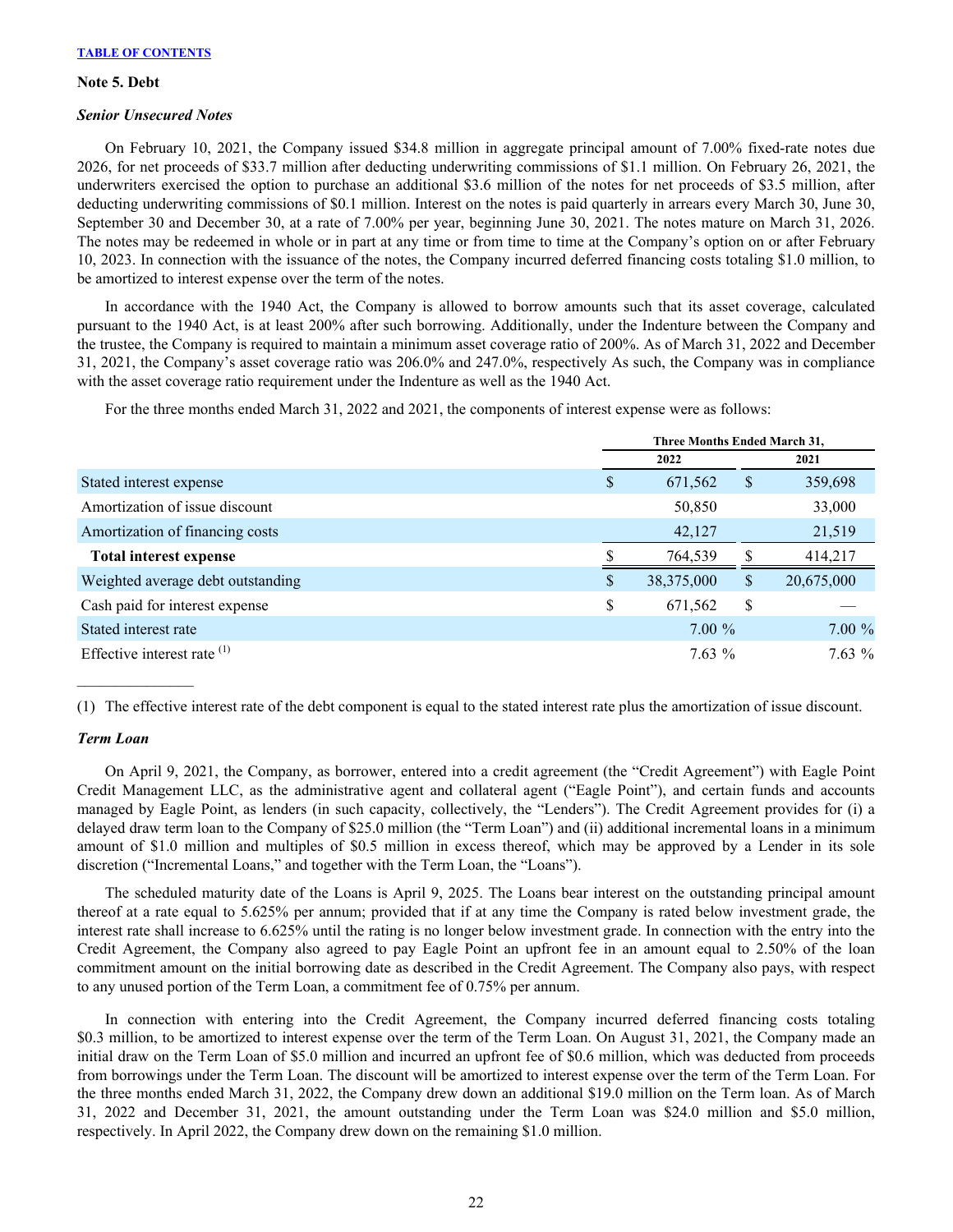## Note 5. Debt

### *Senior Unsecured Notes*

On February 10, 2021, the Company issued $34.8 million in aggregate principal amount of 7.00% fixed-rate notes due 2026, for net proceeds of $33.7 million after deducting underwriting commissions of $1.1 million. On February 26, 2021, the underwriters exercised the option to purchase an additional $3.6 million of the notes for net proceeds of $3.5 million, after deducting underwriting commissions of $0.1 million. Interest on the notes is paid quarterly in arrears every March 30, June 30, September 30 and December 30, at a rate of 7.00% per year, beginning June 30, 2021. The notes mature on March 31, 2026. The notes may be redeemed in whole or in part at any time or from time to time at the Company's option on or after February 10, 2023. In connection with the issuance of the notes, the Company incurred deferred financing costs totaling $1.0 million, to be amortized to interest expense over the term of the notes.

In accordance with the 1940 Act, the Company is allowed to borrow amounts such that its asset coverage, calculated pursuant to the 1940 Act, is at least 200% after such borrowing. Additionally, under the Indenture between the Company and the trustee, the Company is required to maintain a minimum asset coverage ratio of 200%. As of March 31, 2022 and December 31, 2021, the Company's asset coverage ratio was 206.0% and 247.0%, respectively As such, the Company was in compliance with the asset coverage ratio requirement under the Indenture as well as the 1940 Act.

For the three months ended March 31, 2022 and 2021, the components of interest expense were as follows:

| | Three Months Ended March 31, | |
|---|---|---|
| | 2022 | 2021 |
| Stated interest expense | $ 671,562 | $ 359,698 |
| Amortization of issue discount | 50,850 | 33,000 |
| Amortization of financing costs | 42,127 | 21,519 |
| **Total interest expense** | $ 764,539 | $ 414,217 |
| Weighted average debt outstanding | $ 38,375,000 | $ 20,675,000 |
| Cash paid for interest expense | $ 671,562 | $ — |
| Stated interest rate | 7.00 % | 7.00 % |
| Effective interest rate [(1)] | 7.63 % | 7.63 % |

(1) The effective interest rate of the debt component is equal to the stated interest rate plus the amortization of issue discount.

### *Term Loan*

On April 9, 2021, the Company, as borrower, entered into a credit agreement (the "Credit Agreement") with Eagle Point Credit Management LLC, as the administrative agent and collateral agent ("Eagle Point"), and certain funds and accounts managed by Eagle Point, as lenders (in such capacity, collectively, the "Lenders"). The Credit Agreement provides for (i) a delayed draw term loan to the Company of $25.0 million (the "Term Loan") and (ii) additional incremental loans in a minimum amount of $1.0 million and multiples of $0.5 million in excess thereof, which may be approved by a Lender in its sole discretion ("Incremental Loans," and together with the Term Loan, the "Loans").

The scheduled maturity date of the Loans is April 9, 2025. The Loans bear interest on the outstanding principal amount thereof at a rate equal to 5.625% per annum; provided that if at any time the Company is rated below investment grade, the interest rate shall increase to 6.625% until the rating is no longer below investment grade. In connection with the entry into the Credit Agreement, the Company also agreed to pay Eagle Point an upfront fee in an amount equal to 2.50% of the loan commitment amount on the initial borrowing date as described in the Credit Agreement. The Company also pays, with respect to any unused portion of the Term Loan, a commitment fee of 0.75% per annum.

In connection with entering into the Credit Agreement, the Company incurred deferred financing costs totaling $0.3 million, to be amortized to interest expense over the term of the Term Loan. On August 31, 2021, the Company made an initial draw on the Term Loan of $5.0 million and incurred an upfront fee of $0.6 million, which was deducted from proceeds from borrowings under the Term Loan. The discount will be amortized to interest expense over the term of the Term Loan. For the three months ended March 31, 2022, the Company drew down an additional $19.0 million on the Term loan. As of March 31, 2022 and December 31, 2021, the amount outstanding under the Term Loan was $24.0 million and $5.0 million, respectively. In April 2022, the Company drew down on the remaining $1.0 million.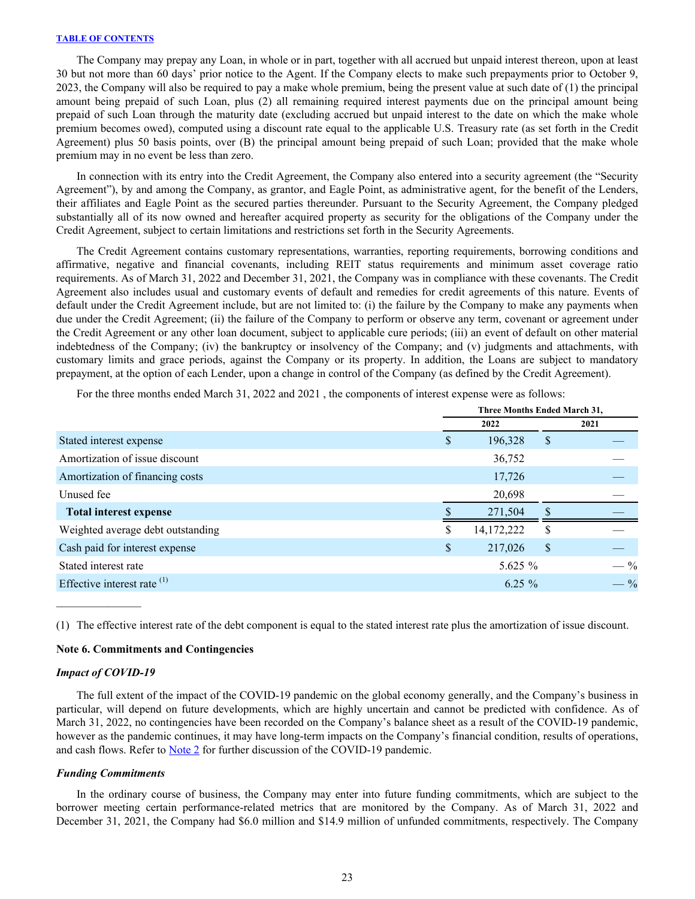The Company may prepay any Loan, in whole or in part, together with all accrued but unpaid interest thereon, upon at least 30 but not more than 60 days' prior notice to the Agent. If the Company elects to make such prepayments prior to October 9, 2023, the Company will also be required to pay a make whole premium, being the present value at such date of (1) the principal amount being prepaid of such Loan, plus (2) all remaining required interest payments due on the principal amount being prepaid of such Loan through the maturity date (excluding accrued but unpaid interest to the date on which the make whole premium becomes owed), computed using a discount rate equal to the applicable U.S. Treasury rate (as set forth in the Credit Agreement) plus 50 basis points, over (B) the principal amount being prepaid of such Loan; provided that the make whole premium may in no event be less than zero.

In connection with its entry into the Credit Agreement, the Company also entered into a security agreement (the "Security Agreement"), by and among the Company, as grantor, and Eagle Point, as administrative agent, for the benefit of the Lenders, their affiliates and Eagle Point as the secured parties thereunder. Pursuant to the Security Agreement, the Company pledged substantially all of its now owned and hereafter acquired property as security for the obligations of the Company under the Credit Agreement, subject to certain limitations and restrictions set forth in the Security Agreements.

The Credit Agreement contains customary representations, warranties, reporting requirements, borrowing conditions and affirmative, negative and financial covenants, including REIT status requirements and minimum asset coverage ratio requirements. As of March 31, 2022 and December 31, 2021, the Company was in compliance with these covenants. The Credit Agreement also includes usual and customary events of default and remedies for credit agreements of this nature. Events of default under the Credit Agreement include, but are not limited to: (i) the failure by the Company to make any payments when due under the Credit Agreement; (ii) the failure of the Company to perform or observe any term, covenant or agreement under the Credit Agreement or any other loan document, subject to applicable cure periods; (iii) an event of default on other material indebtedness of the Company; (iv) the bankruptcy or insolvency of the Company; and (v) judgments and attachments, with customary limits and grace periods, against the Company or its property. In addition, the Loans are subject to mandatory prepayment, at the option of each Lender, upon a change in control of the Company (as defined by the Credit Agreement).

For the three months ended March 31, 2022 and 2021 , the components of interest expense were as follows:

| | Three Months Ended March 31, | |
|---|---|---|
| | 2022 | 2021 |
| Stated interest expense | $ 196,328 | $ — |
| Amortization of issue discount | 36,752 | — |
| Amortization of financing costs | 17,726 | — |
| Unused fee | 20,698 | — |
| **Total interest expense** | $ 271,504 | $ — |
| Weighted average debt outstanding | $ 14,172,222 | $ — |
| Cash paid for interest expense | $ 217,026 | $ — |
| Stated interest rate | 5.625 % | — % |
| Effective interest rate [(1)] | 6.25 % | — % |

(1) The effective interest rate of the debt component is equal to the stated interest rate plus the amortization of issue discount.

### Note 6. Commitments and Contingencies

#### *Impact of COVID-19*

The full extent of the impact of the COVID-19 pandemic on the global economy generally, and the Company's business in particular, will depend on future developments, which are highly uncertain and cannot be predicted with confidence. As of March 31, 2022, no contingencies have been recorded on the Company's balance sheet as a result of the COVID-19 pandemic, however as the pandemic continues, it may have long-term impacts on the Company's financial condition, results of operations, and cash flows. Refer to Note 2 for further discussion of the COVID-19 pandemic.

#### *Funding Commitments*

In the ordinary course of business, the Company may enter into future funding commitments, which are subject to the borrower meeting certain performance-related metrics that are monitored by the Company. As of March 31, 2022 and December 31, 2021, the Company had $6.0 million and $14.9 million of unfunded commitments, respectively. The Company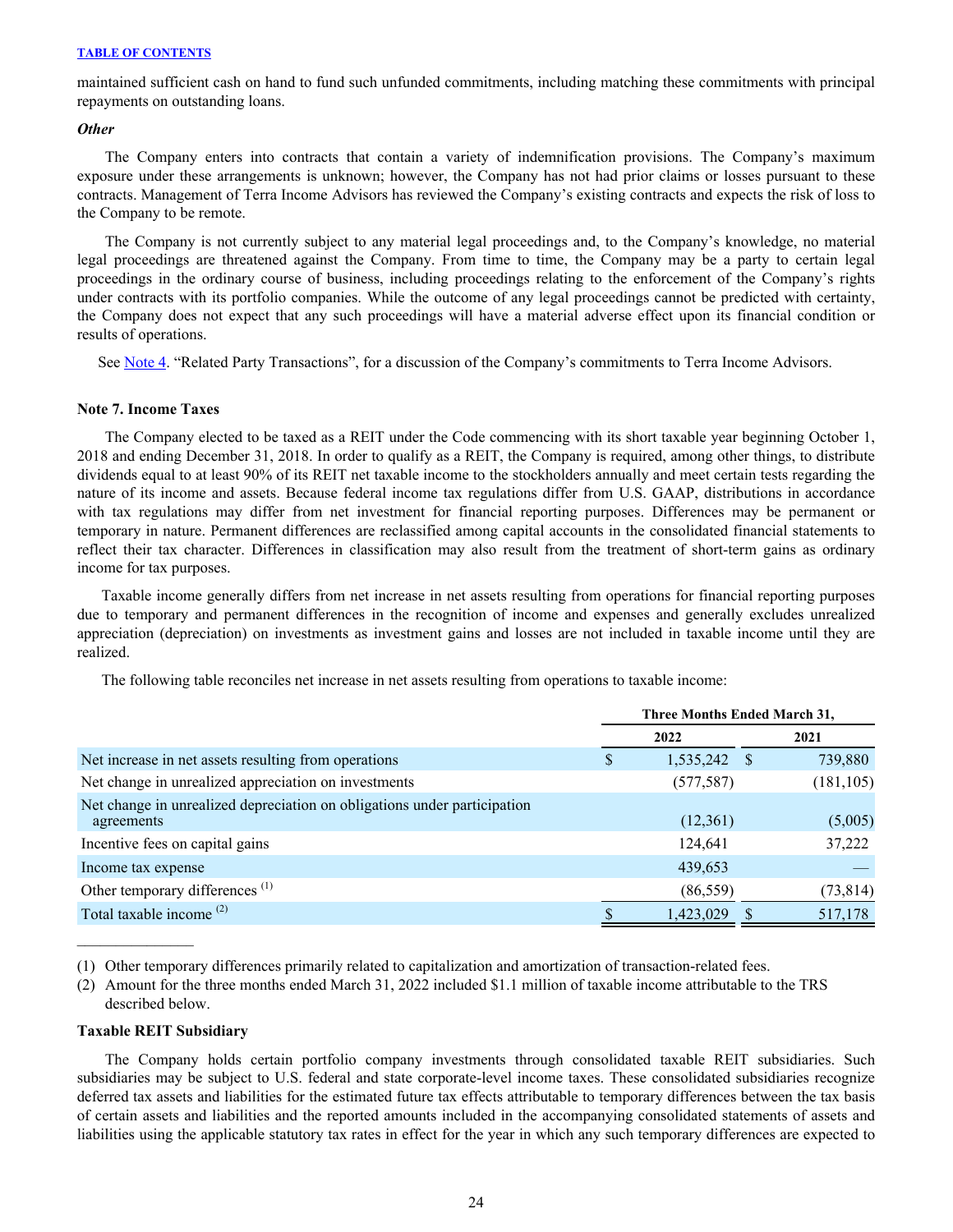maintained sufficient cash on hand to fund such unfunded commitments, including matching these commitments with principal repayments on outstanding loans.

***Other***

The Company enters into contracts that contain a variety of indemnification provisions. The Company's maximum exposure under these arrangements is unknown; however, the Company has not had prior claims or losses pursuant to these contracts. Management of Terra Income Advisors has reviewed the Company's existing contracts and expects the risk of loss to the Company to be remote.

The Company is not currently subject to any material legal proceedings and, to the Company's knowledge, no material legal proceedings are threatened against the Company. From time to time, the Company may be a party to certain legal proceedings in the ordinary course of business, including proceedings relating to the enforcement of the Company's rights under contracts with its portfolio companies. While the outcome of any legal proceedings cannot be predicted with certainty, the Company does not expect that any such proceedings will have a material adverse effect upon its financial condition or results of operations.

See Note 4. "Related Party Transactions", for a discussion of the Company's commitments to Terra Income Advisors.

**Note 7. Income Taxes**

The Company elected to be taxed as a REIT under the Code commencing with its short taxable year beginning October 1, 2018 and ending December 31, 2018. In order to qualify as a REIT, the Company is required, among other things, to distribute dividends equal to at least 90% of its REIT net taxable income to the stockholders annually and meet certain tests regarding the nature of its income and assets. Because federal income tax regulations differ from U.S. GAAP, distributions in accordance with tax regulations may differ from net investment for financial reporting purposes. Differences may be permanent or temporary in nature. Permanent differences are reclassified among capital accounts in the consolidated financial statements to reflect their tax character. Differences in classification may also result from the treatment of short-term gains as ordinary income for tax purposes.

Taxable income generally differs from net increase in net assets resulting from operations for financial reporting purposes due to temporary and permanent differences in the recognition of income and expenses and generally excludes unrealized appreciation (depreciation) on investments as investment gains and losses are not included in taxable income until they are realized.

The following table reconciles net increase in net assets resulting from operations to taxable income:

| | Three Months Ended March 31, | |
|---|---|---|
| | 2022 | 2021 |
| Net increase in net assets resulting from operations | $ 1,535,242 | $ 739,880 |
| Net change in unrealized appreciation on investments | (577,587) | (181,105) |
| Net change in unrealized depreciation on obligations under participation agreements | (12,361) | (5,005) |
| Incentive fees on capital gains | 124,641 | 37,222 |
| Income tax expense | 439,653 | — |
| Other temporary differences [(1)] | (86,559) | (73,814) |
| Total taxable income [(2)] | $ 1,423,029 | $ 517,178 |

(1) Other temporary differences primarily related to capitalization and amortization of transaction-related fees.

(2) Amount for the three months ended March 31, 2022 included $1.1 million of taxable income attributable to the TRS described below.

**Taxable REIT Subsidiary**

The Company holds certain portfolio company investments through consolidated taxable REIT subsidiaries. Such subsidiaries may be subject to U.S. federal and state corporate-level income taxes. These consolidated subsidiaries recognize deferred tax assets and liabilities for the estimated future tax effects attributable to temporary differences between the tax basis of certain assets and liabilities and the reported amounts included in the accompanying consolidated statements of assets and liabilities using the applicable statutory tax rates in effect for the year in which any such temporary differences are expected to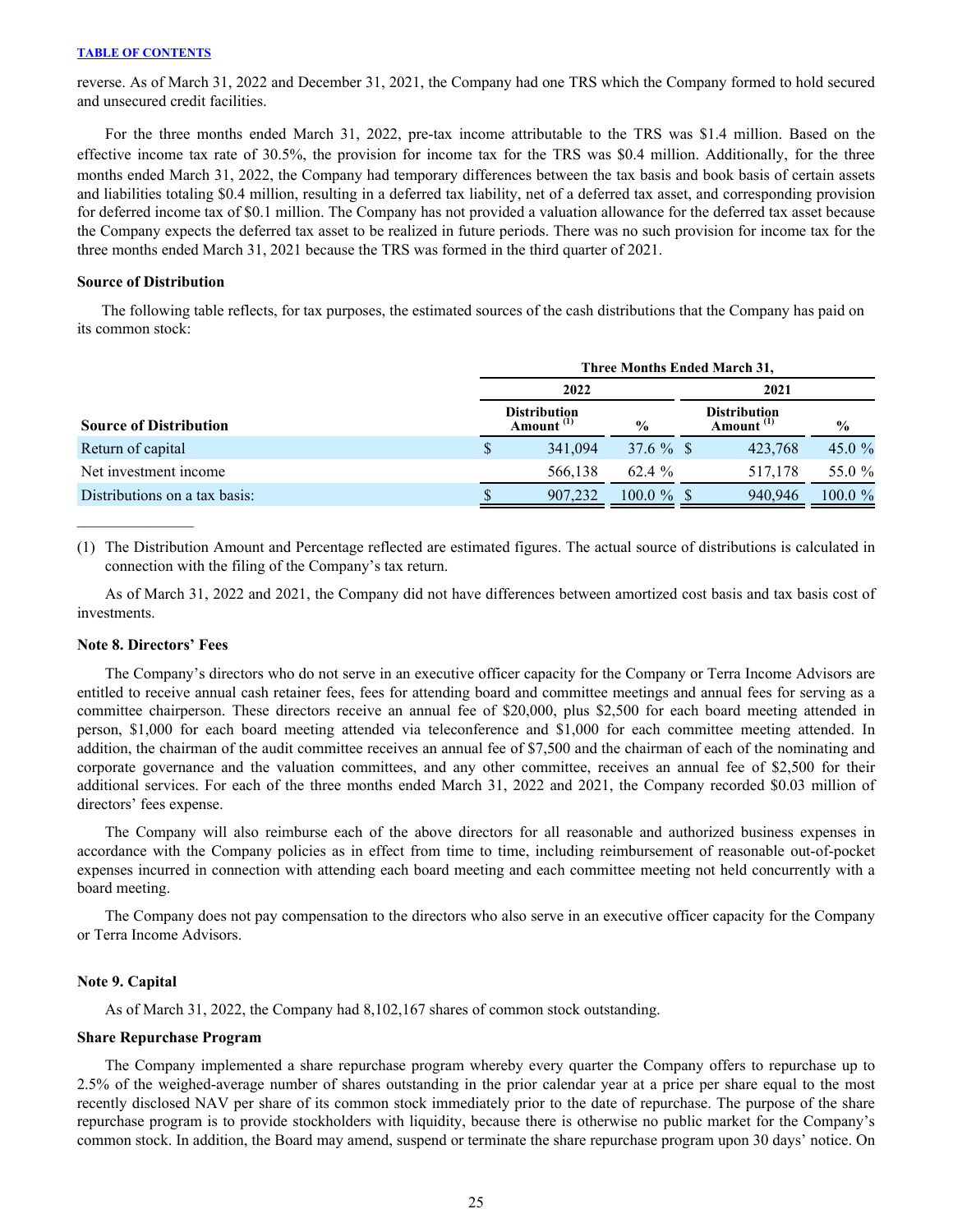reverse. As of March 31, 2022 and December 31, 2021, the Company had one TRS which the Company formed to hold secured and unsecured credit facilities.

For the three months ended March 31, 2022, pre-tax income attributable to the TRS was $1.4 million. Based on the effective income tax rate of 30.5%, the provision for income tax for the TRS was $0.4 million. Additionally, for the three months ended March 31, 2022, the Company had temporary differences between the tax basis and book basis of certain assets and liabilities totaling $0.4 million, resulting in a deferred tax liability, net of a deferred tax asset, and corresponding provision for deferred income tax of $0.1 million. The Company has not provided a valuation allowance for the deferred tax asset because the Company expects the deferred tax asset to be realized in future periods. There was no such provision for income tax for the three months ended March 31, 2021 because the TRS was formed in the third quarter of 2021.

**Source of Distribution**

The following table reflects, for tax purposes, the estimated sources of the cash distributions that the Company has paid on its common stock:

| | Three Months Ended March 31, | | | |
|---|---|---|---|---|
| | 2022 | | 2021 | |
| **Source of Distribution** | **Distribution Amount (1)** | **%** | **Distribution Amount (1)** | **%** |
| Return of capital | $ 341,094 | 37.6 % | $ 423,768 | 45.0 % |
| Net investment income | 566,138 | 62.4 % | 517,178 | 55.0 % |
| Distributions on a tax basis: | $ 907,232 | 100.0 % | $ 940,946 | 100.0 % |

(1) The Distribution Amount and Percentage reflected are estimated figures. The actual source of distributions is calculated in connection with the filing of the Company's tax return.

As of March 31, 2022 and 2021, the Company did not have differences between amortized cost basis and tax basis cost of investments.

**Note 8. Directors' Fees**

The Company's directors who do not serve in an executive officer capacity for the Company or Terra Income Advisors are entitled to receive annual cash retainer fees, fees for attending board and committee meetings and annual fees for serving as a committee chairperson. These directors receive an annual fee of $20,000, plus $2,500 for each board meeting attended in person, $1,000 for each board meeting attended via teleconference and $1,000 for each committee meeting attended. In addition, the chairman of the audit committee receives an annual fee of $7,500 and the chairman of each of the nominating and corporate governance and the valuation committees, and any other committee, receives an annual fee of $2,500 for their additional services. For each of the three months ended March 31, 2022 and 2021, the Company recorded $0.03 million of directors' fees expense.

The Company will also reimburse each of the above directors for all reasonable and authorized business expenses in accordance with the Company policies as in effect from time to time, including reimbursement of reasonable out-of-pocket expenses incurred in connection with attending each board meeting and each committee meeting not held concurrently with a board meeting.

The Company does not pay compensation to the directors who also serve in an executive officer capacity for the Company or Terra Income Advisors.

**Note 9. Capital**

As of March 31, 2022, the Company had 8,102,167 shares of common stock outstanding.

**Share Repurchase Program**

The Company implemented a share repurchase program whereby every quarter the Company offers to repurchase up to 2.5% of the weighed-average number of shares outstanding in the prior calendar year at a price per share equal to the most recently disclosed NAV per share of its common stock immediately prior to the date of repurchase. The purpose of the share repurchase program is to provide stockholders with liquidity, because there is otherwise no public market for the Company's common stock. In addition, the Board may amend, suspend or terminate the share repurchase program upon 30 days' notice. On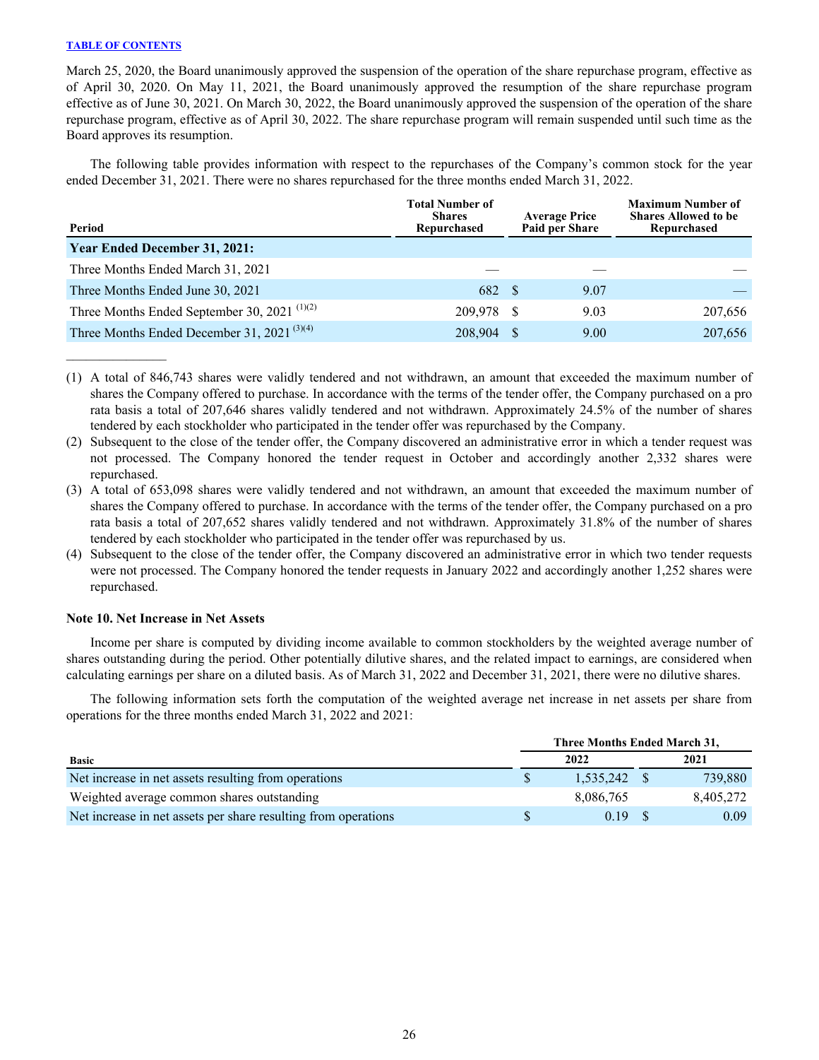March 25, 2020, the Board unanimously approved the suspension of the operation of the share repurchase program, effective as of April 30, 2020. On May 11, 2021, the Board unanimously approved the resumption of the share repurchase program effective as of June 30, 2021. On March 30, 2022, the Board unanimously approved the suspension of the operation of the share repurchase program, effective as of April 30, 2022. The share repurchase program will remain suspended until such time as the Board approves its resumption.

The following table provides information with respect to the repurchases of the Company's common stock for the year ended December 31, 2021. There were no shares repurchased for the three months ended March 31, 2022.

| Period | Total Number of Shares Repurchased | Average Price Paid per Share | Maximum Number of Shares Allowed to be Repurchased |
|---|---|---|---|
| **Year Ended December 31, 2021:** | | | |
| Three Months Ended March 31, 2021 | — | — | — |
| Three Months Ended June 30, 2021 | 682 | $ 9.07 | — |
| Three Months Ended September 30, 2021 [(1)(2)] | 209,978 | $ 9.03 | 207,656 |
| Three Months Ended December 31, 2021 [(3)(4)] | 208,904 | $ 9.00 | 207,656 |

(1) A total of 846,743 shares were validly tendered and not withdrawn, an amount that exceeded the maximum number of shares the Company offered to purchase. In accordance with the terms of the tender offer, the Company purchased on a pro rata basis a total of 207,646 shares validly tendered and not withdrawn. Approximately 24.5% of the number of shares tendered by each stockholder who participated in the tender offer was repurchased by the Company.

(2) Subsequent to the close of the tender offer, the Company discovered an administrative error in which a tender request was not processed. The Company honored the tender request in October and accordingly another 2,332 shares were repurchased.

(3) A total of 653,098 shares were validly tendered and not withdrawn, an amount that exceeded the maximum number of shares the Company offered to purchase. In accordance with the terms of the tender offer, the Company purchased on a pro rata basis a total of 207,652 shares validly tendered and not withdrawn. Approximately 31.8% of the number of shares tendered by each stockholder who participated in the tender offer was repurchased by us.

(4) Subsequent to the close of the tender offer, the Company discovered an administrative error in which two tender requests were not processed. The Company honored the tender requests in January 2022 and accordingly another 1,252 shares were repurchased.

### Note 10. Net Increase in Net Assets

Income per share is computed by dividing income available to common stockholders by the weighted average number of shares outstanding during the period. Other potentially dilutive shares, and the related impact to earnings, are considered when calculating earnings per share on a diluted basis. As of March 31, 2022 and December 31, 2021, there were no dilutive shares.

The following information sets forth the computation of the weighted average net increase in net assets per share from operations for the three months ended March 31, 2022 and 2021:

| | Three Months Ended March 31, | |
|---|---|---|
| **Basic** | **2022** | **2021** |
| Net increase in net assets resulting from operations | $ 1,535,242 | $ 739,880 |
| Weighted average common shares outstanding | 8,086,765 | 8,405,272 |
| Net increase in net assets per share resulting from operations | $ 0.19 | $ 0.09 |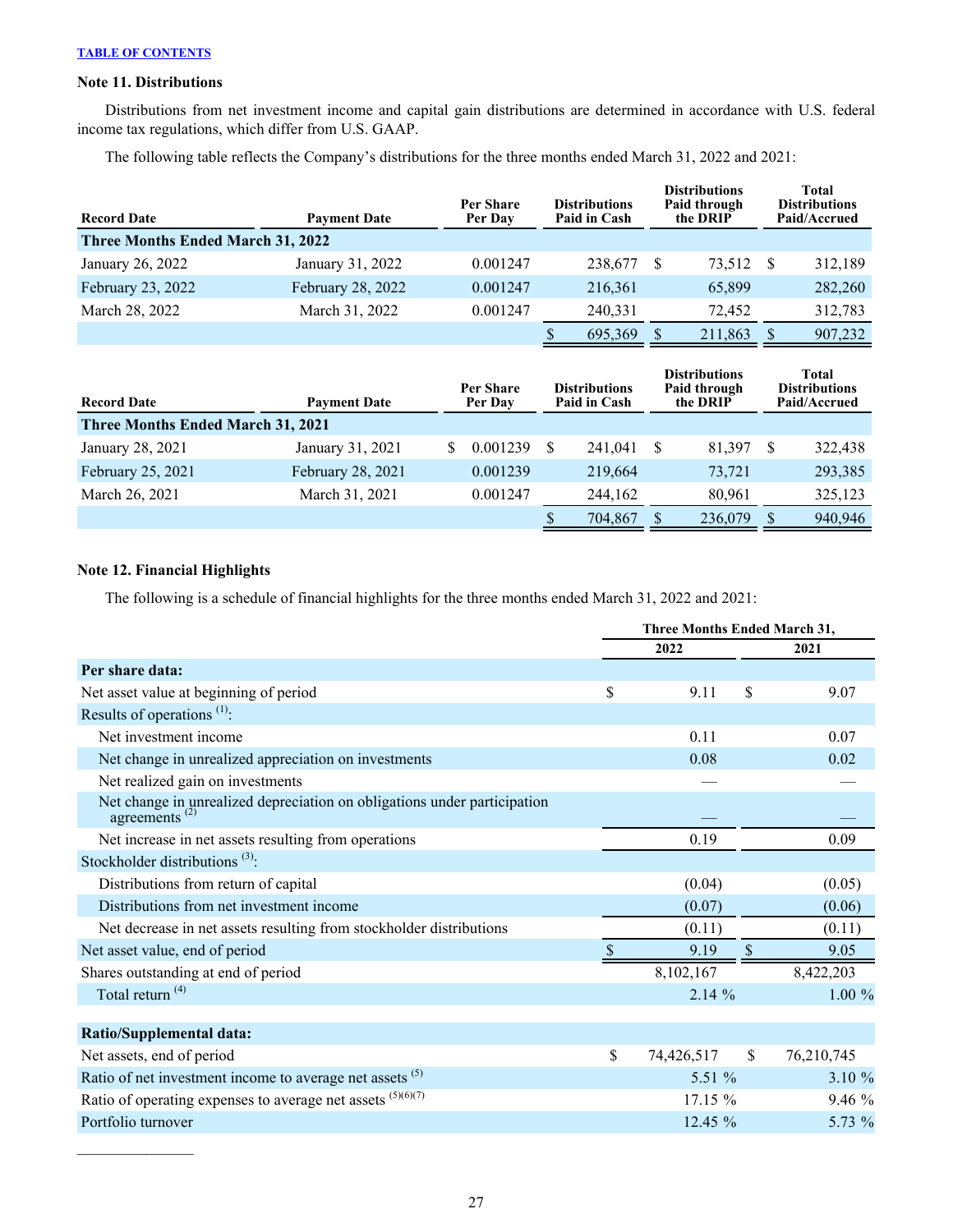TABLE OF CONTENTS

### Note 11. Distributions

Distributions from net investment income and capital gain distributions are determined in accordance with U.S. federal income tax regulations, which differ from U.S. GAAP.

The following table reflects the Company's distributions for the three months ended March 31, 2022 and 2021:

| Record Date | Payment Date | Per Share Per Day | Distributions Paid in Cash | Distributions Paid through the DRIP | Total Distributions Paid/Accrued |
|---|---|---|---|---|---|
| **Three Months Ended March 31, 2022** | | | | | |
| January 26, 2022 | January 31, 2022 | 0.001247 | 238,677 | $ 73,512 | $ 312,189 |
| February 23, 2022 | February 28, 2022 | 0.001247 | 216,361 | 65,899 | 282,260 |
| March 28, 2022 | March 31, 2022 | 0.001247 | 240,331 | 72,452 | 312,783 |
| | | | $ 695,369 | $ 211,863 | $ 907,232 |

| Record Date | Payment Date | Per Share Per Day | Distributions Paid in Cash | Distributions Paid through the DRIP | Total Distributions Paid/Accrued |
|---|---|---|---|---|---|
| **Three Months Ended March 31, 2021** | | | | | |
| January 28, 2021 | January 31, 2021 | $ 0.001239 | $ 241,041 | $ 81,397 | $ 322,438 |
| February 25, 2021 | February 28, 2021 | 0.001239 | 219,664 | 73,721 | 293,385 |
| March 26, 2021 | March 31, 2021 | 0.001247 | 244,162 | 80,961 | 325,123 |
| | | | $ 704,867 | $ 236,079 | $ 940,946 |

### Note 12. Financial Highlights

The following is a schedule of financial highlights for the three months ended March 31, 2022 and 2021:

| | Three Months Ended March 31, | |
|---|---|---|
| | 2022 | 2021 |
| **Per share data:** | | |
| Net asset value at beginning of period | $ 9.11 | $ 9.07 |
| Results of operations [1]: | | |
| Net investment income | 0.11 | 0.07 |
| Net change in unrealized appreciation on investments | 0.08 | 0.02 |
| Net realized gain on investments | — | — |
| Net change in unrealized depreciation on obligations under participation agreements [2] | — | — |
| Net increase in net assets resulting from operations | 0.19 | 0.09 |
| Stockholder distributions [3]: | | |
| Distributions from return of capital | (0.04) | (0.05) |
| Distributions from net investment income | (0.07) | (0.06) |
| Net decrease in net assets resulting from stockholder distributions | (0.11) | (0.11) |
| Net asset value, end of period | $ 9.19 | $ 9.05 |
| Shares outstanding at end of period | 8,102,167 | 8,422,203 |
| Total return [4] | 2.14 % | 1.00 % |
| | | |
| **Ratio/Supplemental data:** | | |
| Net assets, end of period | $ 74,426,517 | $ 76,210,745 |
| Ratio of net investment income to average net assets [5] | 5.51 % | 3.10 % |
| Ratio of operating expenses to average net assets [5][6][7] | 17.15 % | 9.46 % |
| Portfolio turnover | 12.45 % | 5.73 % |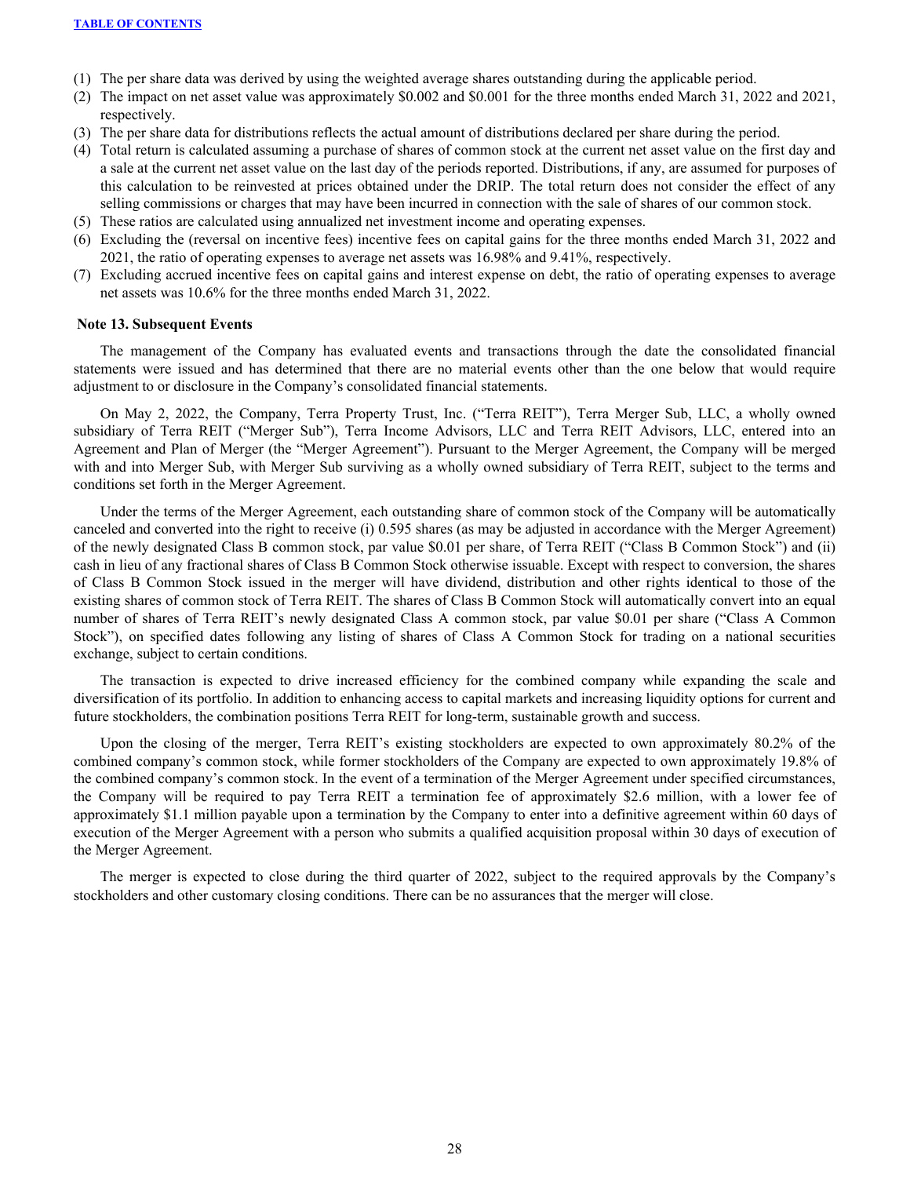(1) The per share data was derived by using the weighted average shares outstanding during the applicable period.
(2) The impact on net asset value was approximately $0.002 and $0.001 for the three months ended March 31, 2022 and 2021, respectively.
(3) The per share data for distributions reflects the actual amount of distributions declared per share during the period.
(4) Total return is calculated assuming a purchase of shares of common stock at the current net asset value on the first day and a sale at the current net asset value on the last day of the periods reported. Distributions, if any, are assumed for purposes of this calculation to be reinvested at prices obtained under the DRIP. The total return does not consider the effect of any selling commissions or charges that may have been incurred in connection with the sale of shares of our common stock.
(5) These ratios are calculated using annualized net investment income and operating expenses.
(6) Excluding the (reversal on incentive fees) incentive fees on capital gains for the three months ended March 31, 2022 and 2021, the ratio of operating expenses to average net assets was 16.98% and 9.41%, respectively.
(7) Excluding accrued incentive fees on capital gains and interest expense on debt, the ratio of operating expenses to average net assets was 10.6% for the three months ended March 31, 2022.

**Note 13. Subsequent Events**

The management of the Company has evaluated events and transactions through the date the consolidated financial statements were issued and has determined that there are no material events other than the one below that would require adjustment to or disclosure in the Company's consolidated financial statements.

On May 2, 2022, the Company, Terra Property Trust, Inc. ("Terra REIT"), Terra Merger Sub, LLC, a wholly owned subsidiary of Terra REIT ("Merger Sub"), Terra Income Advisors, LLC and Terra REIT Advisors, LLC, entered into an Agreement and Plan of Merger (the "Merger Agreement"). Pursuant to the Merger Agreement, the Company will be merged with and into Merger Sub, with Merger Sub surviving as a wholly owned subsidiary of Terra REIT, subject to the terms and conditions set forth in the Merger Agreement.

Under the terms of the Merger Agreement, each outstanding share of common stock of the Company will be automatically canceled and converted into the right to receive (i) 0.595 shares (as may be adjusted in accordance with the Merger Agreement) of the newly designated Class B common stock, par value $0.01 per share, of Terra REIT ("Class B Common Stock") and (ii) cash in lieu of any fractional shares of Class B Common Stock otherwise issuable. Except with respect to conversion, the shares of Class B Common Stock issued in the merger will have dividend, distribution and other rights identical to those of the existing shares of common stock of Terra REIT. The shares of Class B Common Stock will automatically convert into an equal number of shares of Terra REIT's newly designated Class A common stock, par value $0.01 per share ("Class A Common Stock"), on specified dates following any listing of shares of Class A Common Stock for trading on a national securities exchange, subject to certain conditions.

The transaction is expected to drive increased efficiency for the combined company while expanding the scale and diversification of its portfolio. In addition to enhancing access to capital markets and increasing liquidity options for current and future stockholders, the combination positions Terra REIT for long-term, sustainable growth and success.

Upon the closing of the merger, Terra REIT's existing stockholders are expected to own approximately 80.2% of the combined company's common stock, while former stockholders of the Company are expected to own approximately 19.8% of the combined company's common stock. In the event of a termination of the Merger Agreement under specified circumstances, the Company will be required to pay Terra REIT a termination fee of approximately $2.6 million, with a lower fee of approximately $1.1 million payable upon a termination by the Company to enter into a definitive agreement within 60 days of execution of the Merger Agreement with a person who submits a qualified acquisition proposal within 30 days of execution of the Merger Agreement.

The merger is expected to close during the third quarter of 2022, subject to the required approvals by the Company's stockholders and other customary closing conditions. There can be no assurances that the merger will close.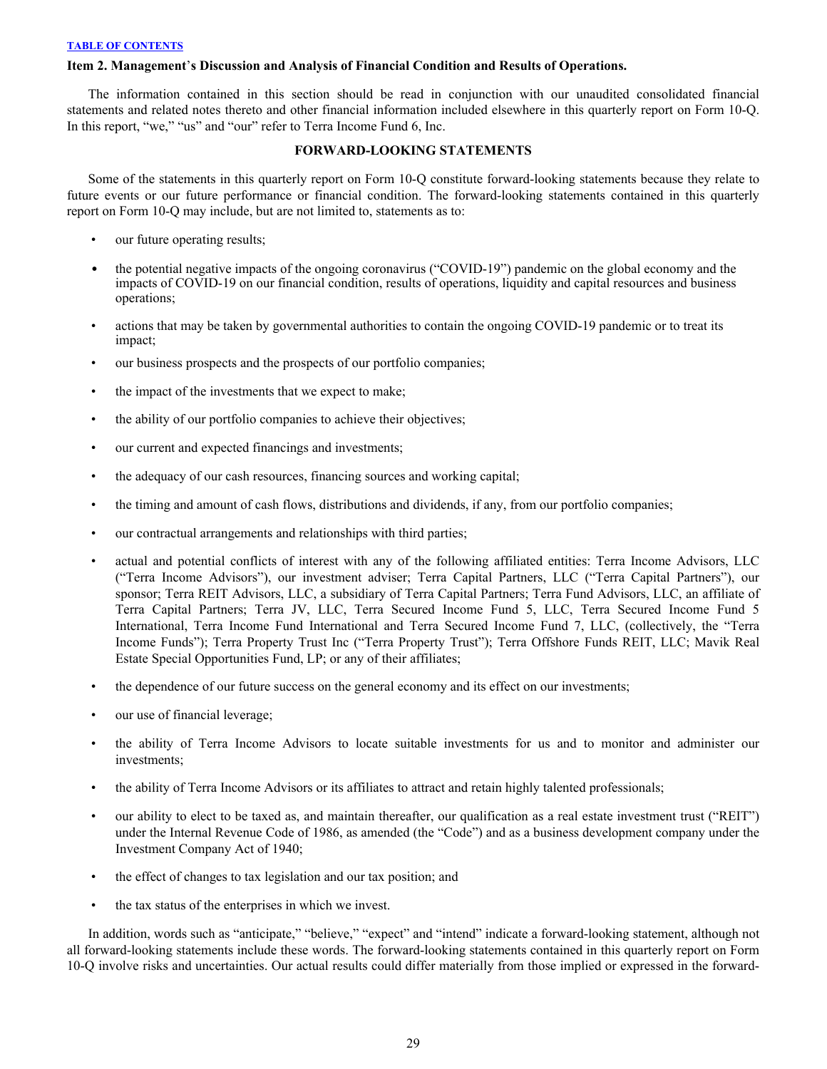**Item 2. Management's Discussion and Analysis of Financial Condition and Results of Operations.**

The information contained in this section should be read in conjunction with our unaudited consolidated financial statements and related notes thereto and other financial information included elsewhere in this quarterly report on Form 10-Q. In this report, "we," "us" and "our" refer to Terra Income Fund 6, Inc.

**FORWARD-LOOKING STATEMENTS**

Some of the statements in this quarterly report on Form 10-Q constitute forward-looking statements because they relate to future events or our future performance or financial condition. The forward-looking statements contained in this quarterly report on Form 10-Q may include, but are not limited to, statements as to:

- our future operating results;
- the potential negative impacts of the ongoing coronavirus ("COVID-19") pandemic on the global economy and the impacts of COVID-19 on our financial condition, results of operations, liquidity and capital resources and business operations;
- actions that may be taken by governmental authorities to contain the ongoing COVID-19 pandemic or to treat its impact;
- our business prospects and the prospects of our portfolio companies;
- the impact of the investments that we expect to make;
- the ability of our portfolio companies to achieve their objectives;
- our current and expected financings and investments;
- the adequacy of our cash resources, financing sources and working capital;
- the timing and amount of cash flows, distributions and dividends, if any, from our portfolio companies;
- our contractual arrangements and relationships with third parties;
- actual and potential conflicts of interest with any of the following affiliated entities: Terra Income Advisors, LLC ("Terra Income Advisors"), our investment adviser; Terra Capital Partners, LLC ("Terra Capital Partners"), our sponsor; Terra REIT Advisors, LLC, a subsidiary of Terra Capital Partners; Terra Fund Advisors, LLC, an affiliate of Terra Capital Partners; Terra JV, LLC, Terra Secured Income Fund 5, LLC, Terra Secured Income Fund 5 International, Terra Income Fund International and Terra Secured Income Fund 7, LLC, (collectively, the "Terra Income Funds"); Terra Property Trust Inc ("Terra Property Trust"); Terra Offshore Funds REIT, LLC; Mavik Real Estate Special Opportunities Fund, LP; or any of their affiliates;
- the dependence of our future success on the general economy and its effect on our investments;
- our use of financial leverage;
- the ability of Terra Income Advisors to locate suitable investments for us and to monitor and administer our investments;
- the ability of Terra Income Advisors or its affiliates to attract and retain highly talented professionals;
- our ability to elect to be taxed as, and maintain thereafter, our qualification as a real estate investment trust ("REIT") under the Internal Revenue Code of 1986, as amended (the "Code") and as a business development company under the Investment Company Act of 1940;
- the effect of changes to tax legislation and our tax position; and
- the tax status of the enterprises in which we invest.

In addition, words such as "anticipate," "believe," "expect" and "intend" indicate a forward-looking statement, although not all forward-looking statements include these words. The forward-looking statements contained in this quarterly report on Form 10-Q involve risks and uncertainties. Our actual results could differ materially from those implied or expressed in the forward-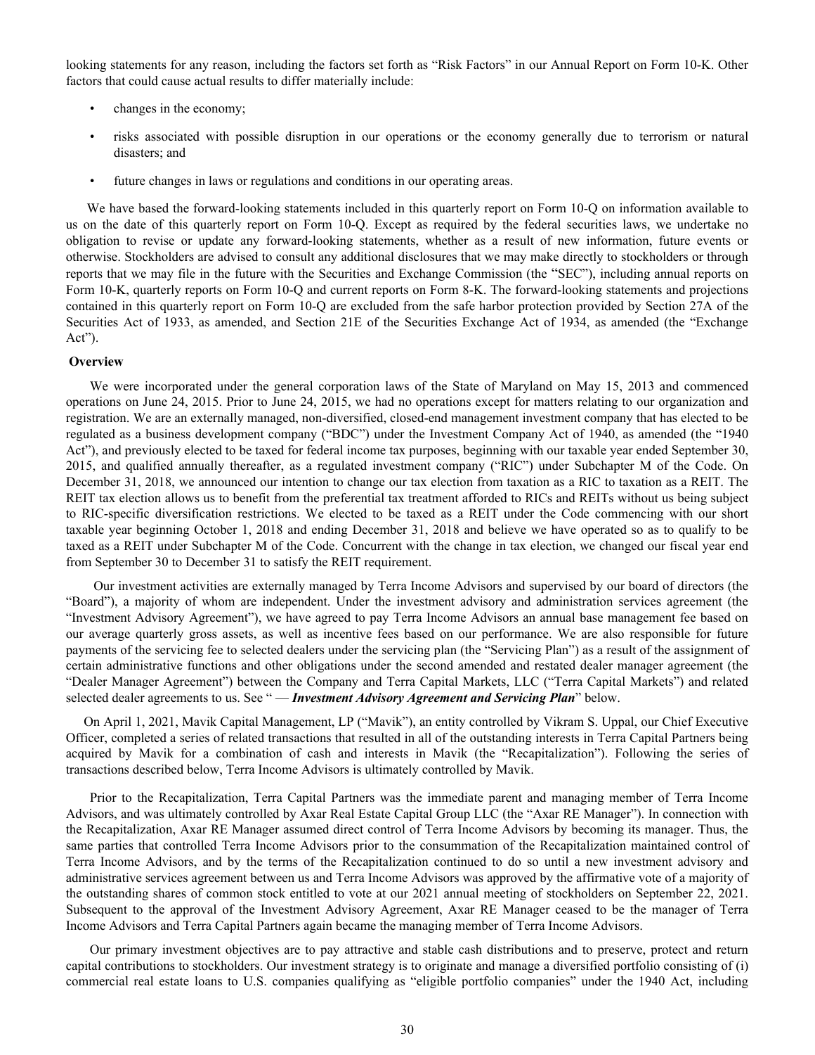looking statements for any reason, including the factors set forth as "Risk Factors" in our Annual Report on Form 10-K. Other factors that could cause actual results to differ materially include:

- changes in the economy;
- risks associated with possible disruption in our operations or the economy generally due to terrorism or natural disasters; and
- future changes in laws or regulations and conditions in our operating areas.

We have based the forward-looking statements included in this quarterly report on Form 10-Q on information available to us on the date of this quarterly report on Form 10-Q. Except as required by the federal securities laws, we undertake no obligation to revise or update any forward-looking statements, whether as a result of new information, future events or otherwise. Stockholders are advised to consult any additional disclosures that we may make directly to stockholders or through reports that we may file in the future with the Securities and Exchange Commission (the "SEC"), including annual reports on Form 10-K, quarterly reports on Form 10-Q and current reports on Form 8-K. The forward-looking statements and projections contained in this quarterly report on Form 10-Q are excluded from the safe harbor protection provided by Section 27A of the Securities Act of 1933, as amended, and Section 21E of the Securities Exchange Act of 1934, as amended (the "Exchange Act").

**Overview**

We were incorporated under the general corporation laws of the State of Maryland on May 15, 2013 and commenced operations on June 24, 2015. Prior to June 24, 2015, we had no operations except for matters relating to our organization and registration. We are an externally managed, non-diversified, closed-end management investment company that has elected to be regulated as a business development company ("BDC") under the Investment Company Act of 1940, as amended (the "1940 Act"), and previously elected to be taxed for federal income tax purposes, beginning with our taxable year ended September 30, 2015, and qualified annually thereafter, as a regulated investment company ("RIC") under Subchapter M of the Code. On December 31, 2018, we announced our intention to change our tax election from taxation as a RIC to taxation as a REIT. The REIT tax election allows us to benefit from the preferential tax treatment afforded to RICs and REITs without us being subject to RIC-specific diversification restrictions. We elected to be taxed as a REIT under the Code commencing with our short taxable year beginning October 1, 2018 and ending December 31, 2018 and believe we have operated so as to qualify to be taxed as a REIT under Subchapter M of the Code. Concurrent with the change in tax election, we changed our fiscal year end from September 30 to December 31 to satisfy the REIT requirement.

Our investment activities are externally managed by Terra Income Advisors and supervised by our board of directors (the "Board"), a majority of whom are independent. Under the investment advisory and administration services agreement (the "Investment Advisory Agreement"), we have agreed to pay Terra Income Advisors an annual base management fee based on our average quarterly gross assets, as well as incentive fees based on our performance. We are also responsible for future payments of the servicing fee to selected dealers under the servicing plan (the "Servicing Plan") as a result of the assignment of certain administrative functions and other obligations under the second amended and restated dealer manager agreement (the "Dealer Manager Agreement") between the Company and Terra Capital Markets, LLC ("Terra Capital Markets") and related selected dealer agreements to us. See " — ***Investment Advisory Agreement and Servicing Plan***" below.

On April 1, 2021, Mavik Capital Management, LP ("Mavik"), an entity controlled by Vikram S. Uppal, our Chief Executive Officer, completed a series of related transactions that resulted in all of the outstanding interests in Terra Capital Partners being acquired by Mavik for a combination of cash and interests in Mavik (the "Recapitalization"). Following the series of transactions described below, Terra Income Advisors is ultimately controlled by Mavik.

Prior to the Recapitalization, Terra Capital Partners was the immediate parent and managing member of Terra Income Advisors, and was ultimately controlled by Axar Real Estate Capital Group LLC (the "Axar RE Manager"). In connection with the Recapitalization, Axar RE Manager assumed direct control of Terra Income Advisors by becoming its manager. Thus, the same parties that controlled Terra Income Advisors prior to the consummation of the Recapitalization maintained control of Terra Income Advisors, and by the terms of the Recapitalization continued to do so until a new investment advisory and administrative services agreement between us and Terra Income Advisors was approved by the affirmative vote of a majority of the outstanding shares of common stock entitled to vote at our 2021 annual meeting of stockholders on September 22, 2021. Subsequent to the approval of the Investment Advisory Agreement, Axar RE Manager ceased to be the manager of Terra Income Advisors and Terra Capital Partners again became the managing member of Terra Income Advisors.

Our primary investment objectives are to pay attractive and stable cash distributions and to preserve, protect and return capital contributions to stockholders. Our investment strategy is to originate and manage a diversified portfolio consisting of (i) commercial real estate loans to U.S. companies qualifying as "eligible portfolio companies" under the 1940 Act, including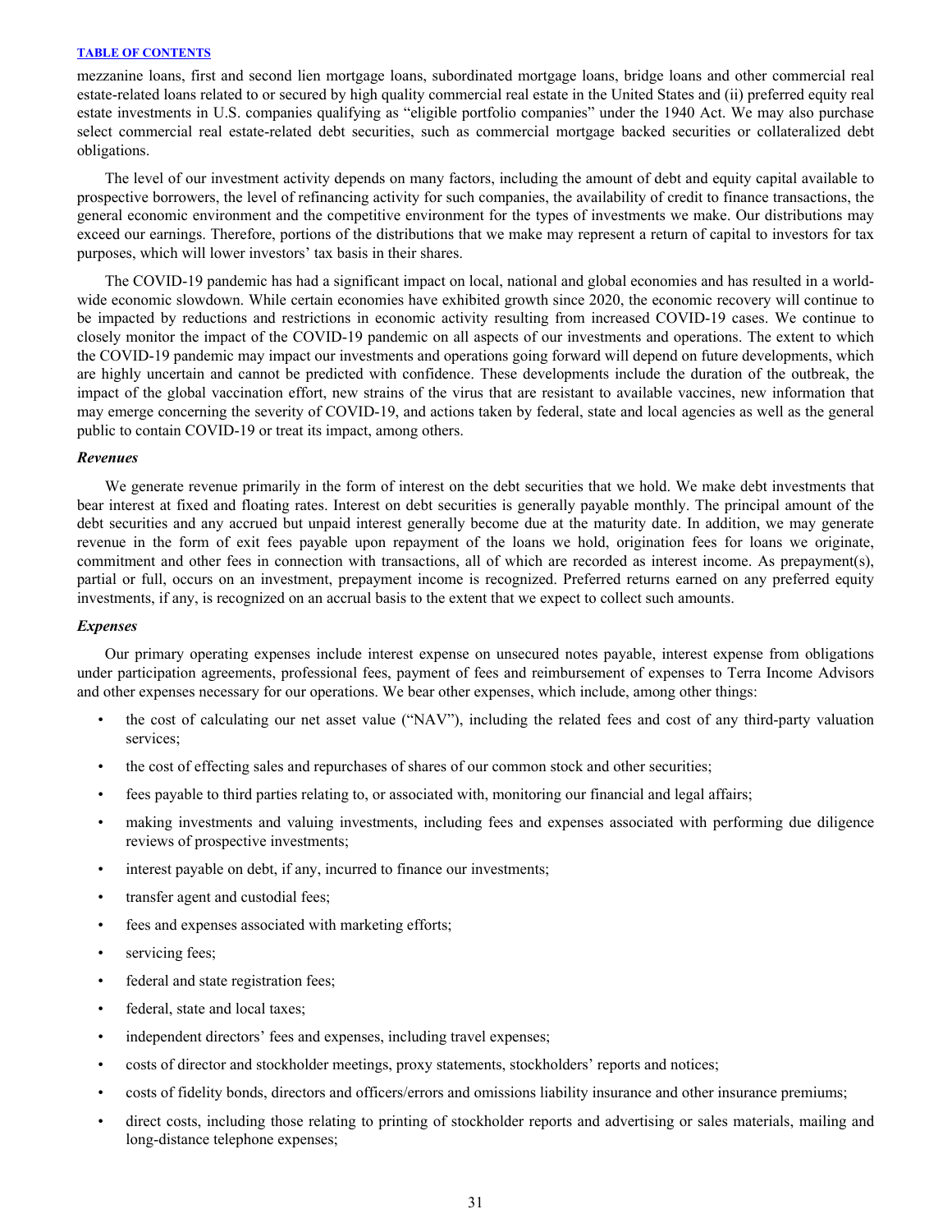mezzanine loans, first and second lien mortgage loans, subordinated mortgage loans, bridge loans and other commercial real estate-related loans related to or secured by high quality commercial real estate in the United States and (ii) preferred equity real estate investments in U.S. companies qualifying as "eligible portfolio companies" under the 1940 Act. We may also purchase select commercial real estate-related debt securities, such as commercial mortgage backed securities or collateralized debt obligations.

The level of our investment activity depends on many factors, including the amount of debt and equity capital available to prospective borrowers, the level of refinancing activity for such companies, the availability of credit to finance transactions, the general economic environment and the competitive environment for the types of investments we make. Our distributions may exceed our earnings. Therefore, portions of the distributions that we make may represent a return of capital to investors for tax purposes, which will lower investors' tax basis in their shares.

The COVID-19 pandemic has had a significant impact on local, national and global economies and has resulted in a world-wide economic slowdown. While certain economies have exhibited growth since 2020, the economic recovery will continue to be impacted by reductions and restrictions in economic activity resulting from increased COVID-19 cases. We continue to closely monitor the impact of the COVID-19 pandemic on all aspects of our investments and operations. The extent to which the COVID-19 pandemic may impact our investments and operations going forward will depend on future developments, which are highly uncertain and cannot be predicted with confidence. These developments include the duration of the outbreak, the impact of the global vaccination effort, new strains of the virus that are resistant to available vaccines, new information that may emerge concerning the severity of COVID-19, and actions taken by federal, state and local agencies as well as the general public to contain COVID-19 or treat its impact, among others.

***Revenues***

We generate revenue primarily in the form of interest on the debt securities that we hold. We make debt investments that bear interest at fixed and floating rates. Interest on debt securities is generally payable monthly. The principal amount of the debt securities and any accrued but unpaid interest generally become due at the maturity date. In addition, we may generate revenue in the form of exit fees payable upon repayment of the loans we hold, origination fees for loans we originate, commitment and other fees in connection with transactions, all of which are recorded as interest income. As prepayment(s), partial or full, occurs on an investment, prepayment income is recognized. Preferred returns earned on any preferred equity investments, if any, is recognized on an accrual basis to the extent that we expect to collect such amounts.

***Expenses***

Our primary operating expenses include interest expense on unsecured notes payable, interest expense from obligations under participation agreements, professional fees, payment of fees and reimbursement of expenses to Terra Income Advisors and other expenses necessary for our operations. We bear other expenses, which include, among other things:

- the cost of calculating our net asset value ("NAV"), including the related fees and cost of any third-party valuation services;
- the cost of effecting sales and repurchases of shares of our common stock and other securities;
- fees payable to third parties relating to, or associated with, monitoring our financial and legal affairs;
- making investments and valuing investments, including fees and expenses associated with performing due diligence reviews of prospective investments;
- interest payable on debt, if any, incurred to finance our investments;
- transfer agent and custodial fees;
- fees and expenses associated with marketing efforts;
- servicing fees;
- federal and state registration fees;
- federal, state and local taxes;
- independent directors' fees and expenses, including travel expenses;
- costs of director and stockholder meetings, proxy statements, stockholders' reports and notices;
- costs of fidelity bonds, directors and officers/errors and omissions liability insurance and other insurance premiums;
- direct costs, including those relating to printing of stockholder reports and advertising or sales materials, mailing and long-distance telephone expenses;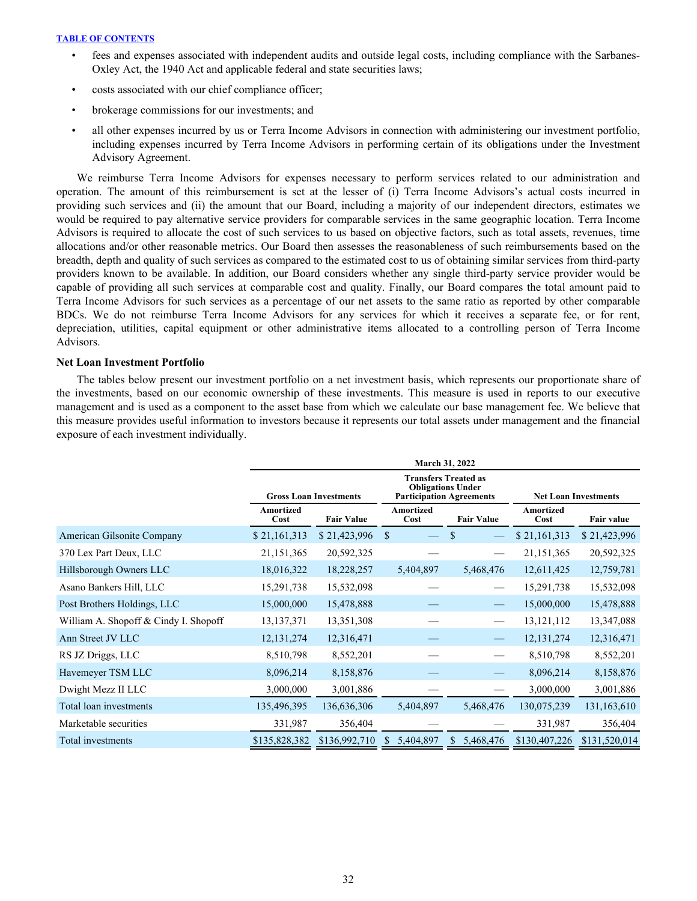- fees and expenses associated with independent audits and outside legal costs, including compliance with the Sarbanes-Oxley Act, the 1940 Act and applicable federal and state securities laws;
- costs associated with our chief compliance officer;
- brokerage commissions for our investments; and
- all other expenses incurred by us or Terra Income Advisors in connection with administering our investment portfolio, including expenses incurred by Terra Income Advisors in performing certain of its obligations under the Investment Advisory Agreement.

We reimburse Terra Income Advisors for expenses necessary to perform services related to our administration and operation. The amount of this reimbursement is set at the lesser of (i) Terra Income Advisors's actual costs incurred in providing such services and (ii) the amount that our Board, including a majority of our independent directors, estimates we would be required to pay alternative service providers for comparable services in the same geographic location. Terra Income Advisors is required to allocate the cost of such services to us based on objective factors, such as total assets, revenues, time allocations and/or other reasonable metrics. Our Board then assesses the reasonableness of such reimbursements based on the breadth, depth and quality of such services as compared to the estimated cost to us of obtaining similar services from third-party providers known to be available. In addition, our Board considers whether any single third-party service provider would be capable of providing all such services at comparable cost and quality. Finally, our Board compares the total amount paid to Terra Income Advisors for such services as a percentage of our net assets to the same ratio as reported by other comparable BDCs. We do not reimburse Terra Income Advisors for any services for which it receives a separate fee, or for rent, depreciation, utilities, capital equipment or other administrative items allocated to a controlling person of Terra Income Advisors.

**Net Loan Investment Portfolio**

The tables below present our investment portfolio on a net investment basis, which represents our proportionate share of the investments, based on our economic ownership of these investments. This measure is used in reports to our executive management and is used as a component to the asset base from which we calculate our base management fee. We believe that this measure provides useful information to investors because it represents our total assets under management and the financial exposure of each investment individually.

| | March 31, 2022 | | | | | |
|---|---|---|---|---|---|---|
| | Gross Loan Investments | | Transfers Treated as Obligations Under Participation Agreements | | Net Loan Investments | |
| | Amortized Cost | Fair Value | Amortized Cost | Fair Value | Amortized Cost | Fair value |
| American Gilsonite Company | $ 21,161,313 | $ 21,423,996 | $ — | $ — | $ 21,161,313 | $ 21,423,996 |
| 370 Lex Part Deux, LLC | 21,151,365 | 20,592,325 | — | — | 21,151,365 | 20,592,325 |
| Hillsborough Owners LLC | 18,016,322 | 18,228,257 | 5,404,897 | 5,468,476 | 12,611,425 | 12,759,781 |
| Asano Bankers Hill, LLC | 15,291,738 | 15,532,098 | — | — | 15,291,738 | 15,532,098 |
| Post Brothers Holdings, LLC | 15,000,000 | 15,478,888 | — | — | 15,000,000 | 15,478,888 |
| William A. Shopoff & Cindy I. Shopoff | 13,137,371 | 13,351,308 | — | — | 13,121,112 | 13,347,088 |
| Ann Street JV LLC | 12,131,274 | 12,316,471 | — | — | 12,131,274 | 12,316,471 |
| RS JZ Driggs, LLC | 8,510,798 | 8,552,201 | — | — | 8,510,798 | 8,552,201 |
| Havemeyer TSM LLC | 8,096,214 | 8,158,876 | — | — | 8,096,214 | 8,158,876 |
| Dwight Mezz II LLC | 3,000,000 | 3,001,886 | — | — | 3,000,000 | 3,001,886 |
| Total loan investments | 135,496,395 | 136,636,306 | 5,404,897 | 5,468,476 | 130,075,239 | 131,163,610 |
| Marketable securities | 331,987 | 356,404 | — | — | 331,987 | 356,404 |
| Total investments | $135,828,382 | $136,992,710 | $ 5,404,897 | $ 5,468,476 | $130,407,226 | $131,520,014 |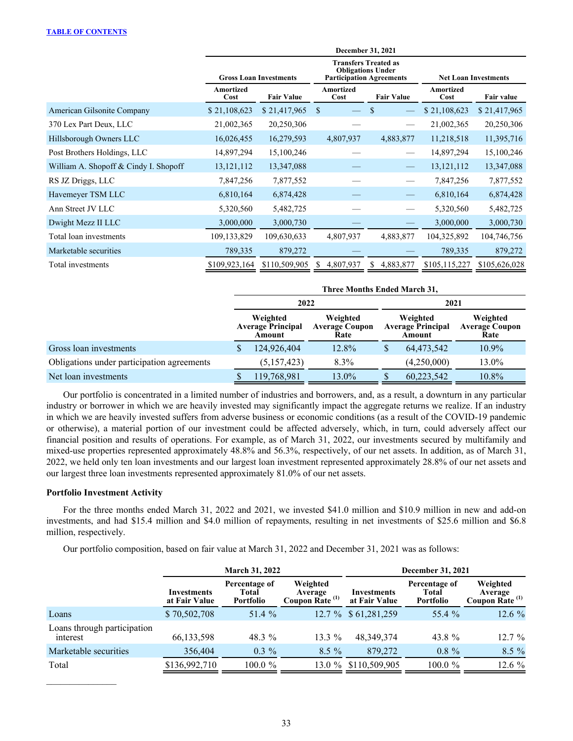| | December 31, 2021 | | | | | |
|---|---|---|---|---|---|---|
| | Gross Loan Investments | | Transfers Treated as Obligations Under Participation Agreements | | Net Loan Investments | |
| | Amortized Cost | Fair Value | Amortized Cost | Fair Value | Amortized Cost | Fair value |
| American Gilsonite Company | $ 21,108,623 | $ 21,417,965 | $ — | $ — | $ 21,108,623 | $ 21,417,965 |
| 370 Lex Part Deux, LLC | 21,002,365 | 20,250,306 | — | — | 21,002,365 | 20,250,306 |
| Hillsborough Owners LLC | 16,026,455 | 16,279,593 | 4,807,937 | 4,883,877 | 11,218,518 | 11,395,716 |
| Post Brothers Holdings, LLC | 14,897,294 | 15,100,246 | — | — | 14,897,294 | 15,100,246 |
| William A. Shopoff & Cindy I. Shopoff | 13,121,112 | 13,347,088 | — | — | 13,121,112 | 13,347,088 |
| RS JZ Driggs, LLC | 7,847,256 | 7,877,552 | — | — | 7,847,256 | 7,877,552 |
| Havemeyer TSM LLC | 6,810,164 | 6,874,428 | — | — | 6,810,164 | 6,874,428 |
| Ann Street JV LLC | 5,320,560 | 5,482,725 | — | — | 5,320,560 | 5,482,725 |
| Dwight Mezz II LLC | 3,000,000 | 3,000,730 | — | — | 3,000,000 | 3,000,730 |
| Total loan investments | 109,133,829 | 109,630,633 | 4,807,937 | 4,883,877 | 104,325,892 | 104,746,756 |
| Marketable securities | 789,335 | 879,272 | — | — | 789,335 | 879,272 |
| Total investments | $109,923,164 | $110,509,905 | $ 4,807,937 | $ 4,883,877 | $105,115,227 | $105,626,028 |

| | Three Months Ended March 31, | | | |
|---|---|---|---|---|
| | 2022 | | 2021 | |
| | Weighted Average Principal Amount | Weighted Average Coupon Rate | Weighted Average Principal Amount | Weighted Average Coupon Rate |
| Gross loan investments | $ 124,926,404 | 12.8% | $ 64,473,542 | 10.9% |
| Obligations under participation agreements | (5,157,423) | 8.3% | (4,250,000) | 13.0% |
| Net loan investments | $ 119,768,981 | 13.0% | $ 60,223,542 | 10.8% |

Our portfolio is concentrated in a limited number of industries and borrowers, and, as a result, a downturn in any particular industry or borrower in which we are heavily invested may significantly impact the aggregate returns we realize. If an industry in which we are heavily invested suffers from adverse business or economic conditions (as a result of the COVID-19 pandemic or otherwise), a material portion of our investment could be affected adversely, which, in turn, could adversely affect our financial position and results of operations. For example, as of March 31, 2022, our investments secured by multifamily and mixed-use properties represented approximately 48.8% and 56.3%, respectively, of our net assets. In addition, as of March 31, 2022, we held only ten loan investments and our largest loan investment represented approximately 28.8% of our net assets and our largest three loan investments represented approximately 81.0% of our net assets.

### Portfolio Investment Activity

For the three months ended March 31, 2022 and 2021, we invested $41.0 million and $10.9 million in new and add-on investments, and had $15.4 million and $4.0 million of repayments, resulting in net investments of $25.6 million and $6.8 million, respectively.

Our portfolio composition, based on fair value at March 31, 2022 and December 31, 2021 was as follows:

| | March 31, 2022 | | | December 31, 2021 | | |
|---|---|---|---|---|---|---|
| | Investments at Fair Value | Percentage of Total Portfolio | Weighted Average Coupon Rate [(1)] | Investments at Fair Value | Percentage of Total Portfolio | Weighted Average Coupon Rate [(1)] |
| Loans | $ 70,502,708 | 51.4 % | 12.7 % | $ 61,281,259 | 55.4 % | 12.6 % |
| Loans through participation interest | 66,133,598 | 48.3 % | 13.3 % | 48,349,374 | 43.8 % | 12.7 % |
| Marketable securities | 356,404 | 0.3 % | 8.5 % | 879,272 | 0.8 % | 8.5 % |
| Total | $136,992,710 | 100.0 % | 13.0 % | $110,509,905 | 100.0 % | 12.6 % |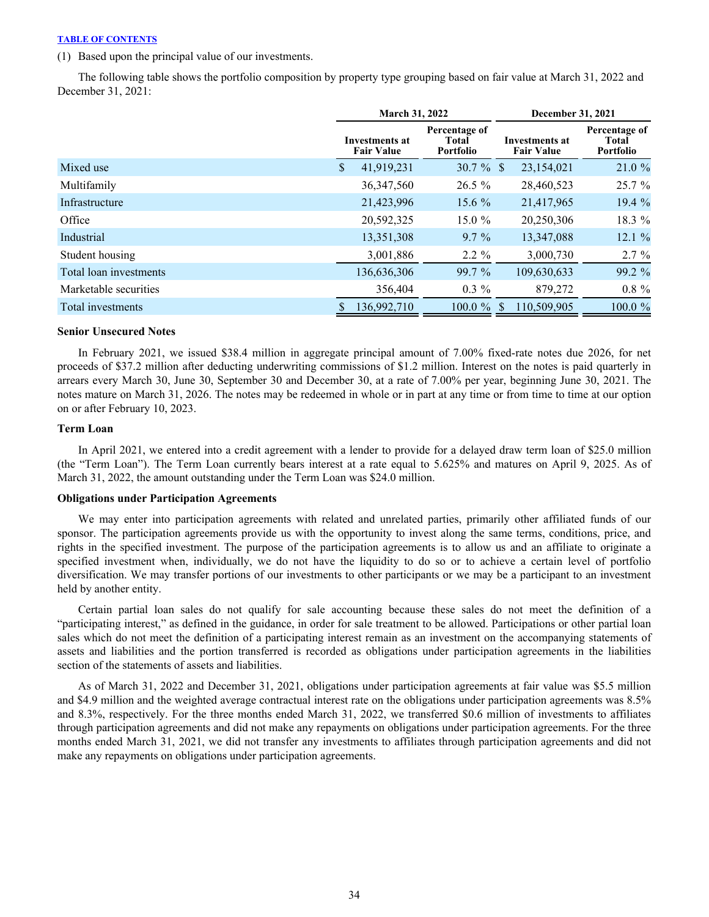(1) Based upon the principal value of our investments.

The following table shows the portfolio composition by property type grouping based on fair value at March 31, 2022 and December 31, 2021:

| | March 31, 2022 | | December 31, 2021 | |
|---|---|---|---|---|
| | Investments at Fair Value | Percentage of Total Portfolio | Investments at Fair Value | Percentage of Total Portfolio |
| Mixed use | $ 41,919,231 | 30.7 % | $ 23,154,021 | 21.0 % |
| Multifamily | 36,347,560 | 26.5 % | 28,460,523 | 25.7 % |
| Infrastructure | 21,423,996 | 15.6 % | 21,417,965 | 19.4 % |
| Office | 20,592,325 | 15.0 % | 20,250,306 | 18.3 % |
| Industrial | 13,351,308 | 9.7 % | 13,347,088 | 12.1 % |
| Student housing | 3,001,886 | 2.2 % | 3,000,730 | 2.7 % |
| Total loan investments | 136,636,306 | 99.7 % | 109,630,633 | 99.2 % |
| Marketable securities | 356,404 | 0.3 % | 879,272 | 0.8 % |
| Total investments | $ 136,992,710 | 100.0 % | $ 110,509,905 | 100.0 % |

**Senior Unsecured Notes**

In February 2021, we issued $38.4 million in aggregate principal amount of 7.00% fixed-rate notes due 2026, for net proceeds of $37.2 million after deducting underwriting commissions of $1.2 million. Interest on the notes is paid quarterly in arrears every March 30, June 30, September 30 and December 30, at a rate of 7.00% per year, beginning June 30, 2021. The notes mature on March 31, 2026. The notes may be redeemed in whole or in part at any time or from time to time at our option on or after February 10, 2023.

**Term Loan**

In April 2021, we entered into a credit agreement with a lender to provide for a delayed draw term loan of $25.0 million (the "Term Loan"). The Term Loan currently bears interest at a rate equal to 5.625% and matures on April 9, 2025. As of March 31, 2022, the amount outstanding under the Term Loan was $24.0 million.

**Obligations under Participation Agreements**

We may enter into participation agreements with related and unrelated parties, primarily other affiliated funds of our sponsor. The participation agreements provide us with the opportunity to invest along the same terms, conditions, price, and rights in the specified investment. The purpose of the participation agreements is to allow us and an affiliate to originate a specified investment when, individually, we do not have the liquidity to do so or to achieve a certain level of portfolio diversification. We may transfer portions of our investments to other participants or we may be a participant to an investment held by another entity.

Certain partial loan sales do not qualify for sale accounting because these sales do not meet the definition of a "participating interest," as defined in the guidance, in order for sale treatment to be allowed. Participations or other partial loan sales which do not meet the definition of a participating interest remain as an investment on the accompanying statements of assets and liabilities and the portion transferred is recorded as obligations under participation agreements in the liabilities section of the statements of assets and liabilities.

As of March 31, 2022 and December 31, 2021, obligations under participation agreements at fair value was $5.5 million and $4.9 million and the weighted average contractual interest rate on the obligations under participation agreements was 8.5% and 8.3%, respectively. For the three months ended March 31, 2022, we transferred $0.6 million of investments to affiliates through participation agreements and did not make any repayments on obligations under participation agreements. For the three months ended March 31, 2021, we did not transfer any investments to affiliates through participation agreements and did not make any repayments on obligations under participation agreements.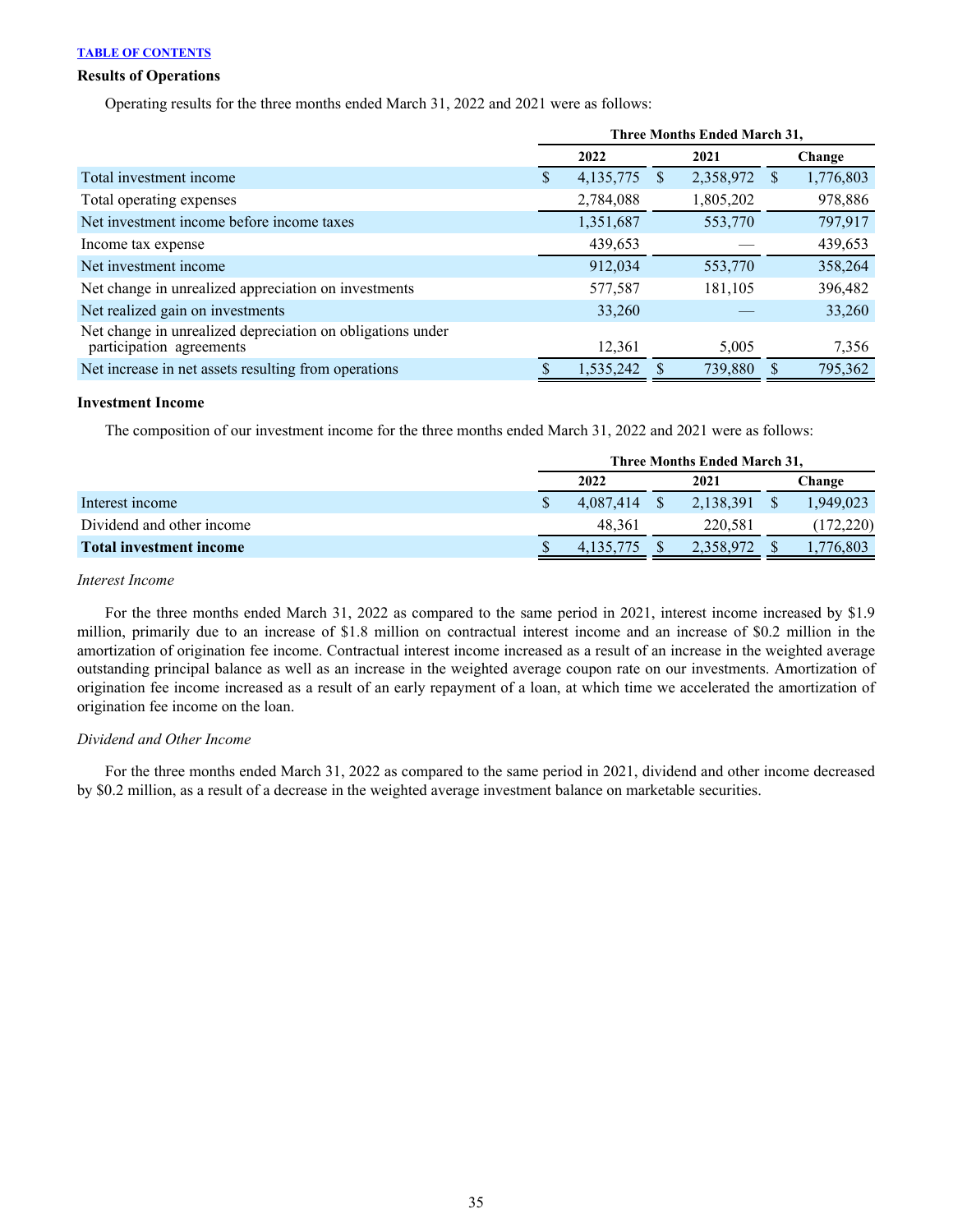[TABLE OF CONTENTS]

**Results of Operations**

Operating results for the three months ended March 31, 2022 and 2021 were as follows:

| | Three Months Ended March 31, | | |
|---|---|---|---|
| | 2022 | 2021 | Change |
| Total investment income | $ 4,135,775 | $ 2,358,972 | $ 1,776,803 |
| Total operating expenses | 2,784,088 | 1,805,202 | 978,886 |
| Net investment income before income taxes | 1,351,687 | 553,770 | 797,917 |
| Income tax expense | 439,653 | — | 439,653 |
| Net investment income | 912,034 | 553,770 | 358,264 |
| Net change in unrealized appreciation on investments | 577,587 | 181,105 | 396,482 |
| Net realized gain on investments | 33,260 | — | 33,260 |
| Net change in unrealized depreciation on obligations under participation agreements | 12,361 | 5,005 | 7,356 |
| Net increase in net assets resulting from operations | $ 1,535,242 | $ 739,880 | $ 795,362 |

**Investment Income**

The composition of our investment income for the three months ended March 31, 2022 and 2021 were as follows:

| | Three Months Ended March 31, | | |
|---|---|---|---|
| | 2022 | 2021 | Change |
| Interest income | $ 4,087,414 | $ 2,138,391 | $ 1,949,023 |
| Dividend and other income | 48,361 | 220,581 | (172,220) |
| **Total investment income** | $ 4,135,775 | $ 2,358,972 | $ 1,776,803 |

*Interest Income*

For the three months ended March 31, 2022 as compared to the same period in 2021, interest income increased by $1.9 million, primarily due to an increase of $1.8 million on contractual interest income and an increase of $0.2 million in the amortization of origination fee income. Contractual interest income increased as a result of an increase in the weighted average outstanding principal balance as well as an increase in the weighted average coupon rate on our investments. Amortization of origination fee income increased as a result of an early repayment of a loan, at which time we accelerated the amortization of origination fee income on the loan.

*Dividend and Other Income*

For the three months ended March 31, 2022 as compared to the same period in 2021, dividend and other income decreased by $0.2 million, as a result of a decrease in the weighted average investment balance on marketable securities.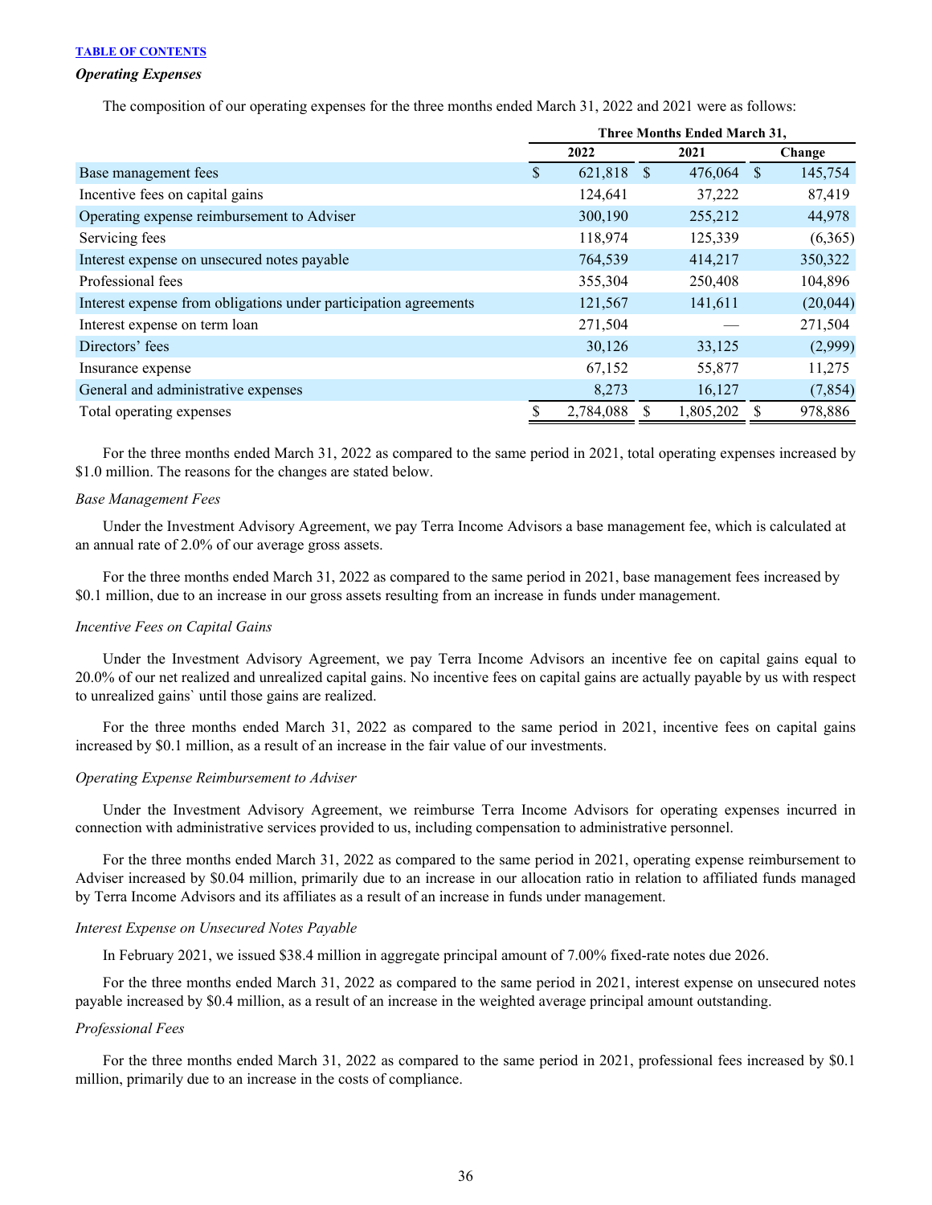*Operating Expenses*

The composition of our operating expenses for the three months ended March 31, 2022 and 2021 were as follows:

| | Three Months Ended March 31, | | |
|---|---|---|---|
| | 2022 | 2021 | Change |
| Base management fees | $ 621,818 | $ 476,064 | $ 145,754 |
| Incentive fees on capital gains | 124,641 | 37,222 | 87,419 |
| Operating expense reimbursement to Adviser | 300,190 | 255,212 | 44,978 |
| Servicing fees | 118,974 | 125,339 | (6,365) |
| Interest expense on unsecured notes payable | 764,539 | 414,217 | 350,322 |
| Professional fees | 355,304 | 250,408 | 104,896 |
| Interest expense from obligations under participation agreements | 121,567 | 141,611 | (20,044) |
| Interest expense on term loan | 271,504 | — | 271,504 |
| Directors' fees | 30,126 | 33,125 | (2,999) |
| Insurance expense | 67,152 | 55,877 | 11,275 |
| General and administrative expenses | 8,273 | 16,127 | (7,854) |
| Total operating expenses | $ 2,784,088 | $ 1,805,202 | $ 978,886 |

For the three months ended March 31, 2022 as compared to the same period in 2021, total operating expenses increased by $1.0 million. The reasons for the changes are stated below.

*Base Management Fees*

Under the Investment Advisory Agreement, we pay Terra Income Advisors a base management fee, which is calculated at an annual rate of 2.0% of our average gross assets.

For the three months ended March 31, 2022 as compared to the same period in 2021, base management fees increased by $0.1 million, due to an increase in our gross assets resulting from an increase in funds under management.

*Incentive Fees on Capital Gains*

Under the Investment Advisory Agreement, we pay Terra Income Advisors an incentive fee on capital gains equal to 20.0% of our net realized and unrealized capital gains. No incentive fees on capital gains are actually payable by us with respect to unrealized gains` until those gains are realized.

For the three months ended March 31, 2022 as compared to the same period in 2021, incentive fees on capital gains increased by $0.1 million, as a result of an increase in the fair value of our investments.

*Operating Expense Reimbursement to Adviser*

Under the Investment Advisory Agreement, we reimburse Terra Income Advisors for operating expenses incurred in connection with administrative services provided to us, including compensation to administrative personnel.

For the three months ended March 31, 2022 as compared to the same period in 2021, operating expense reimbursement to Adviser increased by $0.04 million, primarily due to an increase in our allocation ratio in relation to affiliated funds managed by Terra Income Advisors and its affiliates as a result of an increase in funds under management.

*Interest Expense on Unsecured Notes Payable*

In February 2021, we issued $38.4 million in aggregate principal amount of 7.00% fixed-rate notes due 2026.

For the three months ended March 31, 2022 as compared to the same period in 2021, interest expense on unsecured notes payable increased by $0.4 million, as a result of an increase in the weighted average principal amount outstanding.

*Professional Fees*

For the three months ended March 31, 2022 as compared to the same period in 2021, professional fees increased by $0.1 million, primarily due to an increase in the costs of compliance.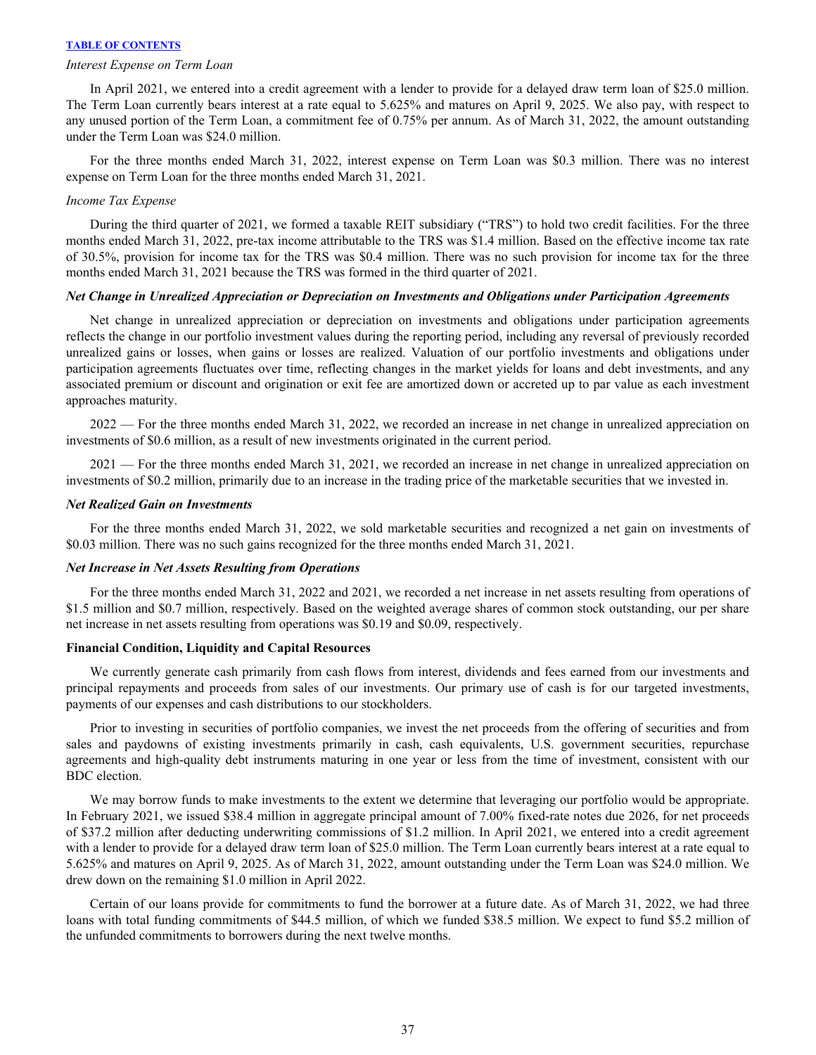*Interest Expense on Term Loan*

In April 2021, we entered into a credit agreement with a lender to provide for a delayed draw term loan of $25.0 million. The Term Loan currently bears interest at a rate equal to 5.625% and matures on April 9, 2025. We also pay, with respect to any unused portion of the Term Loan, a commitment fee of 0.75% per annum. As of March 31, 2022, the amount outstanding under the Term Loan was $24.0 million.

For the three months ended March 31, 2022, interest expense on Term Loan was $0.3 million. There was no interest expense on Term Loan for the three months ended March 31, 2021.

*Income Tax Expense*

During the third quarter of 2021, we formed a taxable REIT subsidiary ("TRS") to hold two credit facilities. For the three months ended March 31, 2022, pre-tax income attributable to the TRS was $1.4 million. Based on the effective income tax rate of 30.5%, provision for income tax for the TRS was $0.4 million. There was no such provision for income tax for the three months ended March 31, 2021 because the TRS was formed in the third quarter of 2021.

***Net Change in Unrealized Appreciation or Depreciation on Investments and Obligations under Participation Agreements***

Net change in unrealized appreciation or depreciation on investments and obligations under participation agreements reflects the change in our portfolio investment values during the reporting period, including any reversal of previously recorded unrealized gains or losses, when gains or losses are realized. Valuation of our portfolio investments and obligations under participation agreements fluctuates over time, reflecting changes in the market yields for loans and debt investments, and any associated premium or discount and origination or exit fee are amortized down or accreted up to par value as each investment approaches maturity.

2022 — For the three months ended March 31, 2022, we recorded an increase in net change in unrealized appreciation on investments of $0.6 million, as a result of new investments originated in the current period.

2021 — For the three months ended March 31, 2021, we recorded an increase in net change in unrealized appreciation on investments of $0.2 million, primarily due to an increase in the trading price of the marketable securities that we invested in.

***Net Realized Gain on Investments***

For the three months ended March 31, 2022, we sold marketable securities and recognized a net gain on investments of $0.03 million. There was no such gains recognized for the three months ended March 31, 2021.

***Net Increase in Net Assets Resulting from Operations***

For the three months ended March 31, 2022 and 2021, we recorded a net increase in net assets resulting from operations of $1.5 million and $0.7 million, respectively. Based on the weighted average shares of common stock outstanding, our per share net increase in net assets resulting from operations was $0.19 and $0.09, respectively.

**Financial Condition, Liquidity and Capital Resources**

We currently generate cash primarily from cash flows from interest, dividends and fees earned from our investments and principal repayments and proceeds from sales of our investments. Our primary use of cash is for our targeted investments, payments of our expenses and cash distributions to our stockholders.

Prior to investing in securities of portfolio companies, we invest the net proceeds from the offering of securities and from sales and paydowns of existing investments primarily in cash, cash equivalents, U.S. government securities, repurchase agreements and high-quality debt instruments maturing in one year or less from the time of investment, consistent with our BDC election.

We may borrow funds to make investments to the extent we determine that leveraging our portfolio would be appropriate. In February 2021, we issued $38.4 million in aggregate principal amount of 7.00% fixed-rate notes due 2026, for net proceeds of $37.2 million after deducting underwriting commissions of $1.2 million. In April 2021, we entered into a credit agreement with a lender to provide for a delayed draw term loan of $25.0 million. The Term Loan currently bears interest at a rate equal to 5.625% and matures on April 9, 2025. As of March 31, 2022, amount outstanding under the Term Loan was $24.0 million. We drew down on the remaining $1.0 million in April 2022.

Certain of our loans provide for commitments to fund the borrower at a future date. As of March 31, 2022, we had three loans with total funding commitments of $44.5 million, of which we funded $38.5 million. We expect to fund $5.2 million of the unfunded commitments to borrowers during the next twelve months.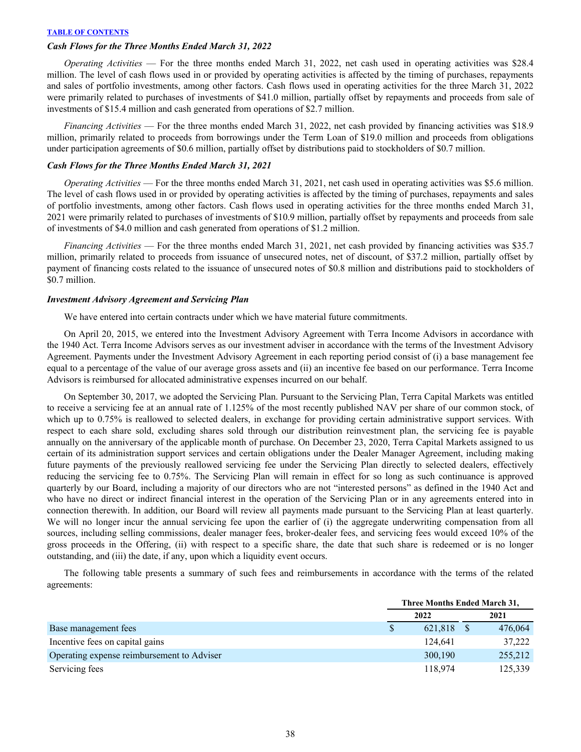### *Cash Flows for the Three Months Ended March 31, 2022*

*Operating Activities* — For the three months ended March 31, 2022, net cash used in operating activities was $28.4 million. The level of cash flows used in or provided by operating activities is affected by the timing of purchases, repayments and sales of portfolio investments, among other factors. Cash flows used in operating activities for the three March 31, 2022 were primarily related to purchases of investments of $41.0 million, partially offset by repayments and proceeds from sale of investments of $15.4 million and cash generated from operations of $2.7 million.

*Financing Activities* — For the three months ended March 31, 2022, net cash provided by financing activities was $18.9 million, primarily related to proceeds from borrowings under the Term Loan of $19.0 million and proceeds from obligations under participation agreements of $0.6 million, partially offset by distributions paid to stockholders of $0.7 million.

### *Cash Flows for the Three Months Ended March 31, 2021*

*Operating Activities* — For the three months ended March 31, 2021, net cash used in operating activities was $5.6 million. The level of cash flows used in or provided by operating activities is affected by the timing of purchases, repayments and sales of portfolio investments, among other factors. Cash flows used in operating activities for the three months ended March 31, 2021 were primarily related to purchases of investments of $10.9 million, partially offset by repayments and proceeds from sale of investments of $4.0 million and cash generated from operations of $1.2 million.

*Financing Activities* — For the three months ended March 31, 2021, net cash provided by financing activities was $35.7 million, primarily related to proceeds from issuance of unsecured notes, net of discount, of $37.2 million, partially offset by payment of financing costs related to the issuance of unsecured notes of $0.8 million and distributions paid to stockholders of $0.7 million.

### *Investment Advisory Agreement and Servicing Plan*

We have entered into certain contracts under which we have material future commitments.

On April 20, 2015, we entered into the Investment Advisory Agreement with Terra Income Advisors in accordance with the 1940 Act. Terra Income Advisors serves as our investment adviser in accordance with the terms of the Investment Advisory Agreement. Payments under the Investment Advisory Agreement in each reporting period consist of (i) a base management fee equal to a percentage of the value of our average gross assets and (ii) an incentive fee based on our performance. Terra Income Advisors is reimbursed for allocated administrative expenses incurred on our behalf.

On September 30, 2017, we adopted the Servicing Plan. Pursuant to the Servicing Plan, Terra Capital Markets was entitled to receive a servicing fee at an annual rate of 1.125% of the most recently published NAV per share of our common stock, of which up to 0.75% is reallowed to selected dealers, in exchange for providing certain administrative support services. With respect to each share sold, excluding shares sold through our distribution reinvestment plan, the servicing fee is payable annually on the anniversary of the applicable month of purchase. On December 23, 2020, Terra Capital Markets assigned to us certain of its administration support services and certain obligations under the Dealer Manager Agreement, including making future payments of the previously reallowed servicing fee under the Servicing Plan directly to selected dealers, effectively reducing the servicing fee to 0.75%. The Servicing Plan will remain in effect for so long as such continuance is approved quarterly by our Board, including a majority of our directors who are not "interested persons" as defined in the 1940 Act and who have no direct or indirect financial interest in the operation of the Servicing Plan or in any agreements entered into in connection therewith. In addition, our Board will review all payments made pursuant to the Servicing Plan at least quarterly. We will no longer incur the annual servicing fee upon the earlier of (i) the aggregate underwriting compensation from all sources, including selling commissions, dealer manager fees, broker-dealer fees, and servicing fees would exceed 10% of the gross proceeds in the Offering, (ii) with respect to a specific share, the date that such share is redeemed or is no longer outstanding, and (iii) the date, if any, upon which a liquidity event occurs.

The following table presents a summary of such fees and reimbursements in accordance with the terms of the related agreements:

| | Three Months Ended March 31, | |
|---|---|---|
| | 2022 | 2021 |
| Base management fees | $ 621,818 | $ 476,064 |
| Incentive fees on capital gains | 124,641 | 37,222 |
| Operating expense reimbursement to Adviser | 300,190 | 255,212 |
| Servicing fees | 118,974 | 125,339 |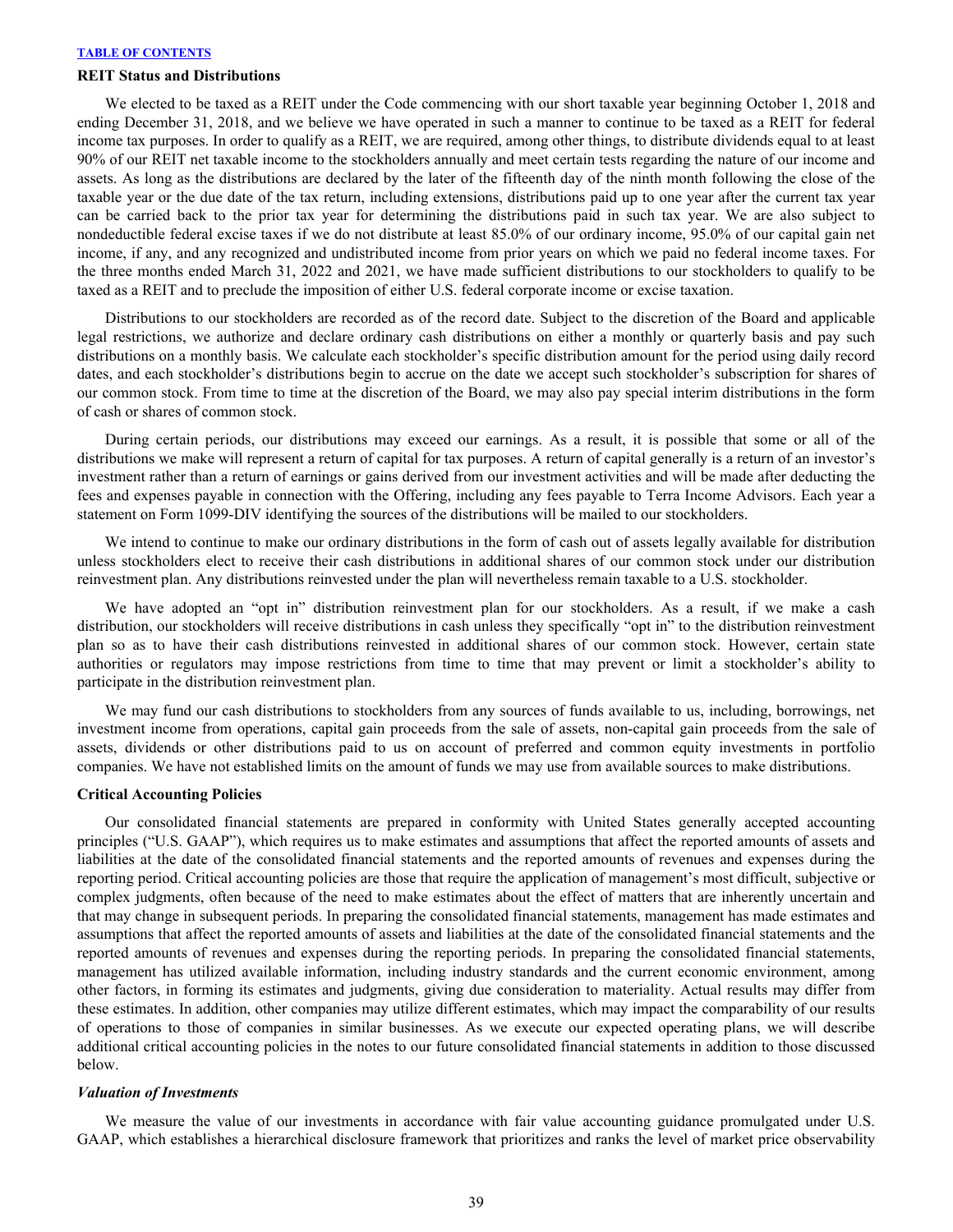### REIT Status and Distributions

We elected to be taxed as a REIT under the Code commencing with our short taxable year beginning October 1, 2018 and ending December 31, 2018, and we believe we have operated in such a manner to continue to be taxed as a REIT for federal income tax purposes. In order to qualify as a REIT, we are required, among other things, to distribute dividends equal to at least 90% of our REIT net taxable income to the stockholders annually and meet certain tests regarding the nature of our income and assets. As long as the distributions are declared by the later of the fifteenth day of the ninth month following the close of the taxable year or the due date of the tax return, including extensions, distributions paid up to one year after the current tax year can be carried back to the prior tax year for determining the distributions paid in such tax year. We are also subject to nondeductible federal excise taxes if we do not distribute at least 85.0% of our ordinary income, 95.0% of our capital gain net income, if any, and any recognized and undistributed income from prior years on which we paid no federal income taxes. For the three months ended March 31, 2022 and 2021, we have made sufficient distributions to our stockholders to qualify to be taxed as a REIT and to preclude the imposition of either U.S. federal corporate income or excise taxation.

Distributions to our stockholders are recorded as of the record date. Subject to the discretion of the Board and applicable legal restrictions, we authorize and declare ordinary cash distributions on either a monthly or quarterly basis and pay such distributions on a monthly basis. We calculate each stockholder's specific distribution amount for the period using daily record dates, and each stockholder's distributions begin to accrue on the date we accept such stockholder's subscription for shares of our common stock. From time to time at the discretion of the Board, we may also pay special interim distributions in the form of cash or shares of common stock.

During certain periods, our distributions may exceed our earnings. As a result, it is possible that some or all of the distributions we make will represent a return of capital for tax purposes. A return of capital generally is a return of an investor's investment rather than a return of earnings or gains derived from our investment activities and will be made after deducting the fees and expenses payable in connection with the Offering, including any fees payable to Terra Income Advisors. Each year a statement on Form 1099-DIV identifying the sources of the distributions will be mailed to our stockholders.

We intend to continue to make our ordinary distributions in the form of cash out of assets legally available for distribution unless stockholders elect to receive their cash distributions in additional shares of our common stock under our distribution reinvestment plan. Any distributions reinvested under the plan will nevertheless remain taxable to a U.S. stockholder.

We have adopted an "opt in" distribution reinvestment plan for our stockholders. As a result, if we make a cash distribution, our stockholders will receive distributions in cash unless they specifically "opt in" to the distribution reinvestment plan so as to have their cash distributions reinvested in additional shares of our common stock. However, certain state authorities or regulators may impose restrictions from time to time that may prevent or limit a stockholder's ability to participate in the distribution reinvestment plan.

We may fund our cash distributions to stockholders from any sources of funds available to us, including, borrowings, net investment income from operations, capital gain proceeds from the sale of assets, non-capital gain proceeds from the sale of assets, dividends or other distributions paid to us on account of preferred and common equity investments in portfolio companies. We have not established limits on the amount of funds we may use from available sources to make distributions.

### Critical Accounting Policies

Our consolidated financial statements are prepared in conformity with United States generally accepted accounting principles ("U.S. GAAP"), which requires us to make estimates and assumptions that affect the reported amounts of assets and liabilities at the date of the consolidated financial statements and the reported amounts of revenues and expenses during the reporting period. Critical accounting policies are those that require the application of management's most difficult, subjective or complex judgments, often because of the need to make estimates about the effect of matters that are inherently uncertain and that may change in subsequent periods. In preparing the consolidated financial statements, management has made estimates and assumptions that affect the reported amounts of assets and liabilities at the date of the consolidated financial statements and the reported amounts of revenues and expenses during the reporting periods. In preparing the consolidated financial statements, management has utilized available information, including industry standards and the current economic environment, among other factors, in forming its estimates and judgments, giving due consideration to materiality. Actual results may differ from these estimates. In addition, other companies may utilize different estimates, which may impact the comparability of our results of operations to those of companies in similar businesses. As we execute our expected operating plans, we will describe additional critical accounting policies in the notes to our future consolidated financial statements in addition to those discussed below.

#### *Valuation of Investments*

We measure the value of our investments in accordance with fair value accounting guidance promulgated under U.S. GAAP, which establishes a hierarchical disclosure framework that prioritizes and ranks the level of market price observability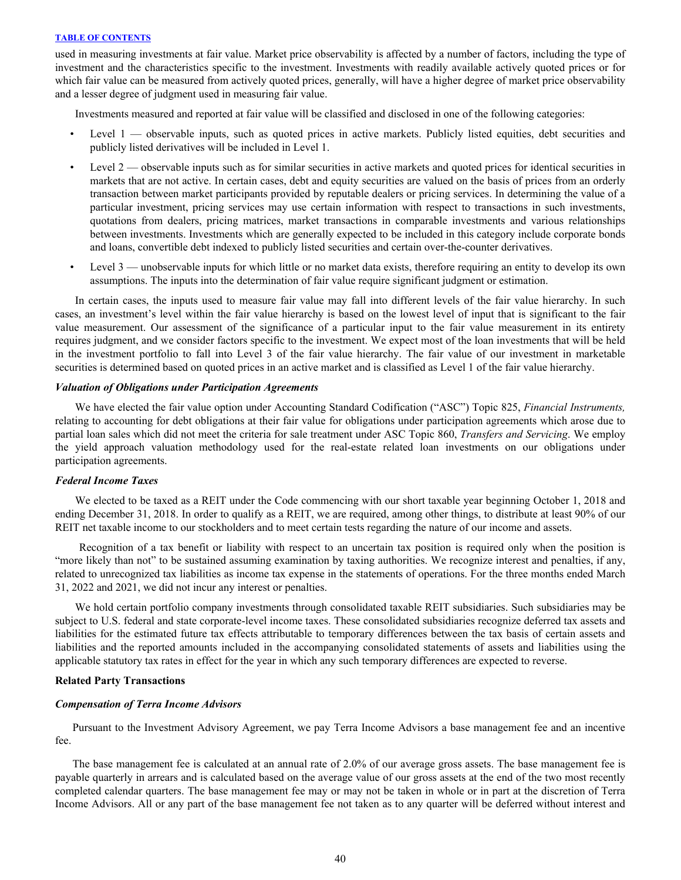used in measuring investments at fair value. Market price observability is affected by a number of factors, including the type of investment and the characteristics specific to the investment. Investments with readily available actively quoted prices or for which fair value can be measured from actively quoted prices, generally, will have a higher degree of market price observability and a lesser degree of judgment used in measuring fair value.

Investments measured and reported at fair value will be classified and disclosed in one of the following categories:

- Level 1 — observable inputs, such as quoted prices in active markets. Publicly listed equities, debt securities and publicly listed derivatives will be included in Level 1.
- Level 2 — observable inputs such as for similar securities in active markets and quoted prices for identical securities in markets that are not active. In certain cases, debt and equity securities are valued on the basis of prices from an orderly transaction between market participants provided by reputable dealers or pricing services. In determining the value of a particular investment, pricing services may use certain information with respect to transactions in such investments, quotations from dealers, pricing matrices, market transactions in comparable investments and various relationships between investments. Investments which are generally expected to be included in this category include corporate bonds and loans, convertible debt indexed to publicly listed securities and certain over-the-counter derivatives.
- Level 3 — unobservable inputs for which little or no market data exists, therefore requiring an entity to develop its own assumptions. The inputs into the determination of fair value require significant judgment or estimation.

In certain cases, the inputs used to measure fair value may fall into different levels of the fair value hierarchy. In such cases, an investment's level within the fair value hierarchy is based on the lowest level of input that is significant to the fair value measurement. Our assessment of the significance of a particular input to the fair value measurement in its entirety requires judgment, and we consider factors specific to the investment. We expect most of the loan investments that will be held in the investment portfolio to fall into Level 3 of the fair value hierarchy. The fair value of our investment in marketable securities is determined based on quoted prices in an active market and is classified as Level 1 of the fair value hierarchy.

***Valuation of Obligations under Participation Agreements***

We have elected the fair value option under Accounting Standard Codification ("ASC") Topic 825, *Financial Instruments,* relating to accounting for debt obligations at their fair value for obligations under participation agreements which arose due to partial loan sales which did not meet the criteria for sale treatment under ASC Topic 860, *Transfers and Servicing*. We employ the yield approach valuation methodology used for the real-estate related loan investments on our obligations under participation agreements.

***Federal Income Taxes***

We elected to be taxed as a REIT under the Code commencing with our short taxable year beginning October 1, 2018 and ending December 31, 2018. In order to qualify as a REIT, we are required, among other things, to distribute at least 90% of our REIT net taxable income to our stockholders and to meet certain tests regarding the nature of our income and assets.

Recognition of a tax benefit or liability with respect to an uncertain tax position is required only when the position is "more likely than not" to be sustained assuming examination by taxing authorities. We recognize interest and penalties, if any, related to unrecognized tax liabilities as income tax expense in the statements of operations. For the three months ended March 31, 2022 and 2021, we did not incur any interest or penalties.

We hold certain portfolio company investments through consolidated taxable REIT subsidiaries. Such subsidiaries may be subject to U.S. federal and state corporate-level income taxes. These consolidated subsidiaries recognize deferred tax assets and liabilities for the estimated future tax effects attributable to temporary differences between the tax basis of certain assets and liabilities and the reported amounts included in the accompanying consolidated statements of assets and liabilities using the applicable statutory tax rates in effect for the year in which any such temporary differences are expected to reverse.

**Related Party Transactions**

***Compensation of Terra Income Advisors***

Pursuant to the Investment Advisory Agreement, we pay Terra Income Advisors a base management fee and an incentive fee.

The base management fee is calculated at an annual rate of 2.0% of our average gross assets. The base management fee is payable quarterly in arrears and is calculated based on the average value of our gross assets at the end of the two most recently completed calendar quarters. The base management fee may or may not be taken in whole or in part at the discretion of Terra Income Advisors. All or any part of the base management fee not taken as to any quarter will be deferred without interest and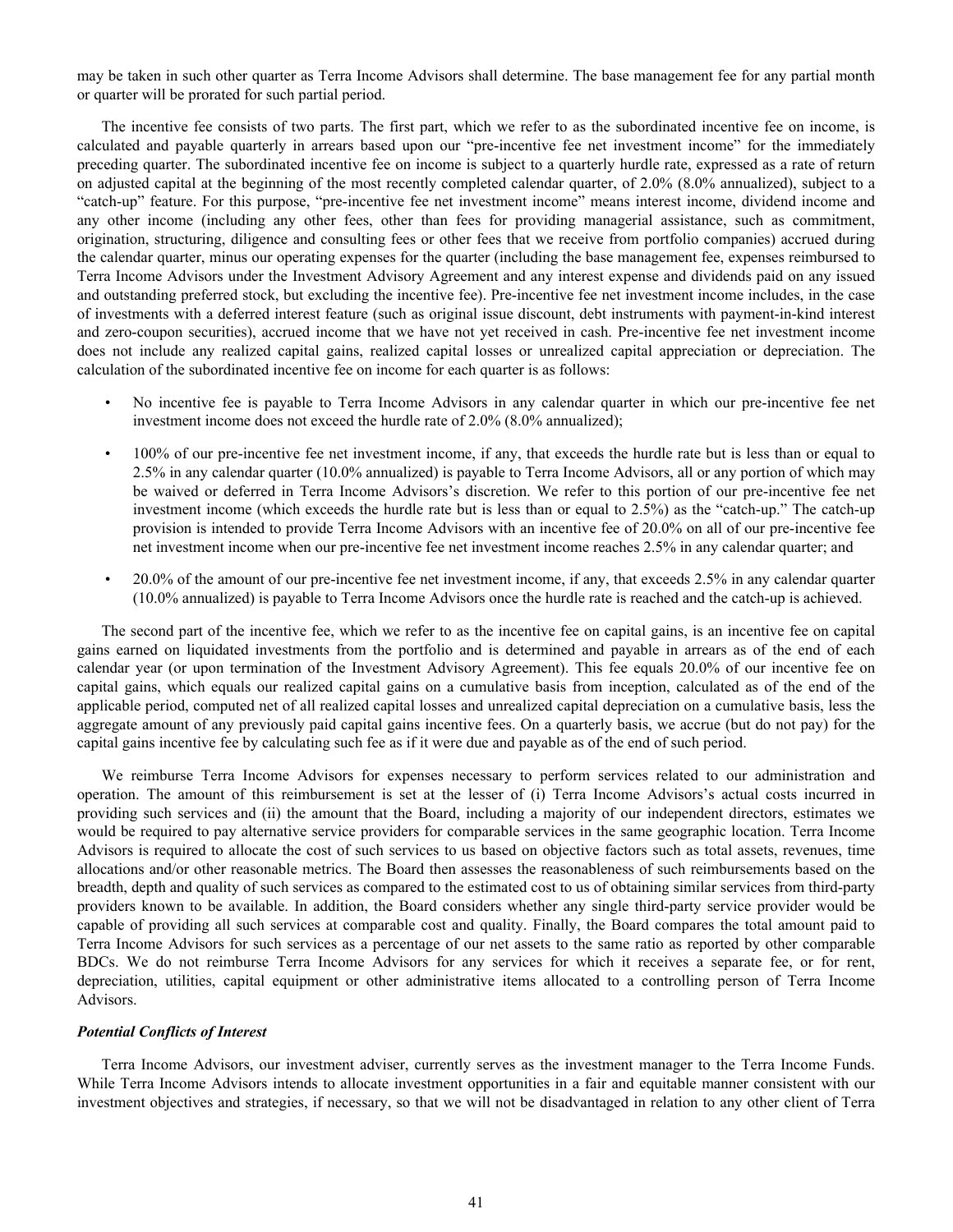may be taken in such other quarter as Terra Income Advisors shall determine. The base management fee for any partial month or quarter will be prorated for such partial period.

The incentive fee consists of two parts. The first part, which we refer to as the subordinated incentive fee on income, is calculated and payable quarterly in arrears based upon our "pre-incentive fee net investment income" for the immediately preceding quarter. The subordinated incentive fee on income is subject to a quarterly hurdle rate, expressed as a rate of return on adjusted capital at the beginning of the most recently completed calendar quarter, of 2.0% (8.0% annualized), subject to a "catch-up" feature. For this purpose, "pre-incentive fee net investment income" means interest income, dividend income and any other income (including any other fees, other than fees for providing managerial assistance, such as commitment, origination, structuring, diligence and consulting fees or other fees that we receive from portfolio companies) accrued during the calendar quarter, minus our operating expenses for the quarter (including the base management fee, expenses reimbursed to Terra Income Advisors under the Investment Advisory Agreement and any interest expense and dividends paid on any issued and outstanding preferred stock, but excluding the incentive fee). Pre-incentive fee net investment income includes, in the case of investments with a deferred interest feature (such as original issue discount, debt instruments with payment-in-kind interest and zero-coupon securities), accrued income that we have not yet received in cash. Pre-incentive fee net investment income does not include any realized capital gains, realized capital losses or unrealized capital appreciation or depreciation. The calculation of the subordinated incentive fee on income for each quarter is as follows:

- No incentive fee is payable to Terra Income Advisors in any calendar quarter in which our pre-incentive fee net investment income does not exceed the hurdle rate of 2.0% (8.0% annualized);
- 100% of our pre-incentive fee net investment income, if any, that exceeds the hurdle rate but is less than or equal to 2.5% in any calendar quarter (10.0% annualized) is payable to Terra Income Advisors, all or any portion of which may be waived or deferred in Terra Income Advisors's discretion. We refer to this portion of our pre-incentive fee net investment income (which exceeds the hurdle rate but is less than or equal to 2.5%) as the "catch-up." The catch-up provision is intended to provide Terra Income Advisors with an incentive fee of 20.0% on all of our pre-incentive fee net investment income when our pre-incentive fee net investment income reaches 2.5% in any calendar quarter; and
- 20.0% of the amount of our pre-incentive fee net investment income, if any, that exceeds 2.5% in any calendar quarter (10.0% annualized) is payable to Terra Income Advisors once the hurdle rate is reached and the catch-up is achieved.

The second part of the incentive fee, which we refer to as the incentive fee on capital gains, is an incentive fee on capital gains earned on liquidated investments from the portfolio and is determined and payable in arrears as of the end of each calendar year (or upon termination of the Investment Advisory Agreement). This fee equals 20.0% of our incentive fee on capital gains, which equals our realized capital gains on a cumulative basis from inception, calculated as of the end of the applicable period, computed net of all realized capital losses and unrealized capital depreciation on a cumulative basis, less the aggregate amount of any previously paid capital gains incentive fees. On a quarterly basis, we accrue (but do not pay) for the capital gains incentive fee by calculating such fee as if it were due and payable as of the end of such period.

We reimburse Terra Income Advisors for expenses necessary to perform services related to our administration and operation. The amount of this reimbursement is set at the lesser of (i) Terra Income Advisors's actual costs incurred in providing such services and (ii) the amount that the Board, including a majority of our independent directors, estimates we would be required to pay alternative service providers for comparable services in the same geographic location. Terra Income Advisors is required to allocate the cost of such services to us based on objective factors such as total assets, revenues, time allocations and/or other reasonable metrics. The Board then assesses the reasonableness of such reimbursements based on the breadth, depth and quality of such services as compared to the estimated cost to us of obtaining similar services from third-party providers known to be available. In addition, the Board considers whether any single third-party service provider would be capable of providing all such services at comparable cost and quality. Finally, the Board compares the total amount paid to Terra Income Advisors for such services as a percentage of our net assets to the same ratio as reported by other comparable BDCs. We do not reimburse Terra Income Advisors for any services for which it receives a separate fee, or for rent, depreciation, utilities, capital equipment or other administrative items allocated to a controlling person of Terra Income Advisors.

***Potential Conflicts of Interest***

Terra Income Advisors, our investment adviser, currently serves as the investment manager to the Terra Income Funds. While Terra Income Advisors intends to allocate investment opportunities in a fair and equitable manner consistent with our investment objectives and strategies, if necessary, so that we will not be disadvantaged in relation to any other client of Terra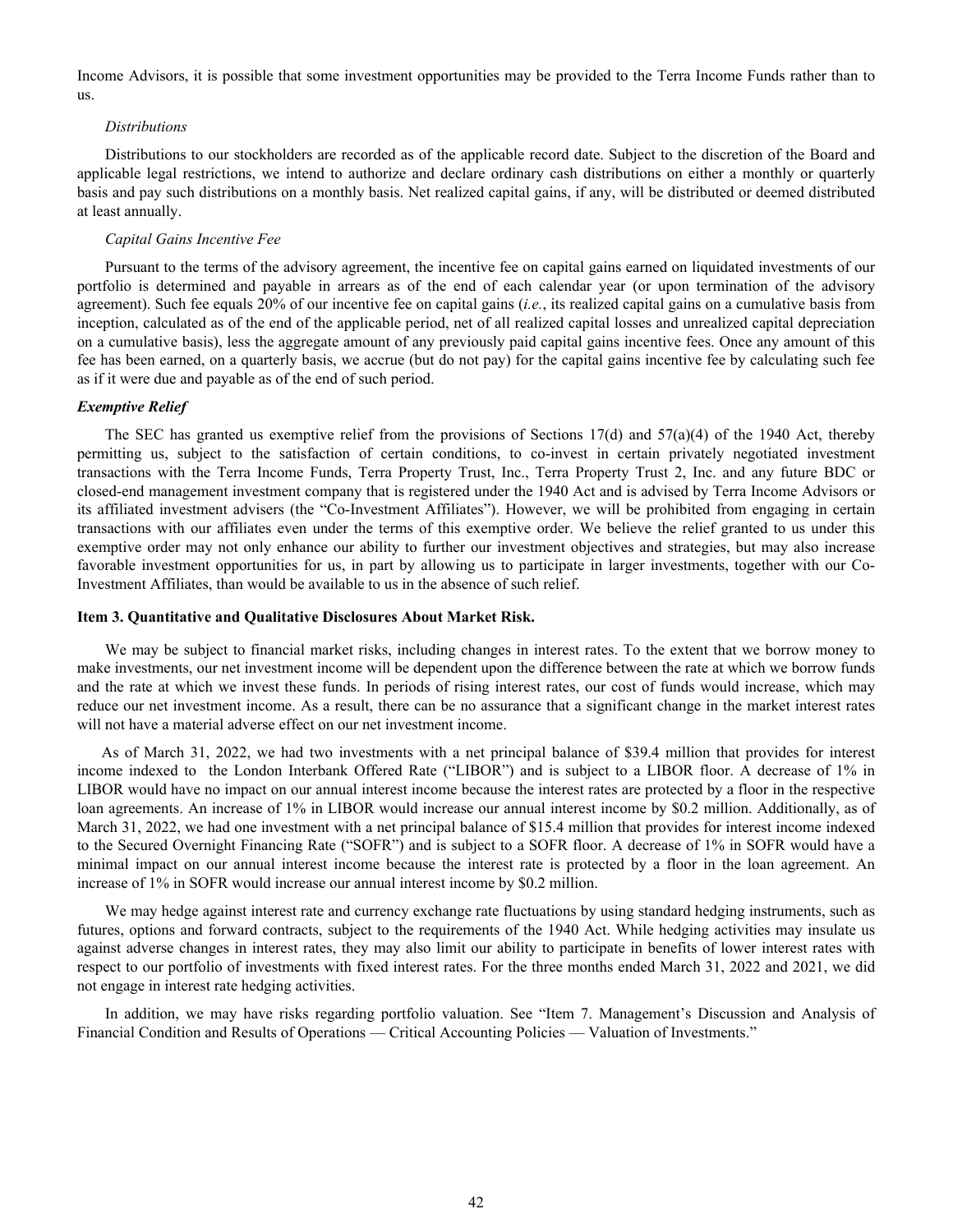Income Advisors, it is possible that some investment opportunities may be provided to the Terra Income Funds rather than to us.

*Distributions*

Distributions to our stockholders are recorded as of the applicable record date. Subject to the discretion of the Board and applicable legal restrictions, we intend to authorize and declare ordinary cash distributions on either a monthly or quarterly basis and pay such distributions on a monthly basis. Net realized capital gains, if any, will be distributed or deemed distributed at least annually.

*Capital Gains Incentive Fee*

Pursuant to the terms of the advisory agreement, the incentive fee on capital gains earned on liquidated investments of our portfolio is determined and payable in arrears as of the end of each calendar year (or upon termination of the advisory agreement). Such fee equals 20% of our incentive fee on capital gains (*i.e.*, its realized capital gains on a cumulative basis from inception, calculated as of the end of the applicable period, net of all realized capital losses and unrealized capital depreciation on a cumulative basis), less the aggregate amount of any previously paid capital gains incentive fees. Once any amount of this fee has been earned, on a quarterly basis, we accrue (but do not pay) for the capital gains incentive fee by calculating such fee as if it were due and payable as of the end of such period.

***Exemptive Relief***

The SEC has granted us exemptive relief from the provisions of Sections 17(d) and 57(a)(4) of the 1940 Act, thereby permitting us, subject to the satisfaction of certain conditions, to co-invest in certain privately negotiated investment transactions with the Terra Income Funds, Terra Property Trust, Inc., Terra Property Trust 2, Inc. and any future BDC or closed-end management investment company that is registered under the 1940 Act and is advised by Terra Income Advisors or its affiliated investment advisers (the "Co-Investment Affiliates"). However, we will be prohibited from engaging in certain transactions with our affiliates even under the terms of this exemptive order. We believe the relief granted to us under this exemptive order may not only enhance our ability to further our investment objectives and strategies, but may also increase favorable investment opportunities for us, in part by allowing us to participate in larger investments, together with our Co-Investment Affiliates, than would be available to us in the absence of such relief.

**Item 3. Quantitative and Qualitative Disclosures About Market Risk.**

We may be subject to financial market risks, including changes in interest rates. To the extent that we borrow money to make investments, our net investment income will be dependent upon the difference between the rate at which we borrow funds and the rate at which we invest these funds. In periods of rising interest rates, our cost of funds would increase, which may reduce our net investment income. As a result, there can be no assurance that a significant change in the market interest rates will not have a material adverse effect on our net investment income.

As of March 31, 2022, we had two investments with a net principal balance of $39.4 million that provides for interest income indexed to the London Interbank Offered Rate ("LIBOR") and is subject to a LIBOR floor. A decrease of 1% in LIBOR would have no impact on our annual interest income because the interest rates are protected by a floor in the respective loan agreements. An increase of 1% in LIBOR would increase our annual interest income by $0.2 million. Additionally, as of March 31, 2022, we had one investment with a net principal balance of $15.4 million that provides for interest income indexed to the Secured Overnight Financing Rate ("SOFR") and is subject to a SOFR floor. A decrease of 1% in SOFR would have a minimal impact on our annual interest income because the interest rate is protected by a floor in the loan agreement. An increase of 1% in SOFR would increase our annual interest income by $0.2 million.

We may hedge against interest rate and currency exchange rate fluctuations by using standard hedging instruments, such as futures, options and forward contracts, subject to the requirements of the 1940 Act. While hedging activities may insulate us against adverse changes in interest rates, they may also limit our ability to participate in benefits of lower interest rates with respect to our portfolio of investments with fixed interest rates. For the three months ended March 31, 2022 and 2021, we did not engage in interest rate hedging activities.

In addition, we may have risks regarding portfolio valuation. See "Item 7. Management's Discussion and Analysis of Financial Condition and Results of Operations — Critical Accounting Policies — Valuation of Investments."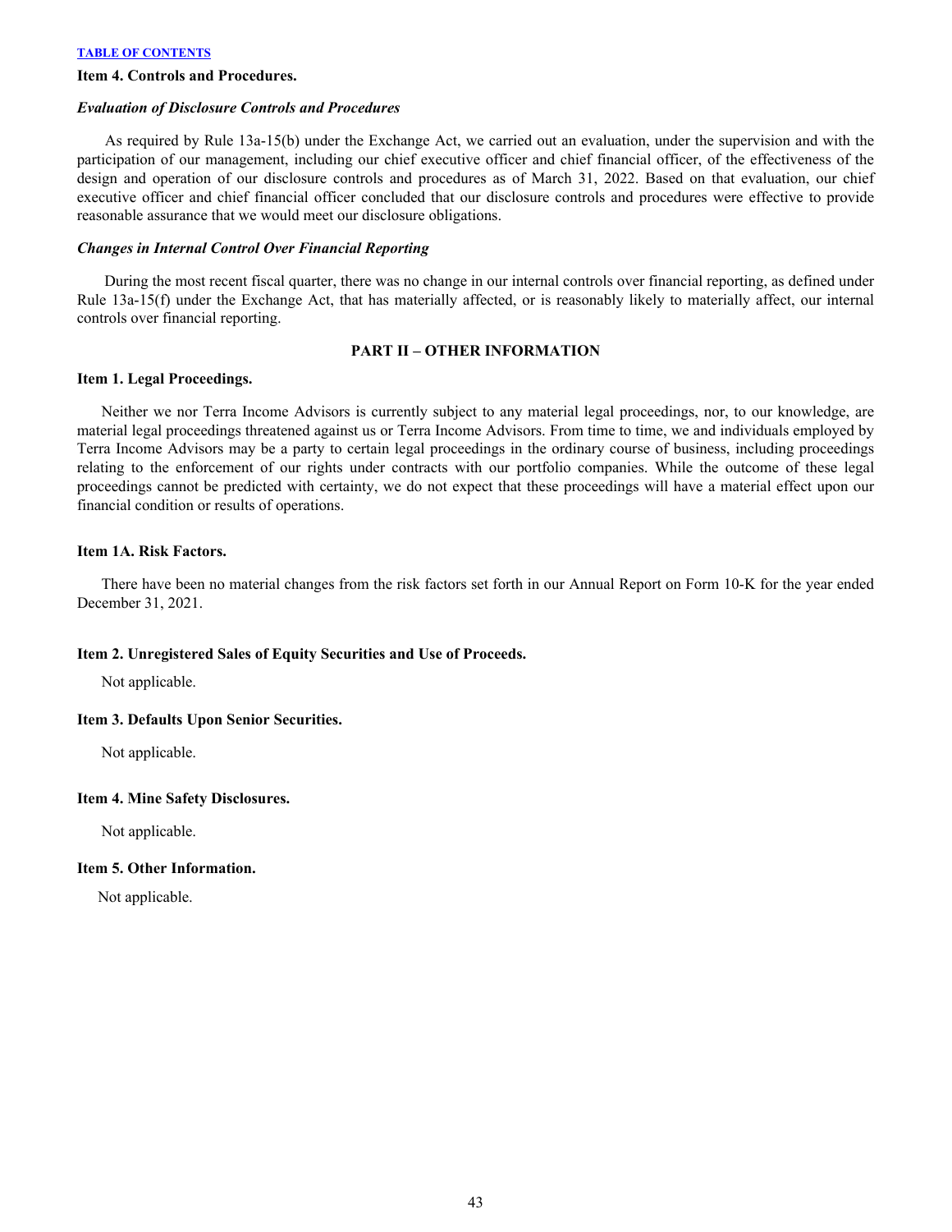### Item 4. Controls and Procedures.

***Evaluation of Disclosure Controls and Procedures***

As required by Rule 13a-15(b) under the Exchange Act, we carried out an evaluation, under the supervision and with the participation of our management, including our chief executive officer and chief financial officer, of the effectiveness of the design and operation of our disclosure controls and procedures as of March 31, 2022. Based on that evaluation, our chief executive officer and chief financial officer concluded that our disclosure controls and procedures were effective to provide reasonable assurance that we would meet our disclosure obligations.

***Changes in Internal Control Over Financial Reporting***

During the most recent fiscal quarter, there was no change in our internal controls over financial reporting, as defined under Rule 13a-15(f) under the Exchange Act, that has materially affected, or is reasonably likely to materially affect, our internal controls over financial reporting.

## PART II – OTHER INFORMATION

### Item 1. Legal Proceedings.

Neither we nor Terra Income Advisors is currently subject to any material legal proceedings, nor, to our knowledge, are material legal proceedings threatened against us or Terra Income Advisors. From time to time, we and individuals employed by Terra Income Advisors may be a party to certain legal proceedings in the ordinary course of business, including proceedings relating to the enforcement of our rights under contracts with our portfolio companies. While the outcome of these legal proceedings cannot be predicted with certainty, we do not expect that these proceedings will have a material effect upon our financial condition or results of operations.

### Item 1A. Risk Factors.

There have been no material changes from the risk factors set forth in our Annual Report on Form 10-K for the year ended December 31, 2021.

### Item 2. Unregistered Sales of Equity Securities and Use of Proceeds.

Not applicable.

### Item 3. Defaults Upon Senior Securities.

Not applicable.

### Item 4. Mine Safety Disclosures.

Not applicable.

### Item 5. Other Information.

Not applicable.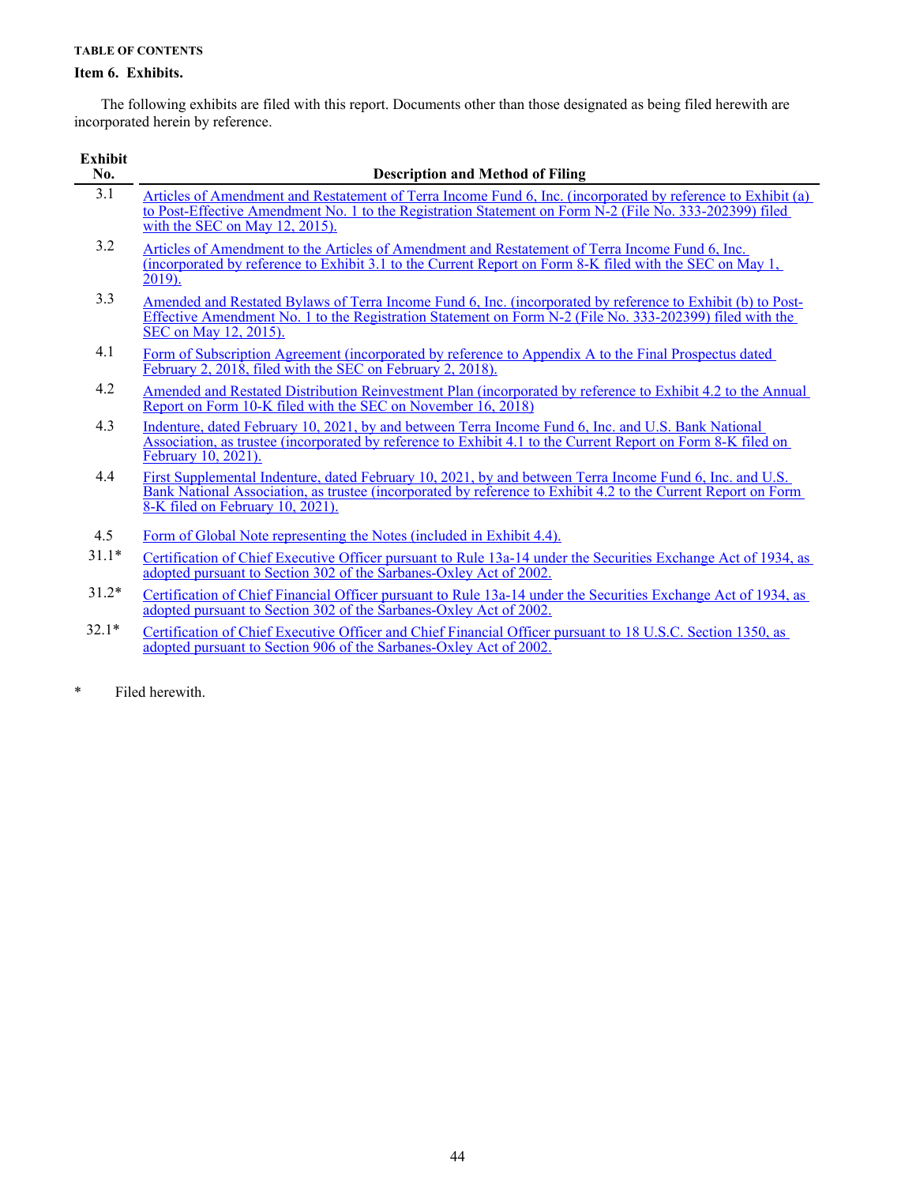TABLE OF CONTENTS

### Item 6. Exhibits.

The following exhibits are filed with this report. Documents other than those designated as being filed herewith are incorporated herein by reference.

| Exhibit No. | Description and Method of Filing |
|---|---|
| 3.1 | Articles of Amendment and Restatement of Terra Income Fund 6, Inc. (incorporated by reference to Exhibit (a) to Post-Effective Amendment No. 1 to the Registration Statement on Form N-2 (File No. 333-202399) filed with the SEC on May 12, 2015). |
| 3.2 | Articles of Amendment to the Articles of Amendment and Restatement of Terra Income Fund 6, Inc. (incorporated by reference to Exhibit 3.1 to the Current Report on Form 8-K filed with the SEC on May 1, 2019). |
| 3.3 | Amended and Restated Bylaws of Terra Income Fund 6, Inc. (incorporated by reference to Exhibit (b) to Post-Effective Amendment No. 1 to the Registration Statement on Form N-2 (File No. 333-202399) filed with the SEC on May 12, 2015). |
| 4.1 | Form of Subscription Agreement (incorporated by reference to Appendix A to the Final Prospectus dated February 2, 2018, filed with the SEC on February 2, 2018). |
| 4.2 | Amended and Restated Distribution Reinvestment Plan (incorporated by reference to Exhibit 4.2 to the Annual Report on Form 10-K filed with the SEC on November 16, 2018) |
| 4.3 | Indenture, dated February 10, 2021, by and between Terra Income Fund 6, Inc. and U.S. Bank National Association, as trustee (incorporated by reference to Exhibit 4.1 to the Current Report on Form 8-K filed on February 10, 2021). |
| 4.4 | First Supplemental Indenture, dated February 10, 2021, by and between Terra Income Fund 6, Inc. and U.S. Bank National Association, as trustee (incorporated by reference to Exhibit 4.2 to the Current Report on Form 8-K filed on February 10, 2021). |
| 4.5 | Form of Global Note representing the Notes (included in Exhibit 4.4). |
| 31.1* | Certification of Chief Executive Officer pursuant to Rule 13a-14 under the Securities Exchange Act of 1934, as adopted pursuant to Section 302 of the Sarbanes-Oxley Act of 2002. |
| 31.2* | Certification of Chief Financial Officer pursuant to Rule 13a-14 under the Securities Exchange Act of 1934, as adopted pursuant to Section 302 of the Sarbanes-Oxley Act of 2002. |
| 32.1* | Certification of Chief Executive Officer and Chief Financial Officer pursuant to 18 U.S.C. Section 1350, as adopted pursuant to Section 906 of the Sarbanes-Oxley Act of 2002. |

\* Filed herewith.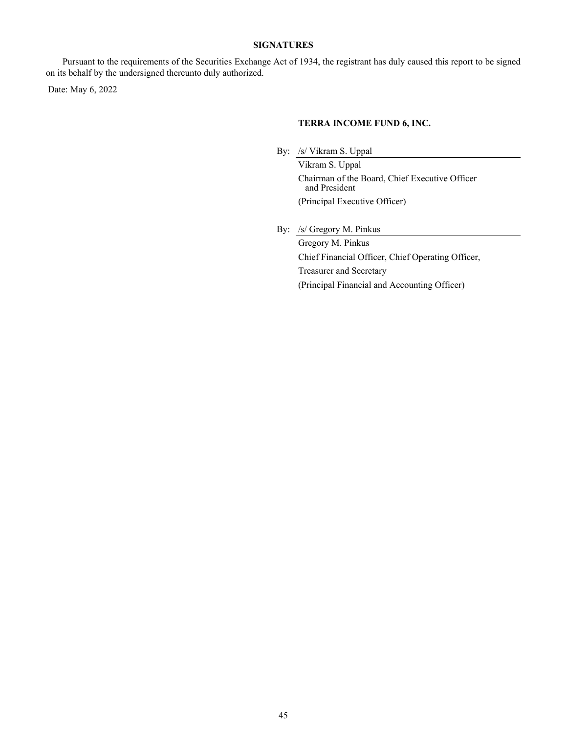## SIGNATURES

Pursuant to the requirements of the Securities Exchange Act of 1934, the registrant has duly caused this report to be signed on its behalf by the undersigned thereunto duly authorized.

Date: May 6, 2022

**TERRA INCOME FUND 6, INC.**

By: /s/ Vikram S. Uppal

Vikram S. Uppal

Chairman of the Board, Chief Executive Officer and President

(Principal Executive Officer)

By: /s/ Gregory M. Pinkus

Gregory M. Pinkus

Chief Financial Officer, Chief Operating Officer,

Treasurer and Secretary

(Principal Financial and Accounting Officer)